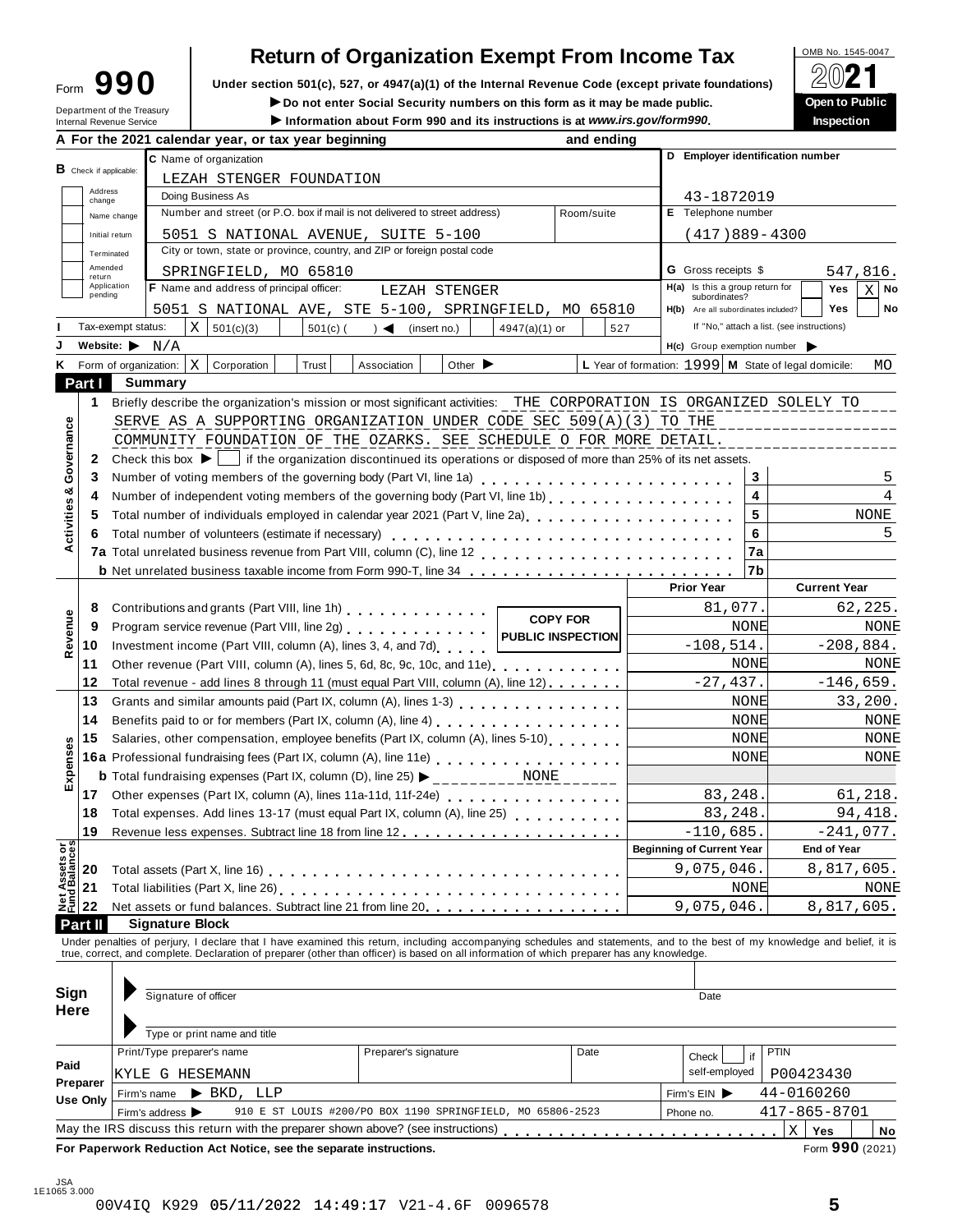# Form 990 — Return of Organization Exempt From Income Tax

OMB No. 1545-0047

**2021**

**Open to Public Inspection**

Under section 501(c), 527, or 4947(a)(1) of the Internal Revenue Code (except private foundations)

▶ Do not enter Social Security numbers on this form as it may be made public.

▶ Information about Form 990 and its instructions is at *www.irs.gov/form990*.

Department of the Treasury
Internal Revenue Service

**A** For the 2021 calendar year, or tax year beginning ______ and ending ______

**B** Check if applicable: Address change / Name change / Initial return / Terminated / Amended return / Application pending

**C** Name of organization: LEZAH STENGER FOUNDATION

Doing Business As:

Number and street (or P.O. box if mail is not delivered to street address): 5051 S NATIONAL AVENUE, SUITE 5-100 | Room/suite:

City or town, state or province, country, and ZIP or foreign postal code: SPRINGFIELD, MO 65810

**D** Employer identification number: 43-1872019

**E** Telephone number: (417)889-4300

**G** Gross receipts $ 547,816.

**F** Name and address of principal officer: LEZAH STENGER
5051 S NATIONAL AVE, STE 5-100, SPRINGFIELD, MO 65810

**H(a)** Is this a group return for subordinates? Yes [ ] No [X]

**H(b)** Are all subordinates included? Yes [ ] No [ ]
If "No," attach a list. (see instructions)

**H(c)** Group exemption number ▶

**I** Tax-exempt status: [X] 501(c)(3) [ ] 501(c) ( ) ◀ (insert no.) [ ] 4947(a)(1) or [ ] 527

**J** Website: ▶ N/A

**K** Form of organization: [X] Corporation [ ] Trust [ ] Association [ ] Other ▶

**L** Year of formation: 1999 **M** State of legal domicile: MO

## Part I — Summary

**Activities & Governance**

1. Briefly describe the organization's mission or most significant activities: THE CORPORATION IS ORGANIZED SOLELY TO SERVE AS A SUPPORTING ORGANIZATION UNDER CODE SEC 509(A)(3) TO THE COMMUNITY FOUNDATION OF THE OZARKS. SEE SCHEDULE O FOR MORE DETAIL.
2. Check this box ▶ [ ] if the organization discontinued its operations or disposed of more than 25% of its net assets.

| | | | |
|---|---|---|---|
| 3 | Number of voting members of the governing body (Part VI, line 1a) | 3 | 5 |
| 4 | Number of independent voting members of the governing body (Part VI, line 1b) | 4 | 4 |
| 5 | Total number of individuals employed in calendar year 2021 (Part V, line 2a) | 5 | NONE |
| 6 | Total number of volunteers (estimate if necessary) | 6 | 5 |
| 7a | Total unrelated business revenue from Part VIII, column (C), line 12 | 7a | |
| b | Net unrelated business taxable income from Form 990-T, line 34 | 7b | |

COPY FOR PUBLIC INSPECTION

| | | | Prior Year | Current Year |
|---|---|---|---|---|
| **Revenue** | 8 | Contributions and grants (Part VIII, line 1h) | 81,077. | 62,225. |
| | 9 | Program service revenue (Part VIII, line 2g) | NONE | NONE |
| | 10 | Investment income (Part VIII, column (A), lines 3, 4, and 7d) | -108,514. | -208,884. |
| | 11 | Other revenue (Part VIII, column (A), lines 5, 6d, 8c, 9c, 10c, and 11e) | NONE | NONE |
| | 12 | Total revenue - add lines 8 through 11 (must equal Part VIII, column (A), line 12) | -27,437. | -146,659. |
| **Expenses** | 13 | Grants and similar amounts paid (Part IX, column (A), lines 1-3) | NONE | 33,200. |
| | 14 | Benefits paid to or for members (Part IX, column (A), line 4) | NONE | NONE |
| | 15 | Salaries, other compensation, employee benefits (Part IX, column (A), lines 5-10) | NONE | NONE |
| | 16a | Professional fundraising fees (Part IX, column (A), line 11e) | NONE | NONE |
| | b | Total fundraising expenses (Part IX, column (D), line 25) ▶ NONE | | |
| | 17 | Other expenses (Part IX, column (A), lines 11a-11d, 11f-24e) | 83,248. | 61,218. |
| | 18 | Total expenses. Add lines 13-17 (must equal Part IX, column (A), line 25) | 83,248. | 94,418. |
| | 19 | Revenue less expenses. Subtract line 18 from line 12 | -110,685. | -241,077. |
| | | | **Beginning of Current Year** | **End of Year** |
| **Net Assets or Fund Balances** | 20 | Total assets (Part X, line 16) | 9,075,046. | 8,817,605. |
| | 21 | Total liabilities (Part X, line 26) | NONE | NONE |
| | 22 | Net assets or fund balances. Subtract line 21 from line 20 | 9,075,046. | 8,817,605. |

## Part II — Signature Block

Under penalties of perjury, I declare that I have examined this return, including accompanying schedules and statements, and to the best of my knowledge and belief, it is true, correct, and complete. Declaration of preparer (other than officer) is based on all information of which preparer has any knowledge.

**Sign Here**

Signature of officer ______ Date ______

Type or print name and title ______

**Paid Preparer Use Only**

| Print/Type preparer's name | Preparer's signature | Date | Check [ ] if self-employed | PTIN |
|---|---|---|---|---|
| KYLE G HESEMANN | | | | P00423430 |

Firm's name ▶ BKD, LLP — Firm's EIN ▶ 44-0160260

Firm's address ▶ 910 E ST LOUIS #200/PO BOX 1190 SPRINGFIELD, MO 65806-2523 — Phone no. 417-865-8701

May the IRS discuss this return with the preparer shown above? (see instructions) [X] Yes [ ] No

**For Paperwork Reduction Act Notice, see the separate instructions.** Form **990** (2021)

JSA 1E1065 3.000

00V4IQ K929 05/11/2022 14:49:17 V21-4.6F 0096578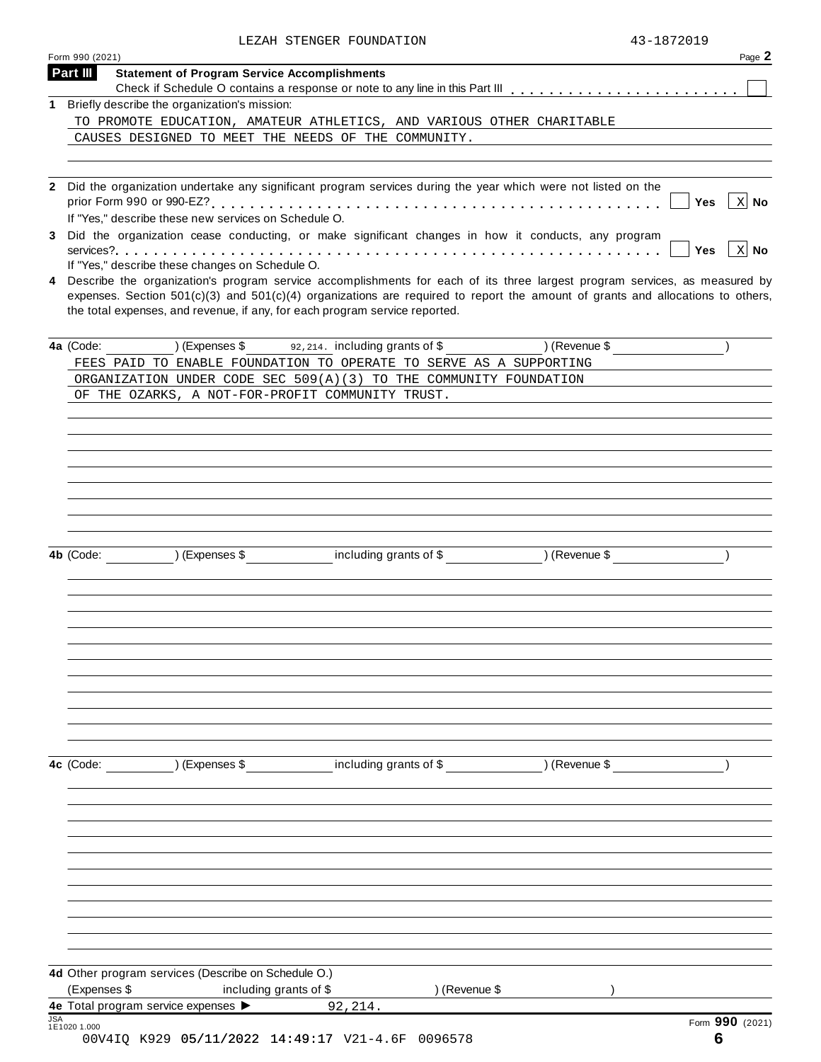LEZAH STENGER FOUNDATION 43-1872019

Form 990 (2021) Page 2

**Part III Statement of Program Service Accomplishments**

Check if Schedule O contains a response or note to any line in this Part III . . . . . . . . . . . . . . . . . . . . . . . . [ ]

**1** Briefly describe the organization's mission:

TO PROMOTE EDUCATION, AMATEUR ATHLETICS, AND VARIOUS OTHER CHARITABLE CAUSES DESIGNED TO MEET THE NEEDS OF THE COMMUNITY.

**2** Did the organization undertake any significant program services during the year which were not listed on the prior Form 990 or 990-EZ? . . . . . . . . . . . . . . . . . . . . . . . . . . . . . . . . . . . . . . . . . . . . . [ ] **Yes** [X] **No**

If "Yes," describe these new services on Schedule O.

**3** Did the organization cease conducting, or make significant changes in how it conducts, any program services? . . . . . . . . . . . . . . . . . . . . . . . . . . . . . . . . . . . . . . . . . . . . . . . . . . . . . . . . [ ] **Yes** [X] **No**

If "Yes," describe these changes on Schedule O.

**4** Describe the organization's program service accomplishments for each of its three largest program services, as measured by expenses. Section 501(c)(3) and 501(c)(4) organizations are required to report the amount of grants and allocations to others, the total expenses, and revenue, if any, for each program service reported.

**4a** (Code: ________ ) (Expenses $ 92,214. including grants of $ ________ ) (Revenue $ ________ )

FEES PAID TO ENABLE FOUNDATION TO OPERATE TO SERVE AS A SUPPORTING ORGANIZATION UNDER CODE SEC 509(A)(3) TO THE COMMUNITY FOUNDATION OF THE OZARKS, A NOT-FOR-PROFIT COMMUNITY TRUST.

**4b** (Code: ________ ) (Expenses $ ________ including grants of $ ________ ) (Revenue $ ________ )

**4c** (Code: ________ ) (Expenses $ ________ including grants of $ ________ ) (Revenue $ ________ )

**4d** Other program services (Describe on Schedule O.)

(Expenses $ ________ including grants of $ ________ ) (Revenue $ ________ )

**4e** Total program service expenses ▶ 92,214.

JSA 1E1020 1.000

Form **990** (2021)

00V4IQ K929 05/11/2022 14:49:17 V21-4.6F 0096578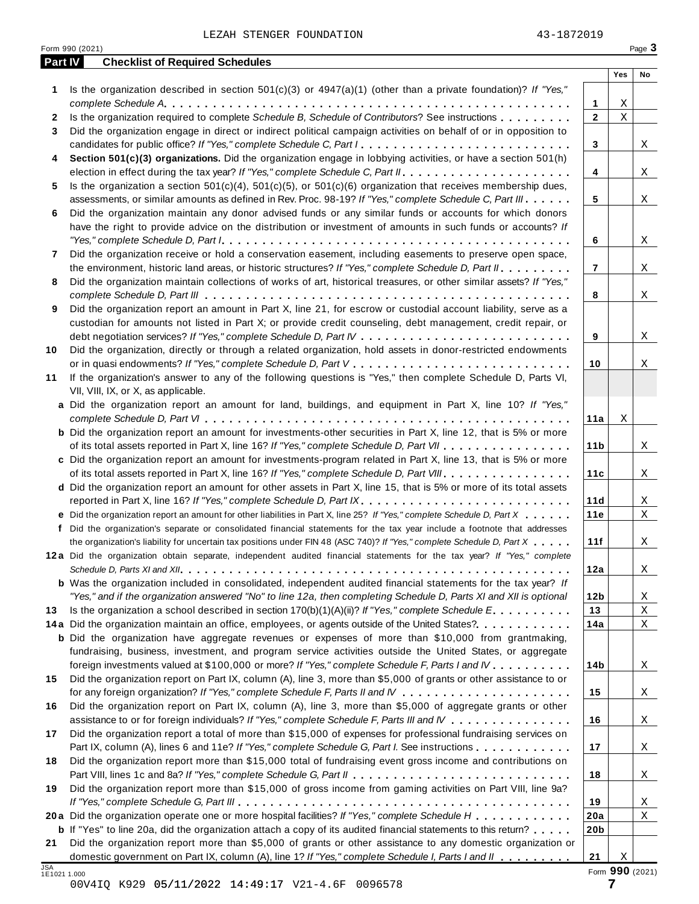LEZAH STENGER FOUNDATION 43-1872019

Form 990 (2021)

## Part IV Checklist of Required Schedules

| | | | Yes | No |
|---|---|---|---|---|
| **1** | Is the organization described in section 501(c)(3) or 4947(a)(1) (other than a private foundation)? *If "Yes," complete Schedule A* | **1** | X | |
| **2** | Is the organization required to complete *Schedule B, Schedule of Contributors*? See instructions | **2** | X | |
| **3** | Did the organization engage in direct or indirect political campaign activities on behalf of or in opposition to candidates for public office? *If "Yes," complete Schedule C, Part I* | **3** | | X |
| **4** | **Section 501(c)(3) organizations.** Did the organization engage in lobbying activities, or have a section 501(h) election in effect during the tax year? *If "Yes," complete Schedule C, Part II* | **4** | | X |
| **5** | Is the organization a section 501(c)(4), 501(c)(5), or 501(c)(6) organization that receives membership dues, assessments, or similar amounts as defined in Rev. Proc. 98-19? *If "Yes," complete Schedule C, Part III* | **5** | | X |
| **6** | Did the organization maintain any donor advised funds or any similar funds or accounts for which donors have the right to provide advice on the distribution or investment of amounts in such funds or accounts? *If "Yes," complete Schedule D, Part I* | **6** | | X |
| **7** | Did the organization receive or hold a conservation easement, including easements to preserve open space, the environment, historic land areas, or historic structures? *If "Yes," complete Schedule D, Part II* | **7** | | X |
| **8** | Did the organization maintain collections of works of art, historical treasures, or other similar assets? *If "Yes," complete Schedule D, Part III* | **8** | | X |
| **9** | Did the organization report an amount in Part X, line 21, for escrow or custodial account liability, serve as a custodian for amounts not listed in Part X; or provide credit counseling, debt management, credit repair, or debt negotiation services? *If "Yes," complete Schedule D, Part IV* | **9** | | X |
| **10** | Did the organization, directly or through a related organization, hold assets in donor-restricted endowments or in quasi endowments? *If "Yes," complete Schedule D, Part V* | **10** | | X |
| **11** | If the organization's answer to any of the following questions is "Yes," then complete Schedule D, Parts VI, VII, VIII, IX, or X, as applicable. | | | |
| **a** | Did the organization report an amount for land, buildings, and equipment in Part X, line 10? *If "Yes," complete Schedule D, Part VI* | **11a** | X | |
| **b** | Did the organization report an amount for investments-other securities in Part X, line 12, that is 5% or more of its total assets reported in Part X, line 16? *If "Yes," complete Schedule D, Part VII* | **11b** | | X |
| **c** | Did the organization report an amount for investments-program related in Part X, line 13, that is 5% or more of its total assets reported in Part X, line 16? *If "Yes," complete Schedule D, Part VIII* | **11c** | | X |
| **d** | Did the organization report an amount for other assets in Part X, line 15, that is 5% or more of its total assets reported in Part X, line 16? *If "Yes," complete Schedule D, Part IX* | **11d** | | X |
| **e** | Did the organization report an amount for other liabilities in Part X, line 25? *If "Yes," complete Schedule D, Part X* | **11e** | | X |
| **f** | Did the organization's separate or consolidated financial statements for the tax year include a footnote that addresses the organization's liability for uncertain tax positions under FIN 48 (ASC 740)? *If "Yes," complete Schedule D, Part X* | **11f** | | X |
| **12a** | Did the organization obtain separate, independent audited financial statements for the tax year? *If "Yes," complete Schedule D, Parts XI and XII* | **12a** | | X |
| **b** | Was the organization included in consolidated, independent audited financial statements for the tax year? *If "Yes," and if the organization answered "No" to line 12a, then completing Schedule D, Parts XI and XII is optional* | **12b** | | X |
| **13** | Is the organization a school described in section 170(b)(1)(A)(ii)? *If "Yes," complete Schedule E* | **13** | | X |
| **14a** | Did the organization maintain an office, employees, or agents outside of the United States? | **14a** | | X |
| **b** | Did the organization have aggregate revenues or expenses of more than $10,000 from grantmaking, fundraising, business, investment, and program service activities outside the United States, or aggregate foreign investments valued at $100,000 or more? *If "Yes," complete Schedule F, Parts I and IV* | **14b** | | X |
| **15** | Did the organization report on Part IX, column (A), line 3, more than $5,000 of grants or other assistance to or for any foreign organization? *If "Yes," complete Schedule F, Parts II and IV* | **15** | | X |
| **16** | Did the organization report on Part IX, column (A), line 3, more than $5,000 of aggregate grants or other assistance to or for foreign individuals? *If "Yes," complete Schedule F, Parts III and IV* | **16** | | X |
| **17** | Did the organization report a total of more than $15,000 of expenses for professional fundraising services on Part IX, column (A), lines 6 and 11e? *If "Yes," complete Schedule G, Part I.* See instructions | **17** | | X |
| **18** | Did the organization report more than $15,000 total of fundraising event gross income and contributions on Part VIII, lines 1c and 8a? *If "Yes," complete Schedule G, Part II* | **18** | | X |
| **19** | Did the organization report more than $15,000 of gross income from gaming activities on Part VIII, line 9a? *If "Yes," complete Schedule G, Part III* | **19** | | X |
| **20a** | Did the organization operate one or more hospital facilities? *If "Yes," complete Schedule H* | **20a** | | X |
| **b** | If "Yes" to line 20a, did the organization attach a copy of its audited financial statements to this return? | **20b** | | |
| **21** | Did the organization report more than $5,000 of grants or other assistance to any domestic organization or domestic government on Part IX, column (A), line 1? *If "Yes," complete Schedule I, Parts I and II* | **21** | X | |

JSA 1E1021 1.000

Form **990** (2021)

00V4IQ K929 05/11/2022 14:49:17 V21-4.6F 0096578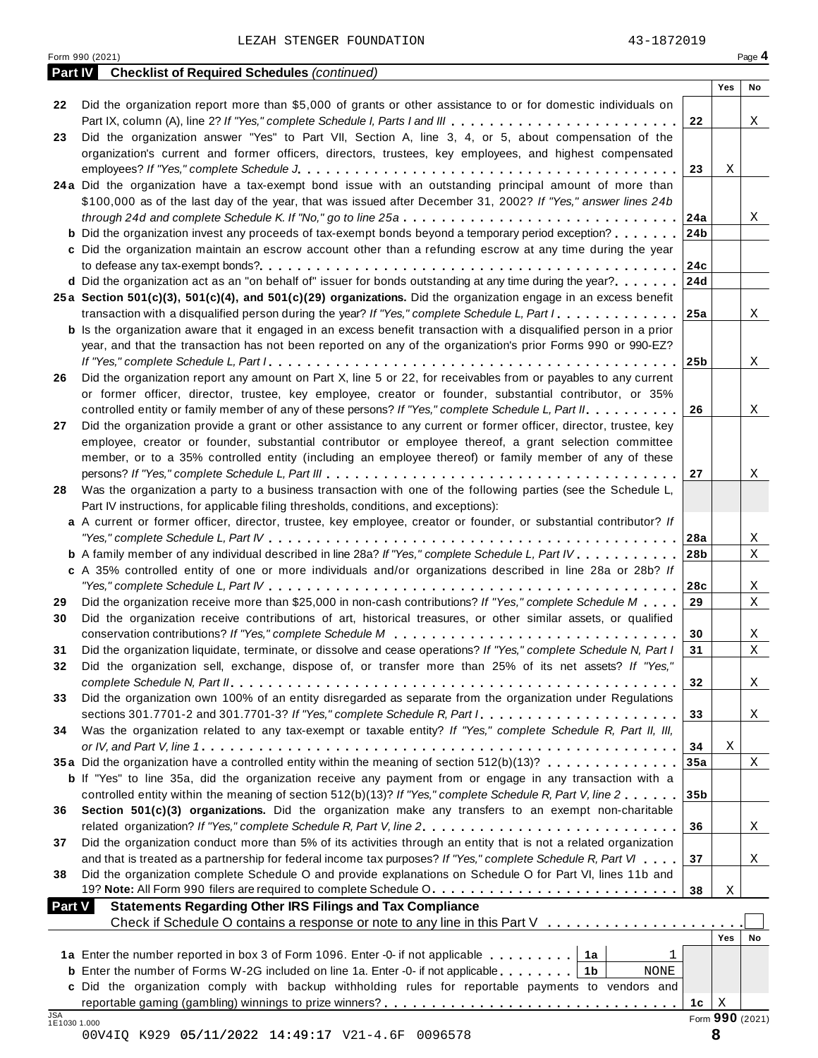LEZAH STENGER FOUNDATION 43-1872019

## Part IV Checklist of Required Schedules *(continued)*

| | | | Yes | No |
|---|---|---|---|---|
| 22 | Did the organization report more than $5,000 of grants or other assistance to or for domestic individuals on Part IX, column (A), line 2? *If "Yes," complete Schedule I, Parts I and III* | 22 | | X |
| 23 | Did the organization answer "Yes" to Part VII, Section A, line 3, 4, or 5, about compensation of the organization's current and former officers, directors, trustees, key employees, and highest compensated employees? *If "Yes," complete Schedule J* | 23 | X | |
| 24a | Did the organization have a tax-exempt bond issue with an outstanding principal amount of more than $100,000 as of the last day of the year, that was issued after December 31, 2002? *If "Yes," answer lines 24b through 24d and complete Schedule K. If "No," go to line 25a* | 24a | | X |
| b | Did the organization invest any proceeds of tax-exempt bonds beyond a temporary period exception? | 24b | | |
| c | Did the organization maintain an escrow account other than a refunding escrow at any time during the year to defease any tax-exempt bonds? | 24c | | |
| d | Did the organization act as an "on behalf of" issuer for bonds outstanding at any time during the year? | 24d | | |
| 25a | **Section 501(c)(3), 501(c)(4), and 501(c)(29) organizations.** Did the organization engage in an excess benefit transaction with a disqualified person during the year? *If "Yes," complete Schedule L, Part I* | 25a | | X |
| b | Is the organization aware that it engaged in an excess benefit transaction with a disqualified person in a prior year, and that the transaction has not been reported on any of the organization's prior Forms 990 or 990-EZ? *If "Yes," complete Schedule L, Part I* | 25b | | X |
| 26 | Did the organization report any amount on Part X, line 5 or 22, for receivables from or payables to any current or former officer, director, trustee, key employee, creator or founder, substantial contributor, or 35% controlled entity or family member of any of these persons? *If "Yes," complete Schedule L, Part II* | 26 | | X |
| 27 | Did the organization provide a grant or other assistance to any current or former officer, director, trustee, key employee, creator or founder, substantial contributor or employee thereof, a grant selection committee member, or to a 35% controlled entity (including an employee thereof) or family member of any of these persons? *If "Yes," complete Schedule L, Part III* | 27 | | X |
| 28 | Was the organization a party to a business transaction with one of the following parties (see the Schedule L, Part IV instructions, for applicable filing thresholds, conditions, and exceptions): | | | |
| a | A current or former officer, director, trustee, key employee, creator or founder, or substantial contributor? *If "Yes," complete Schedule L, Part IV* | 28a | | X |
| b | A family member of any individual described in line 28a? *If "Yes," complete Schedule L, Part IV* | 28b | | X |
| c | A 35% controlled entity of one or more individuals and/or organizations described in line 28a or 28b? *If "Yes," complete Schedule L, Part IV* | 28c | | X |
| 29 | Did the organization receive more than $25,000 in non-cash contributions? *If "Yes," complete Schedule M* | 29 | | X |
| 30 | Did the organization receive contributions of art, historical treasures, or other similar assets, or qualified conservation contributions? *If "Yes," complete Schedule M* | 30 | | X |
| 31 | Did the organization liquidate, terminate, or dissolve and cease operations? *If "Yes," complete Schedule N, Part I* | 31 | | X |
| 32 | Did the organization sell, exchange, dispose of, or transfer more than 25% of its net assets? *If "Yes," complete Schedule N, Part II* | 32 | | X |
| 33 | Did the organization own 100% of an entity disregarded as separate from the organization under Regulations sections 301.7701-2 and 301.7701-3? *If "Yes," complete Schedule R, Part I* | 33 | | X |
| 34 | Was the organization related to any tax-exempt or taxable entity? *If "Yes," complete Schedule R, Part II, III, or IV, and Part V, line 1* | 34 | X | |
| 35a | Did the organization have a controlled entity within the meaning of section 512(b)(13)? | 35a | | X |
| b | If "Yes" to line 35a, did the organization receive any payment from or engage in any transaction with a controlled entity within the meaning of section 512(b)(13)? *If "Yes," complete Schedule R, Part V, line 2* | 35b | | |
| 36 | **Section 501(c)(3) organizations.** Did the organization make any transfers to an exempt non-charitable related organization? *If "Yes," complete Schedule R, Part V, line 2* | 36 | | X |
| 37 | Did the organization conduct more than 5% of its activities through an entity that is not a related organization and that is treated as a partnership for federal income tax purposes? *If "Yes," complete Schedule R, Part VI* | 37 | | X |
| 38 | Did the organization complete Schedule O and provide explanations on Schedule O for Part VI, lines 11b and 19? **Note:** All Form 990 filers are required to complete Schedule O. | 38 | X | |

## Part V Statements Regarding Other IRS Filings and Tax Compliance

Check if Schedule O contains a response or note to any line in this Part V ☐

| | | | | | Yes | No |
|---|---|---|---|---|---|---|
| 1a | Enter the number reported in box 3 of Form 1096. Enter -0- if not applicable | 1a | 1 | | | |
| b | Enter the number of Forms W-2G included on line 1a. Enter -0- if not applicable | 1b | NONE | | | |
| c | Did the organization comply with backup withholding rules for reportable payments to vendors and reportable gaming (gambling) winnings to prize winners? | | | 1c | X | |

Form **990** (2021)

00V4IQ K929 05/11/2022 14:49:17 V21-4.6F 0096578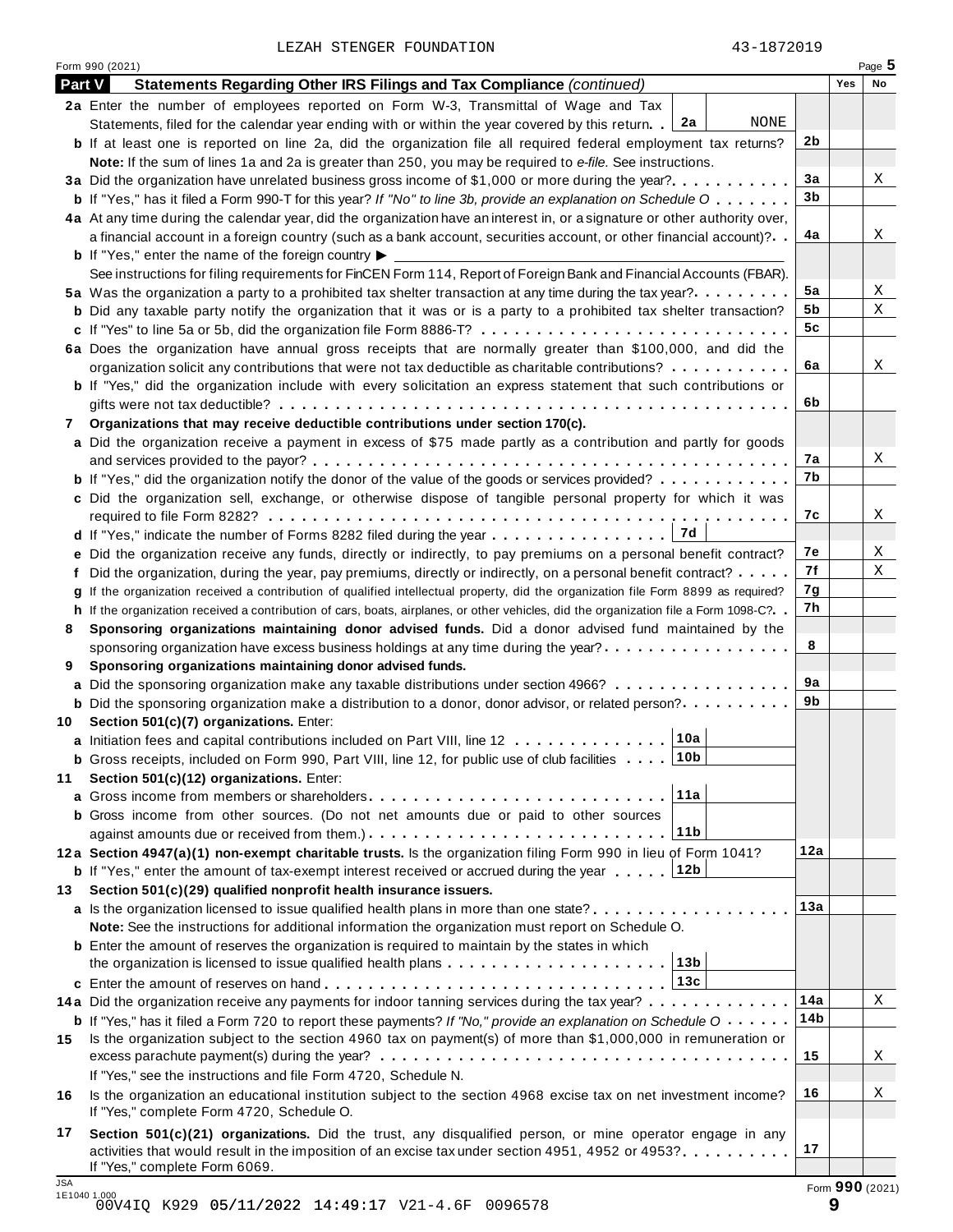LEZAH STENGER FOUNDATION 43-1872019

Form 990 (2021) Page 5

**Part V Statements Regarding Other IRS Filings and Tax Compliance** *(continued)*

| | | | Yes | No |
|---|---|---|---|---|
| **2a** | Enter the number of employees reported on Form W-3, Transmittal of Wage and Tax Statements, filed for the calendar year ending with or within the year covered by this return . . **2a** NONE | | | |
| **b** | If at least one is reported on line 2a, did the organization file all required federal employment tax returns? | 2b | | |
| | **Note:** If the sum of lines 1a and 2a is greater than 250, you may be required to *e-file.* See instructions. | | | |
| **3a** | Did the organization have unrelated business gross income of $1,000 or more during the year? | 3a | | X |
| **b** | If "Yes," has it filed a Form 990-T for this year? *If "No" to line 3b, provide an explanation on Schedule O* | 3b | | |
| **4a** | At any time during the calendar year, did the organization have an interest in, or a signature or other authority over, a financial account in a foreign country (such as a bank account, securities account, or other financial account)? | 4a | | X |
| **b** | If "Yes," enter the name of the foreign country ▶ | | | |
| | See instructions for filing requirements for FinCEN Form 114, Report of Foreign Bank and Financial Accounts (FBAR). | | | |
| **5a** | Was the organization a party to a prohibited tax shelter transaction at any time during the tax year? | 5a | | X |
| **b** | Did any taxable party notify the organization that it was or is a party to a prohibited tax shelter transaction? | 5b | | X |
| **c** | If "Yes" to line 5a or 5b, did the organization file Form 8886-T? | 5c | | |
| **6a** | Does the organization have annual gross receipts that are normally greater than $100,000, and did the organization solicit any contributions that were not tax deductible as charitable contributions? | 6a | | X |
| **b** | If "Yes," did the organization include with every solicitation an express statement that such contributions or gifts were not tax deductible? | 6b | | |
| **7** | **Organizations that may receive deductible contributions under section 170(c).** | | | |
| **a** | Did the organization receive a payment in excess of $75 made partly as a contribution and partly for goods and services provided to the payor? | 7a | | X |
| **b** | If "Yes," did the organization notify the donor of the value of the goods or services provided? | 7b | | |
| **c** | Did the organization sell, exchange, or otherwise dispose of tangible personal property for which it was required to file Form 8282? | 7c | | X |
| **d** | If "Yes," indicate the number of Forms 8282 filed during the year . . . **7d** | | | |
| **e** | Did the organization receive any funds, directly or indirectly, to pay premiums on a personal benefit contract? | 7e | | X |
| **f** | Did the organization, during the year, pay premiums, directly or indirectly, on a personal benefit contract? | 7f | | X |
| **g** | If the organization received a contribution of qualified intellectual property, did the organization file Form 8899 as required? | 7g | | |
| **h** | If the organization received a contribution of cars, boats, airplanes, or other vehicles, did the organization file a Form 1098-C? | 7h | | |
| **8** | **Sponsoring organizations maintaining donor advised funds.** Did a donor advised fund maintained by the sponsoring organization have excess business holdings at any time during the year? | 8 | | |
| **9** | **Sponsoring organizations maintaining donor advised funds.** | | | |
| **a** | Did the sponsoring organization make any taxable distributions under section 4966? | 9a | | |
| **b** | Did the sponsoring organization make a distribution to a donor, donor advisor, or related person? | 9b | | |
| **10** | **Section 501(c)(7) organizations.** Enter: | | | |
| **a** | Initiation fees and capital contributions included on Part VIII, line 12 . . . **10a** | | | |
| **b** | Gross receipts, included on Form 990, Part VIII, line 12, for public use of club facilities . . . **10b** | | | |
| **11** | **Section 501(c)(12) organizations.** Enter: | | | |
| **a** | Gross income from members or shareholders . . . **11a** | | | |
| **b** | Gross income from other sources. (Do not net amounts due or paid to other sources against amounts due or received from them.) . . . **11b** | | | |
| **12a** | **Section 4947(a)(1) non-exempt charitable trusts.** Is the organization filing Form 990 in lieu of Form 1041? | 12a | | |
| **b** | If "Yes," enter the amount of tax-exempt interest received or accrued during the year . . . **12b** | | | |
| **13** | **Section 501(c)(29) qualified nonprofit health insurance issuers.** | | | |
| **a** | Is the organization licensed to issue qualified health plans in more than one state? | 13a | | |
| | **Note:** See the instructions for additional information the organization must report on Schedule O. | | | |
| **b** | Enter the amount of reserves the organization is required to maintain by the states in which the organization is licensed to issue qualified health plans . . . **13b** | | | |
| **c** | Enter the amount of reserves on hand . . . **13c** | | | |
| **14a** | Did the organization receive any payments for indoor tanning services during the tax year? | 14a | | X |
| **b** | If "Yes," has it filed a Form 720 to report these payments? *If "No," provide an explanation on Schedule O* | 14b | | |
| **15** | Is the organization subject to the section 4960 tax on payment(s) of more than $1,000,000 in remuneration or excess parachute payment(s) during the year? | 15 | | X |
| | If "Yes," see the instructions and file Form 4720, Schedule N. | | | |
| **16** | Is the organization an educational institution subject to the section 4968 excise tax on net investment income? If "Yes," complete Form 4720, Schedule O. | 16 | | X |
| **17** | **Section 501(c)(21) organizations.** Did the trust, any disqualified person, or mine operator engage in any activities that would result in the imposition of an excise tax under section 4951, 4952 or 4953? If "Yes," complete Form 6069. | 17 | | |

Form **990** (2021)

JSA 1E1040 1.000
00V4IQ K929 05/11/2022 14:49:17 V21-4.6F 0096578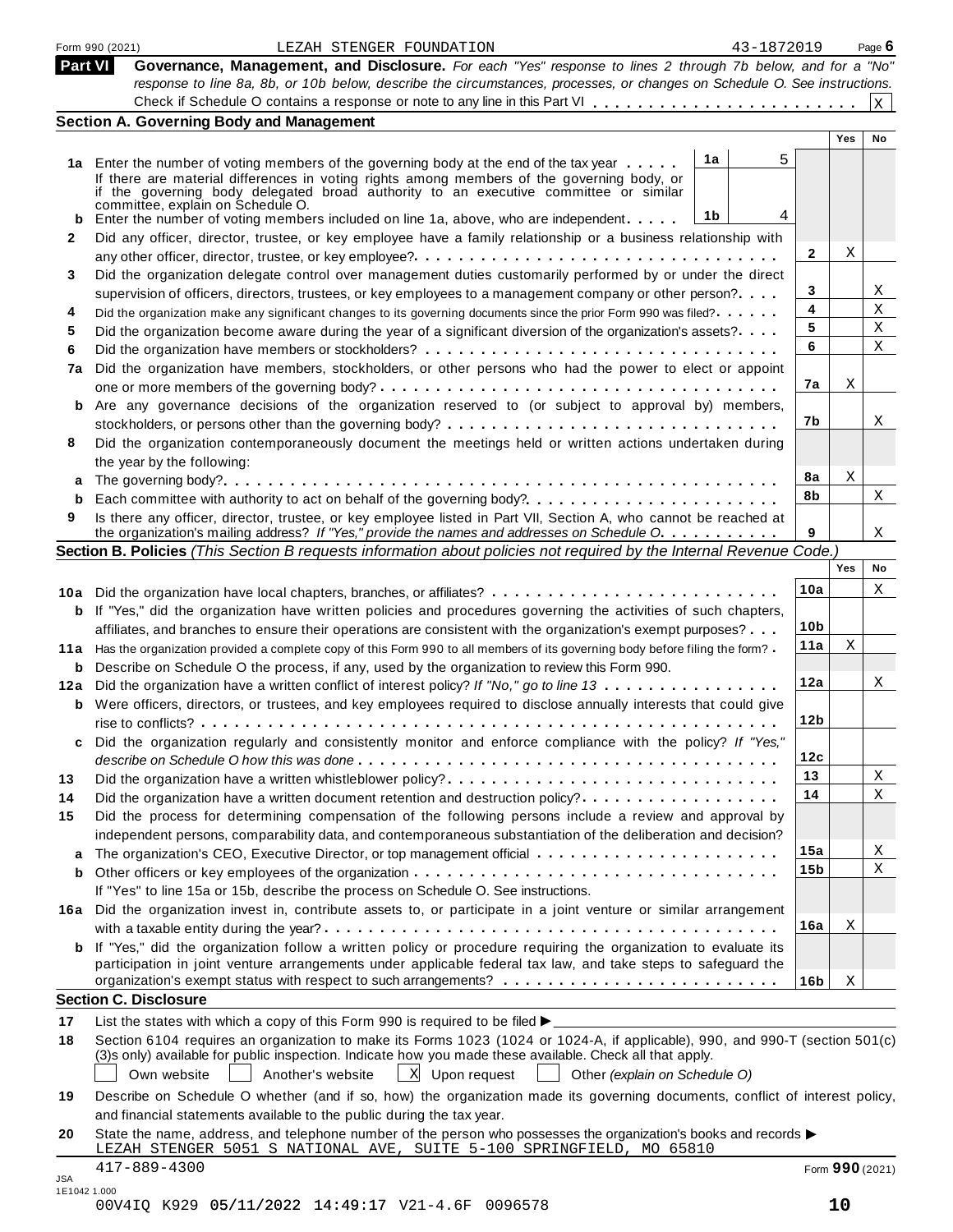Form 990 (2021) LEZAH STENGER FOUNDATION 43-1872019 Page 6

**Part VI** **Governance, Management, and Disclosure.** *For each "Yes" response to lines 2 through 7b below, and for a "No" response to line 8a, 8b, or 10b below, describe the circumstances, processes, or changes on Schedule O. See instructions.*

Check if Schedule O contains a response or note to any line in this Part VI . . . . . . . . . . . . . . . . . . . . . . . X

## Section A. Governing Body and Management

| | | | | Yes | No |
|---|---|---|---|---|---|
| **1a** | Enter the number of voting members of the governing body at the end of the tax year . . . . . | **1a** 5 | | | |
| | If there are material differences in voting rights among members of the governing body, or if the governing body delegated broad authority to an executive committee or similar committee, explain on Schedule O. | | | | |
| **b** | Enter the number of voting members included on line 1a, above, who are independent . . . . . | **1b** 4 | | | |
| **2** | Did any officer, director, trustee, or key employee have a family relationship or a business relationship with any other officer, director, trustee, or key employee? | | **2** | X | |
| **3** | Did the organization delegate control over management duties customarily performed by or under the direct supervision of officers, directors, trustees, or key employees to a management company or other person? | | **3** | | X |
| **4** | Did the organization make any significant changes to its governing documents since the prior Form 990 was filed? | | **4** | | X |
| **5** | Did the organization become aware during the year of a significant diversion of the organization's assets? | | **5** | | X |
| **6** | Did the organization have members or stockholders? | | **6** | | X |
| **7a** | Did the organization have members, stockholders, or other persons who had the power to elect or appoint one or more members of the governing body? | | **7a** | X | |
| **b** | Are any governance decisions of the organization reserved to (or subject to approval by) members, stockholders, or persons other than the governing body? | | **7b** | | X |
| **8** | Did the organization contemporaneously document the meetings held or written actions undertaken during the year by the following: | | | | |
| **a** | The governing body? | | **8a** | X | |
| **b** | Each committee with authority to act on behalf of the governing body? | | **8b** | | X |
| **9** | Is there any officer, director, trustee, or key employee listed in Part VII, Section A, who cannot be reached at the organization's mailing address? *If "Yes," provide the names and addresses on Schedule O* | | **9** | | X |

## Section B. Policies *(This Section B requests information about policies not required by the Internal Revenue Code.)*

| | | | Yes | No |
|---|---|---|---|---|
| **10a** | Did the organization have local chapters, branches, or affiliates? | **10a** | | X |
| **b** | If "Yes," did the organization have written policies and procedures governing the activities of such chapters, affiliates, and branches to ensure their operations are consistent with the organization's exempt purposes? | **10b** | | |
| **11a** | Has the organization provided a complete copy of this Form 990 to all members of its governing body before filing the form? | **11a** | X | |
| **b** | Describe on Schedule O the process, if any, used by the organization to review this Form 990. | | | |
| **12a** | Did the organization have a written conflict of interest policy? *If "No," go to line 13* | **12a** | | X |
| **b** | Were officers, directors, or trustees, and key employees required to disclose annually interests that could give rise to conflicts? | **12b** | | |
| **c** | Did the organization regularly and consistently monitor and enforce compliance with the policy? *If "Yes," describe on Schedule O how this was done* | **12c** | | |
| **13** | Did the organization have a written whistleblower policy? | **13** | | X |
| **14** | Did the organization have a written document retention and destruction policy? | **14** | | X |
| **15** | Did the process for determining compensation of the following persons include a review and approval by independent persons, comparability data, and contemporaneous substantiation of the deliberation and decision? | | | |
| **a** | The organization's CEO, Executive Director, or top management official | **15a** | | X |
| **b** | Other officers or key employees of the organization | **15b** | | X |
| | If "Yes" to line 15a or 15b, describe the process on Schedule O. See instructions. | | | |
| **16a** | Did the organization invest in, contribute assets to, or participate in a joint venture or similar arrangement with a taxable entity during the year? | **16a** | X | |
| **b** | If "Yes," did the organization follow a written policy or procedure requiring the organization to evaluate its participation in joint venture arrangements under applicable federal tax law, and take steps to safeguard the organization's exempt status with respect to such arrangements? | **16b** | X | |

## Section C. Disclosure

**17** List the states with which a copy of this Form 990 is required to be filed ▶

**18** Section 6104 requires an organization to make its Forms 1023 (1024 or 1024-A, if applicable), 990, and 990-T (section 501(c)(3)s only) available for public inspection. Indicate how you made these available. Check all that apply.

☐ Own website ☐ Another's website ☒ Upon request ☐ Other *(explain on Schedule O)*

**19** Describe on Schedule O whether (and if so, how) the organization made its governing documents, conflict of interest policy, and financial statements available to the public during the tax year.

**20** State the name, address, and telephone number of the person who possesses the organization's books and records ▶

LEZAH STENGER 5051 S NATIONAL AVE, SUITE 5-100 SPRINGFIELD, MO 65810
417-889-4300

Form **990** (2021)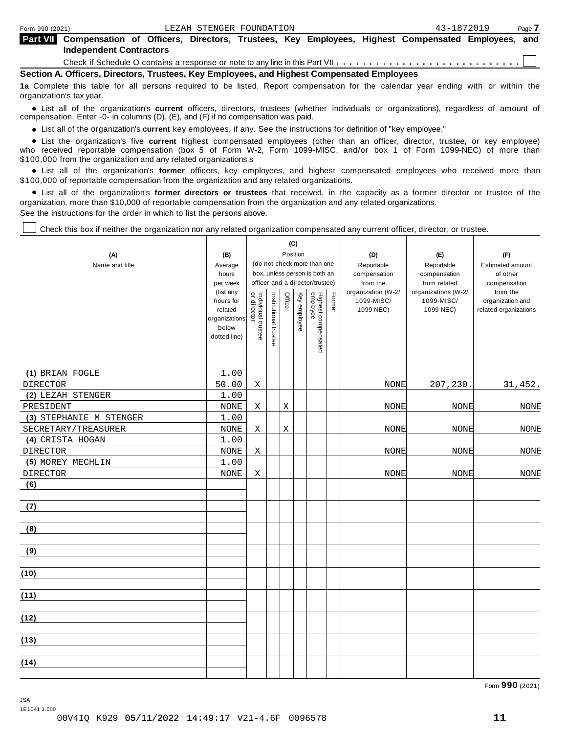Form 990 (2021) LEZAH STENGER FOUNDATION 43-1872019

**Part VII Compensation of Officers, Directors, Trustees, Key Employees, Highest Compensated Employees, and Independent Contractors**

Check if Schedule O contains a response or note to any line in this Part VII . . . . . . . . . . . . . . . . . . . . . . . . . . . ☐

### Section A. Officers, Directors, Trustees, Key Employees, and Highest Compensated Employees

**1a** Complete this table for all persons required to be listed. Report compensation for the calendar year ending with or within the organization's tax year.

- List all of the organization's **current** officers, directors, trustees (whether individuals or organizations), regardless of amount of compensation. Enter -0- in columns (D), (E), and (F) if no compensation was paid.
- List all of the organization's **current** key employees, if any. See the instructions for definition of "key employee."
- List the organization's five **current** highest compensated employees (other than an officer, director, trustee, or key employee) who received reportable compensation (box 5 of Form W-2, Form 1099-MISC, and/or box 1 of Form 1099-NEC) of more than $100,000 from the organization and any related organizations.s
- List all of the organization's **former** officers, key employees, and highest compensated employees who received more than $100,000 of reportable compensation from the organization and any related organizations.
- List all of the organization's **former directors or trustees** that received, in the capacity as a former director or trustee of the organization, more than $10,000 of reportable compensation from the organization and any related organizations.

See the instructions for the order in which to list the persons above.

☐ Check this box if neither the organization nor any related organization compensated any current officer, director, or trustee.

| (A) Name and title | (B) Average hours per week (list any hours for related organizations below dotted line) | (C) Position (do not check more than one box, unless person is both an officer and a director/trustee) | | | | | | (D) Reportable compensation from the organization (W-2/ 1099-MISC/ 1099-NEC) | (E) Reportable compensation from related organizations (W-2/ 1099-MISC/ 1099-NEC) | (F) Estimated amount of other compensation from the organization and related organizations |
|---|---|---|---|---|---|---|---|---|---|---|
| | | Individual trustee or director | Institutional trustee | Officer | Key employee | Highest compensated employee | Former | | | |
| (1) BRIAN FOGLE<br>DIRECTOR | 1.00<br>50.00 | X | | | | | | NONE | 207,230. | 31,452. |
| (2) LEZAH STENGER<br>PRESIDENT | 1.00<br>NONE | X | | X | | | | NONE | NONE | NONE |
| (3) STEPHANIE M STENGER<br>SECRETARY/TREASURER | 1.00<br>NONE | X | | X | | | | NONE | NONE | NONE |
| (4) CRISTA HOGAN<br>DIRECTOR | 1.00<br>NONE | X | | | | | | NONE | NONE | NONE |
| (5) MOREY MECHLIN<br>DIRECTOR | 1.00<br>NONE | X | | | | | | NONE | NONE | NONE |
| (6) | | | | | | | | | | |
| (7) | | | | | | | | | | |
| (8) | | | | | | | | | | |
| (9) | | | | | | | | | | |
| (10) | | | | | | | | | | |
| (11) | | | | | | | | | | |
| (12) | | | | | | | | | | |
| (13) | | | | | | | | | | |
| (14) | | | | | | | | | | |

Form **990** (2021)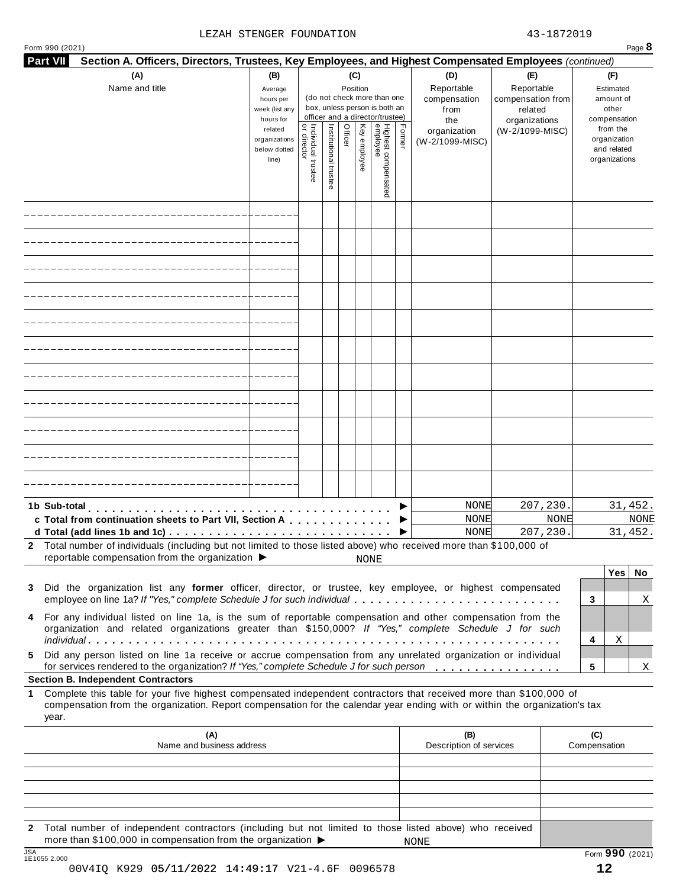LEZAH STENGER FOUNDATION 43-1872019

Form 990 (2021) Page **8**

**Part VII Section A. Officers, Directors, Trustees, Key Employees, and Highest Compensated Employees** *(continued)*

| (A) Name and title | (B) Average hours per week (list any hours for related organizations below dotted line) | (C) Position (do not check more than one box, unless person is both an officer and a director/trustee): Individual trustee or director | Institutional trustee | Officer | Key employee | Highest compensated employee | Former | (D) Reportable compensation from the organization (W-2/1099-MISC) | (E) Reportable compensation from related organizations (W-2/1099-MISC) | (F) Estimated amount of other compensation from the organization and related organizations |
|---|---|---|---|---|---|---|---|---|---|---|
| | | | | | | | | | | |
| | | | | | | | | | | |
| | | | | | | | | | | |
| | | | | | | | | | | |
| | | | | | | | | | | |
| | | | | | | | | | | |
| | | | | | | | | | | |
| | | | | | | | | | | |
| | | | | | | | | | | |
| | | | | | | | | | | |
| | | | | | | | | | | |

| | (D) | (E) | (F) |
|---|---|---|---|
| **1b Sub-total** ▶ | NONE | 207,230. | 31,452. |
| **c Total from continuation sheets to Part VII, Section A** ▶ | NONE | NONE | NONE |
| **d Total (add lines 1b and 1c)** ▶ | NONE | 207,230. | 31,452. |

**2** Total number of individuals (including but not limited to those listed above) who received more than $100,000 of reportable compensation from the organization ▶ NONE

| | | Yes | No |
|---|---|---|---|
| **3** Did the organization list any **former** officer, director, or trustee, key employee, or highest compensated employee on line 1a? *If "Yes," complete Schedule J for such individual* | 3 | | X |
| **4** For any individual listed on line 1a, is the sum of reportable compensation and other compensation from the organization and related organizations greater than $150,000? *If "Yes," complete Schedule J for such individual* | 4 | X | |
| **5** Did any person listed on line 1a receive or accrue compensation from any unrelated organization or individual for services rendered to the organization? *If "Yes," complete Schedule J for such person* | 5 | | X |

**Section B. Independent Contractors**

**1** Complete this table for your five highest compensated independent contractors that received more than $100,000 of compensation from the organization. Report compensation for the calendar year ending with or within the organization's tax year.

| (A) Name and business address | (B) Description of services | (C) Compensation |
|---|---|---|
| | | |
| | | |
| | | |
| | | |
| | | |

**2** Total number of independent contractors (including but not limited to those listed above) who received more than $100,000 in compensation from the organization ▶ NONE

Form **990** (2021)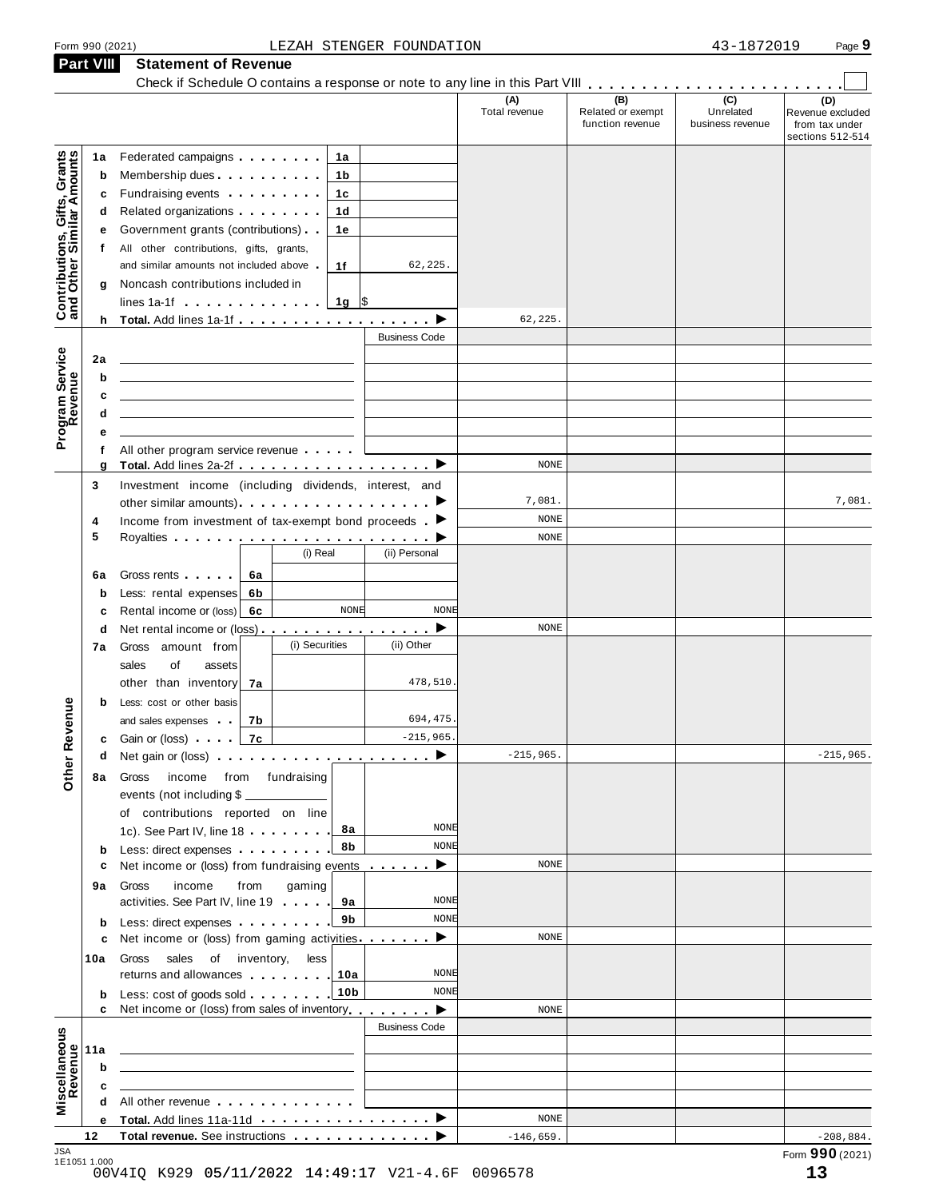Form 990 (2021) LEZAH STENGER FOUNDATION 43-1872019

## Part VIII Statement of Revenue

Check if Schedule O contains a response or note to any line in this Part VIII . . . . . . . . . . . . . . . . . . . . . . . . ☐

| | | | (A) Total revenue | (B) Related or exempt function revenue | (C) Unrelated business revenue | (D) Revenue excluded from tax under sections 512-514 |
|---|---|---|---|---|---|---|
| **Contributions, Gifts, Grants and Other Similar Amounts** | | | | | | |
| 1a | Federated campaigns . . . 1a | | | | | |
| b | Membership dues . . . 1b | | | | | |
| c | Fundraising events . . . 1c | | | | | |
| d | Related organizations . . . 1d | | | | | |
| e | Government grants (contributions) . . 1e | | | | | |
| f | All other contributions, gifts, grants, and similar amounts not included above . 1f | 62,225. | | | | |
| g | Noncash contributions included in lines 1a-1f . . . 1g $ | | | | | |
| h | **Total.** Add lines 1a-1f . . . ▶ | | 62,225. | | | |
| **Program Service Revenue** | | Business Code | | | | |
| 2a | | | | | | |
| b | | | | | | |
| c | | | | | | |
| d | | | | | | |
| e | | | | | | |
| f | All other program service revenue . . . | | | | | |
| g | **Total.** Add lines 2a-2f . . . ▶ | | NONE | | | |
| **Other Revenue** | | | | | | |
| 3 | Investment income (including dividends, interest, and other similar amounts) . . . ▶ | | 7,081. | | | 7,081. |
| 4 | Income from investment of tax-exempt bond proceeds . ▶ | | NONE | | | |
| 5 | Royalties . . . ▶ | | NONE | | | |
| | | (i) Real / (ii) Personal | | | | |
| 6a | Gross rents . . . 6a | | | | | |
| b | Less: rental expenses 6b | | | | | |
| c | Rental income or (loss) 6c | (i) NONE / (ii) NONE | | | | |
| d | Net rental income or (loss) . . . ▶ | | NONE | | | |
| | | (i) Securities / (ii) Other | | | | |
| 7a | Gross amount from sales of assets other than inventory 7a | (ii) 478,510. | | | | |
| b | Less: cost or other basis and sales expenses . . 7b | (ii) 694,475. | | | | |
| c | Gain or (loss) . . . 7c | (ii) -215,965. | | | | |
| d | Net gain or (loss) . . . ▶ | | -215,965. | | | -215,965. |
| 8a | Gross income from fundraising events (not including $ ____ of contributions reported on line 1c). See Part IV, line 18 . . . 8a | NONE | | | | |
| b | Less: direct expenses . . . 8b | NONE | | | | |
| c | Net income or (loss) from fundraising events . . . ▶ | | NONE | | | |
| 9a | Gross income from gaming activities. See Part IV, line 19 . . . 9a | NONE | | | | |
| b | Less: direct expenses . . . 9b | NONE | | | | |
| c | Net income or (loss) from gaming activities . . . ▶ | | NONE | | | |
| 10a | Gross sales of inventory, less returns and allowances . . . 10a | NONE | | | | |
| b | Less: cost of goods sold . . . 10b | NONE | | | | |
| c | Net income or (loss) from sales of inventory . . . ▶ | | NONE | | | |
| **Miscellaneous Revenue** | | Business Code | | | | |
| 11a | | | | | | |
| b | | | | | | |
| c | | | | | | |
| d | All other revenue . . . | | | | | |
| e | **Total.** Add lines 11a-11d . . . ▶ | | NONE | | | |
| 12 | **Total revenue.** See instructions . . . ▶ | | -146,659. | | | -208,884. |

JSA 1E1051 1.000

Form **990** (2021)

00V4IQ K929 05/11/2022 14:49:17 V21-4.6F 0096578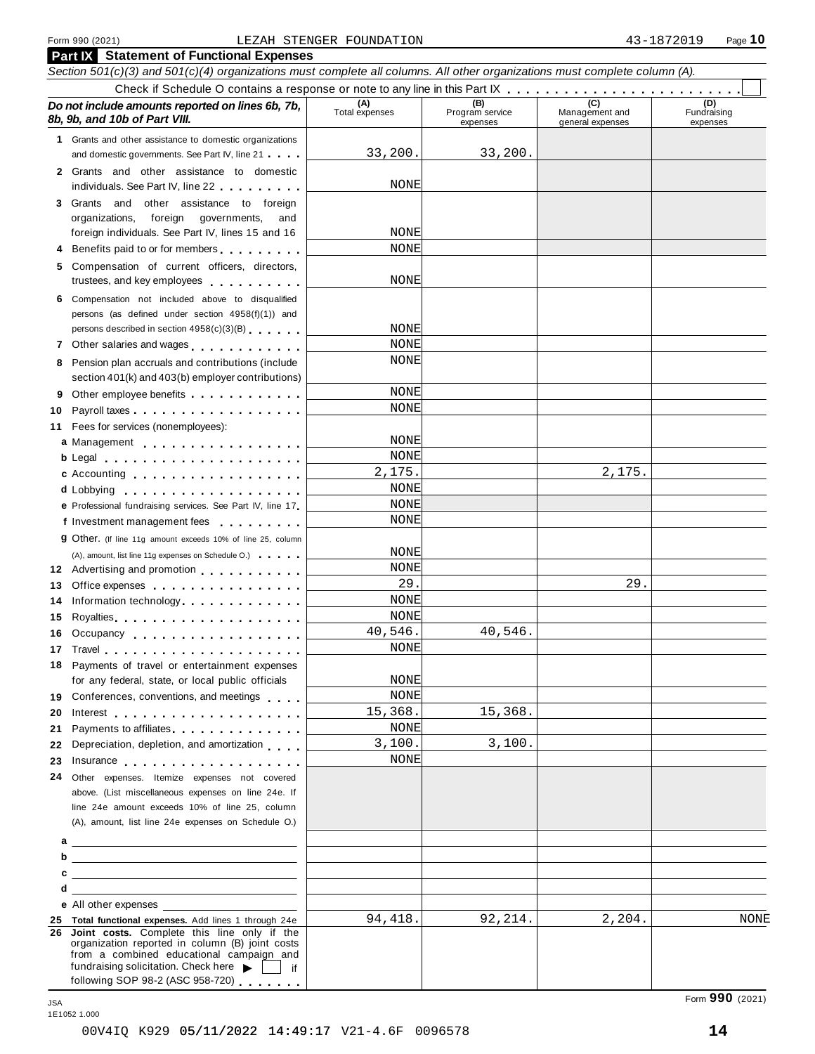Form 990 (2021) LEZAH STENGER FOUNDATION 43-1872019

## Part IX Statement of Functional Expenses

*Section 501(c)(3) and 501(c)(4) organizations must complete all columns. All other organizations must complete column (A).*

Check if Schedule O contains a response or note to any line in this Part IX . . . . . . . . . . . . . . . . . . . . . . . . ☐

| *Do not include amounts reported on lines 6b, 7b, 8b, 9b, and 10b of Part VIII.* | (A) Total expenses | (B) Program service expenses | (C) Management and general expenses | (D) Fundraising expenses |
|---|---|---|---|---|
| **1** Grants and other assistance to domestic organizations and domestic governments. See Part IV, line 21 | 33,200. | 33,200. | | |
| **2** Grants and other assistance to domestic individuals. See Part IV, line 22 | NONE | | | |
| **3** Grants and other assistance to foreign organizations, foreign governments, and foreign individuals. See Part IV, lines 15 and 16 | NONE | | | |
| **4** Benefits paid to or for members | NONE | | | |
| **5** Compensation of current officers, directors, trustees, and key employees | NONE | | | |
| **6** Compensation not included above to disqualified persons (as defined under section 4958(f)(1)) and persons described in section 4958(c)(3)(B) | NONE | | | |
| **7** Other salaries and wages | NONE | | | |
| **8** Pension plan accruals and contributions (include section 401(k) and 403(b) employer contributions) | NONE | | | |
| **9** Other employee benefits | NONE | | | |
| **10** Payroll taxes | NONE | | | |
| **11** Fees for services (nonemployees): | | | | |
| **a** Management | NONE | | | |
| **b** Legal | NONE | | | |
| **c** Accounting | 2,175. | | 2,175. | |
| **d** Lobbying | NONE | | | |
| **e** Professional fundraising services. See Part IV, line 17 | NONE | | | |
| **f** Investment management fees | NONE | | | |
| **g** Other. (If line 11g amount exceeds 10% of line 25, column (A), amount, list line 11g expenses on Schedule O.) | NONE | | | |
| **12** Advertising and promotion | NONE | | | |
| **13** Office expenses | 29. | | 29. | |
| **14** Information technology | NONE | | | |
| **15** Royalties | NONE | | | |
| **16** Occupancy | 40,546. | 40,546. | | |
| **17** Travel | NONE | | | |
| **18** Payments of travel or entertainment expenses for any federal, state, or local public officials | NONE | | | |
| **19** Conferences, conventions, and meetings | NONE | | | |
| **20** Interest | 15,368. | 15,368. | | |
| **21** Payments to affiliates | NONE | | | |
| **22** Depreciation, depletion, and amortization | 3,100. | 3,100. | | |
| **23** Insurance | NONE | | | |
| **24** Other expenses. Itemize expenses not covered above. (List miscellaneous expenses on line 24e. If line 24e amount exceeds 10% of line 25, column (A), amount, list line 24e expenses on Schedule O.) | | | | |
| **a** | | | | |
| **b** | | | | |
| **c** | | | | |
| **d** | | | | |
| **e** All other expenses | | | | |
| **25 Total functional expenses.** Add lines 1 through 24e | 94,418. | 92,214. | 2,204. | NONE |
| **26 Joint costs.** Complete this line only if the organization reported in column (B) joint costs from a combined educational campaign and fundraising solicitation. Check here ▶ ☐ if following SOP 98-2 (ASC 958-720) | | | | |

Form **990** (2021)

JSA 1E1052 1.000

00V4IQ K929 05/11/2022 14:49:17 V21-4.6F 0096578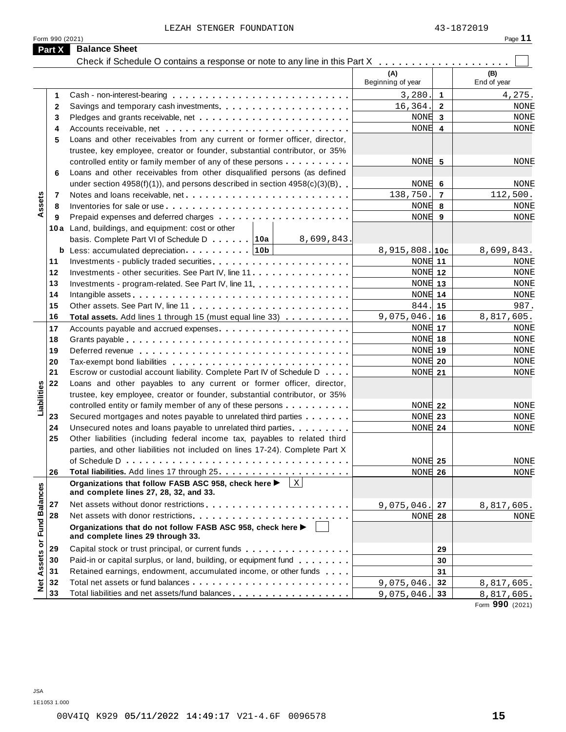LEZAH STENGER FOUNDATION 43-1872019

Form 990 (2021)

## Part X Balance Sheet

Check if Schedule O contains a response or note to any line in this Part X . . . . . . . . . . . . . . . . . . . . ☐

| | | | (A) Beginning of year | | (B) End of year |
|---|---|---|---|---|---|
| Assets | 1 | Cash - non-interest-bearing | 3,280. | 1 | 4,275. |
| | 2 | Savings and temporary cash investments | 16,364. | 2 | NONE |
| | 3 | Pledges and grants receivable, net | NONE | 3 | NONE |
| | 4 | Accounts receivable, net | NONE | 4 | NONE |
| | 5 | Loans and other receivables from any current or former officer, director, trustee, key employee, creator or founder, substantial contributor, or 35% controlled entity or family member of any of these persons | NONE | 5 | NONE |
| | 6 | Loans and other receivables from other disqualified persons (as defined under section 4958(f)(1)), and persons described in section 4958(c)(3)(B) | NONE | 6 | NONE |
| | 7 | Notes and loans receivable, net | 138,750. | 7 | 112,500. |
| | 8 | Inventories for sale or use | NONE | 8 | NONE |
| | 9 | Prepaid expenses and deferred charges | NONE | 9 | NONE |
| | 10a | Land, buildings, and equipment: cost or other basis. Complete Part VI of Schedule D . . . . . 10a 8,699,843. | | | |
| | b | Less: accumulated depreciation . . . . . . . . . 10b | 8,915,808. | 10c | 8,699,843. |
| | 11 | Investments - publicly traded securities | NONE | 11 | NONE |
| | 12 | Investments - other securities. See Part IV, line 11 | NONE | 12 | NONE |
| | 13 | Investments - program-related. See Part IV, line 11 | NONE | 13 | NONE |
| | 14 | Intangible assets | NONE | 14 | NONE |
| | 15 | Other assets. See Part IV, line 11 | 844. | 15 | 987. |
| | 16 | **Total assets.** Add lines 1 through 15 (must equal line 33) | 9,075,046. | 16 | 8,817,605. |
| Liabilities | 17 | Accounts payable and accrued expenses | NONE | 17 | NONE |
| | 18 | Grants payable | NONE | 18 | NONE |
| | 19 | Deferred revenue | NONE | 19 | NONE |
| | 20 | Tax-exempt bond liabilities | NONE | 20 | NONE |
| | 21 | Escrow or custodial account liability. Complete Part IV of Schedule D | NONE | 21 | NONE |
| | 22 | Loans and other payables to any current or former officer, director, trustee, key employee, creator or founder, substantial contributor, or 35% controlled entity or family member of any of these persons | NONE | 22 | NONE |
| | 23 | Secured mortgages and notes payable to unrelated third parties | NONE | 23 | NONE |
| | 24 | Unsecured notes and loans payable to unrelated third parties | NONE | 24 | NONE |
| | 25 | Other liabilities (including federal income tax, payables to related third parties, and other liabilities not included on lines 17-24). Complete Part X of Schedule D | NONE | 25 | NONE |
| | 26 | **Total liabilities.** Add lines 17 through 25 | NONE | 26 | NONE |
| Net Assets or Fund Balances | | **Organizations that follow FASB ASC 958, check here ▶** ☒ **and complete lines 27, 28, 32, and 33.** | | | |
| | 27 | Net assets without donor restrictions | 9,075,046. | 27 | 8,817,605. |
| | 28 | Net assets with donor restrictions | NONE | 28 | NONE |
| | | **Organizations that do not follow FASB ASC 958, check here ▶** ☐ **and complete lines 29 through 33.** | | | |
| | 29 | Capital stock or trust principal, or current funds | | 29 | |
| | 30 | Paid-in or capital surplus, or land, building, or equipment fund | | 30 | |
| | 31 | Retained earnings, endowment, accumulated income, or other funds | | 31 | |
| | 32 | Total net assets or fund balances | 9,075,046. | 32 | 8,817,605. |
| | 33 | Total liabilities and net assets/fund balances | 9,075,046. | 33 | 8,817,605. |

Form **990** (2021)

JSA
1E1053 1.000

00V4IQ K929 05/11/2022 14:49:17 V21-4.6F 0096578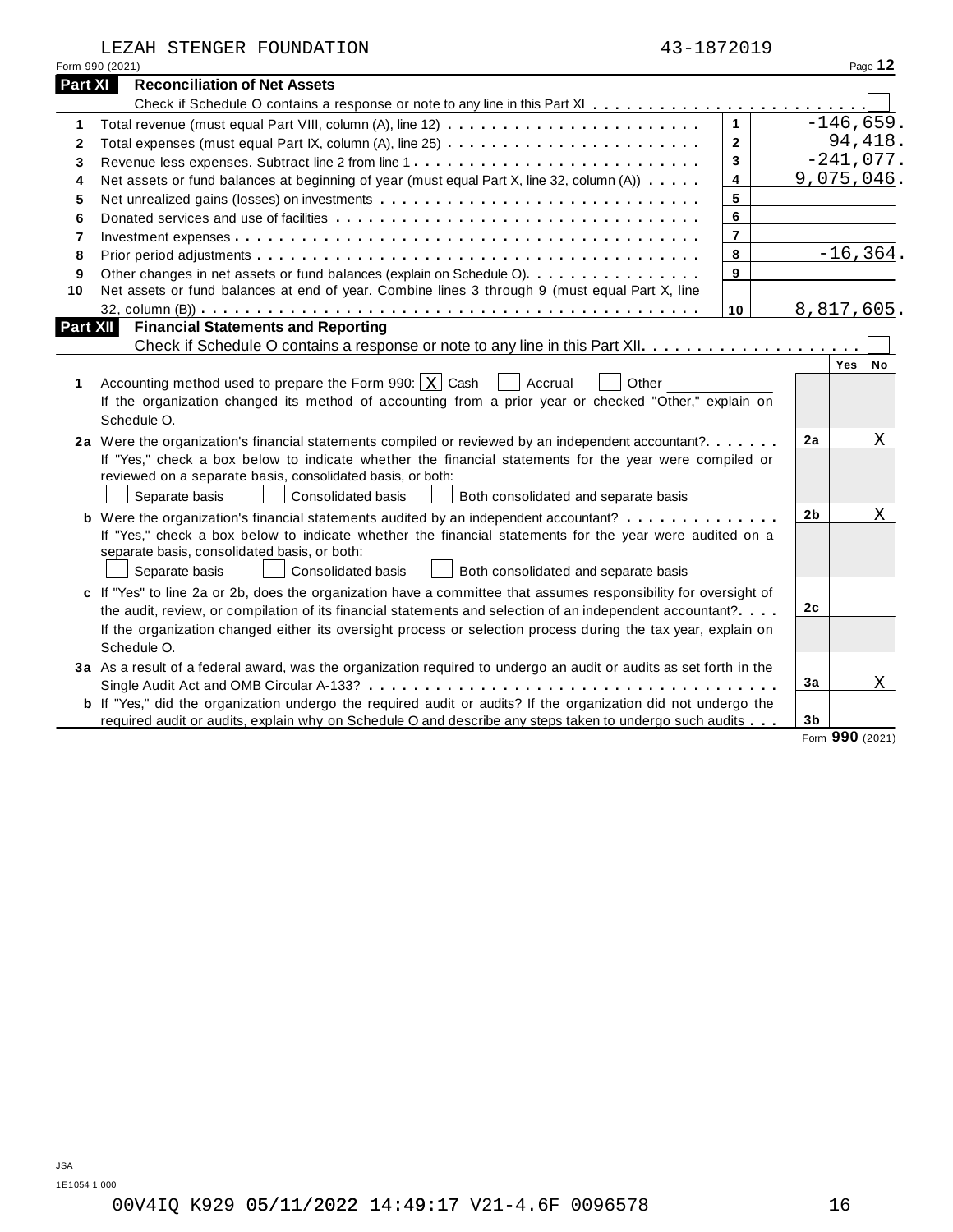LEZAH STENGER FOUNDATION 43-1872019

Form 990 (2021)

## Part XI Reconciliation of Net Assets

Check if Schedule O contains a response or note to any line in this Part XI . . . . . . . . . . . . . . . . . . . . . . . . ☐

| | | | |
|---|---|---|---|
| 1 | Total revenue (must equal Part VIII, column (A), line 12) | 1 | -146,659. |
| 2 | Total expenses (must equal Part IX, column (A), line 25) | 2 | 94,418. |
| 3 | Revenue less expenses. Subtract line 2 from line 1 | 3 | -241,077. |
| 4 | Net assets or fund balances at beginning of year (must equal Part X, line 32, column (A)) | 4 | 9,075,046. |
| 5 | Net unrealized gains (losses) on investments | 5 | |
| 6 | Donated services and use of facilities | 6 | |
| 7 | Investment expenses | 7 | |
| 8 | Prior period adjustments | 8 | -16,364. |
| 9 | Other changes in net assets or fund balances (explain on Schedule O) | 9 | |
| 10 | Net assets or fund balances at end of year. Combine lines 3 through 9 (must equal Part X, line 32, column (B)) | 10 | 8,817,605. |

## Part XII Financial Statements and Reporting

Check if Schedule O contains a response or note to any line in this Part XII . . . . . . . . . . . . . . . . . . . . ☐

| | | | Yes | No |
|---|---|---|---|---|
| 1 | Accounting method used to prepare the Form 990: ☒ Cash ☐ Accrual ☐ Other ______ If the organization changed its method of accounting from a prior year or checked "Other," explain on Schedule O. | | | |
| 2a | Were the organization's financial statements compiled or reviewed by an independent accountant? If "Yes," check a box below to indicate whether the financial statements for the year were compiled or reviewed on a separate basis, consolidated basis, or both: ☐ Separate basis ☐ Consolidated basis ☐ Both consolidated and separate basis | 2a | | X |
| b | Were the organization's financial statements audited by an independent accountant? If "Yes," check a box below to indicate whether the financial statements for the year were audited on a separate basis, consolidated basis, or both: ☐ Separate basis ☐ Consolidated basis ☐ Both consolidated and separate basis | 2b | | X |
| c | If "Yes" to line 2a or 2b, does the organization have a committee that assumes responsibility for oversight of the audit, review, or compilation of its financial statements and selection of an independent accountant? If the organization changed either its oversight process or selection process during the tax year, explain on Schedule O. | 2c | | |
| 3a | As a result of a federal award, was the organization required to undergo an audit or audits as set forth in the Single Audit Act and OMB Circular A-133? | 3a | | X |
| b | If "Yes," did the organization undergo the required audit or audits? If the organization did not undergo the required audit or audits, explain why on Schedule O and describe any steps taken to undergo such audits | 3b | | |

Form 990 (2021)

JSA
1E1054 1.000

00V4IQ K929 05/11/2022 14:49:17 V21-4.6F 0096578 16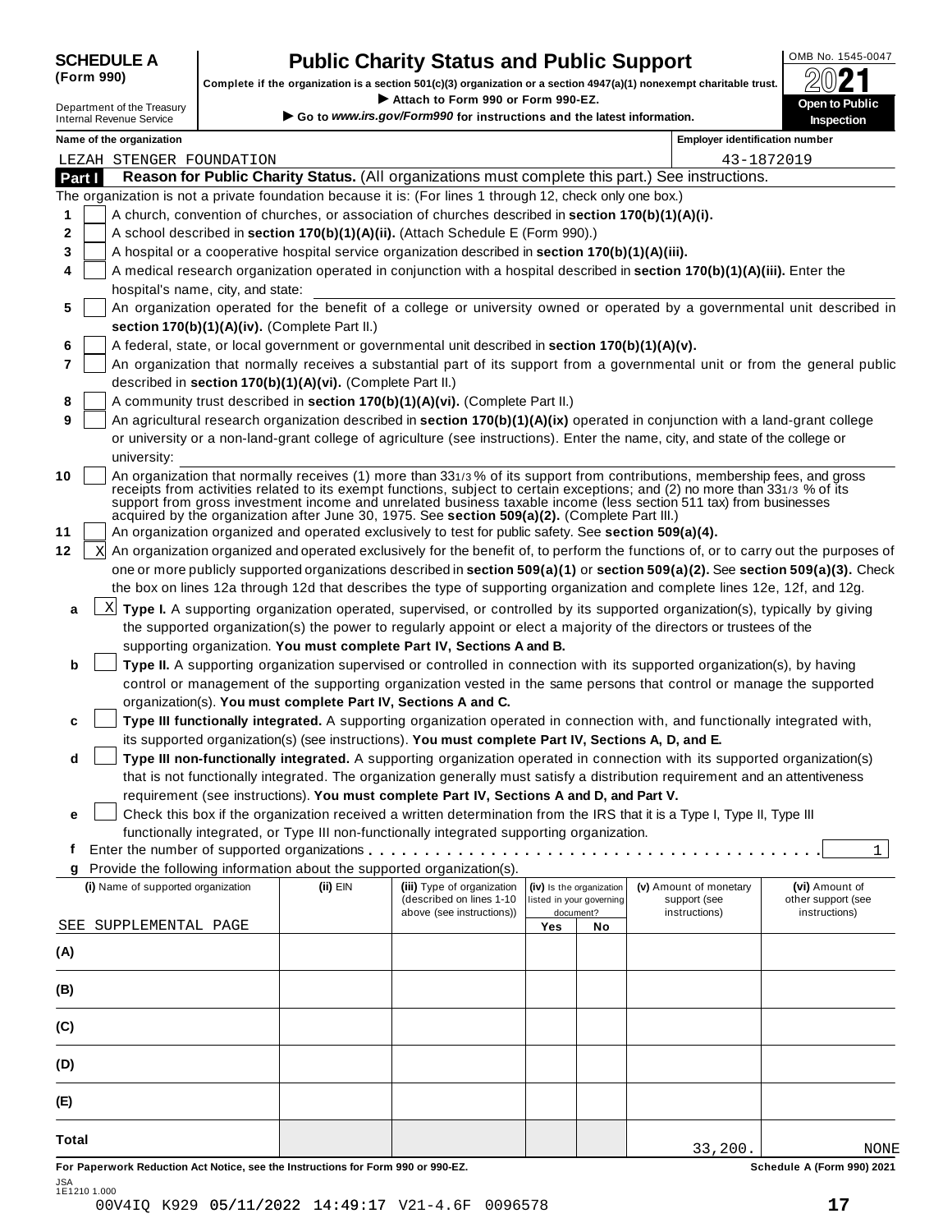**SCHEDULE A (Form 990)**

# Public Charity Status and Public Support

**Complete if the organization is a section 501(c)(3) organization or a section 4947(a)(1) nonexempt charitable trust.**

▶ Attach to Form 990 or Form 990-EZ.

▶ Go to *www.irs.gov/Form990* for instructions and the latest information.

Department of the Treasury
Internal Revenue Service

OMB No. 1545-0047

2021

**Open to Public Inspection**

**Name of the organization:** LEZAH STENGER FOUNDATION

**Employer identification number:** 43-1872019

## Part I Reason for Public Charity Status. (All organizations must complete this part.) See instructions.

The organization is not a private foundation because it is: (For lines 1 through 12, check only one box.)

1. [ ] A church, convention of churches, or association of churches described in **section 170(b)(1)(A)(i).**
2. [ ] A school described in **section 170(b)(1)(A)(ii).** (Attach Schedule E (Form 990).)
3. [ ] A hospital or a cooperative hospital service organization described in **section 170(b)(1)(A)(iii).**
4. [ ] A medical research organization operated in conjunction with a hospital described in **section 170(b)(1)(A)(iii).** Enter the hospital's name, city, and state:
5. [ ] An organization operated for the benefit of a college or university owned or operated by a governmental unit described in **section 170(b)(1)(A)(iv).** (Complete Part II.)
6. [ ] A federal, state, or local government or governmental unit described in **section 170(b)(1)(A)(v).**
7. [ ] An organization that normally receives a substantial part of its support from a governmental unit or from the general public described in **section 170(b)(1)(A)(vi).** (Complete Part II.)
8. [ ] A community trust described in **section 170(b)(1)(A)(vi).** (Complete Part II.)
9. [ ] An agricultural research organization described in **section 170(b)(1)(A)(ix)** operated in conjunction with a land-grant college or university or a non-land-grant college of agriculture (see instructions). Enter the name, city, and state of the college or university:
10. [ ] An organization that normally receives (1) more than 33 1/3 % of its support from contributions, membership fees, and gross receipts from activities related to its exempt functions, subject to certain exceptions; and (2) no more than 33 1/3 % of its support from gross investment income and unrelated business taxable income (less section 511 tax) from businesses acquired by the organization after June 30, 1975. See **section 509(a)(2).** (Complete Part III.)
11. [ ] An organization organized and operated exclusively to test for public safety. See **section 509(a)(4).**
12. [X] An organization organized and operated exclusively for the benefit of, to perform the functions of, or to carry out the purposes of one or more publicly supported organizations described in **section 509(a)(1)** or **section 509(a)(2).** See **section 509(a)(3).** Check the box on lines 12a through 12d that describes the type of supporting organization and complete lines 12e, 12f, and 12g.

   a. [X] **Type I.** A supporting organization operated, supervised, or controlled by its supported organization(s), typically by giving the supported organization(s) the power to regularly appoint or elect a majority of the directors or trustees of the supporting organization. **You must complete Part IV, Sections A and B.**

   b. [ ] **Type II.** A supporting organization supervised or controlled in connection with its supported organization(s), by having control or management of the supporting organization vested in the same persons that control or manage the supported organization(s). **You must complete Part IV, Sections A and C.**

   c. [ ] **Type III functionally integrated.** A supporting organization operated in connection with, and functionally integrated with, its supported organization(s) (see instructions). **You must complete Part IV, Sections A, D, and E.**

   d. [ ] **Type III non-functionally integrated.** A supporting organization operated in connection with its supported organization(s) that is not functionally integrated. The organization generally must satisfy a distribution requirement and an attentiveness requirement (see instructions). **You must complete Part IV, Sections A and D, and Part V.**

   e. [ ] Check this box if the organization received a written determination from the IRS that it is a Type I, Type II, Type III functionally integrated, or Type III non-functionally integrated supporting organization.

   f. Enter the number of supported organizations: 1

   g. Provide the following information about the supported organization(s).

| (i) Name of supported organization | (ii) EIN | (iii) Type of organization (described on lines 1-10 above (see instructions)) | (iv) Is the organization listed in your governing document? Yes | No | (v) Amount of monetary support (see instructions) | (vi) Amount of other support (see instructions) |
|---|---|---|---|---|---|---|
| SEE SUPPLEMENTAL PAGE | | | | | | |
| (A) | | | | | | |
| (B) | | | | | | |
| (C) | | | | | | |
| (D) | | | | | | |
| (E) | | | | | | |
| **Total** | | | | | 33,200. | NONE |

**For Paperwork Reduction Act Notice, see the Instructions for Form 990 or 990-EZ.** **Schedule A (Form 990) 2021**

JSA
1E1210 1.000
00V4IQ K929 05/11/2022 14:49:17 V21-4.6F 0096578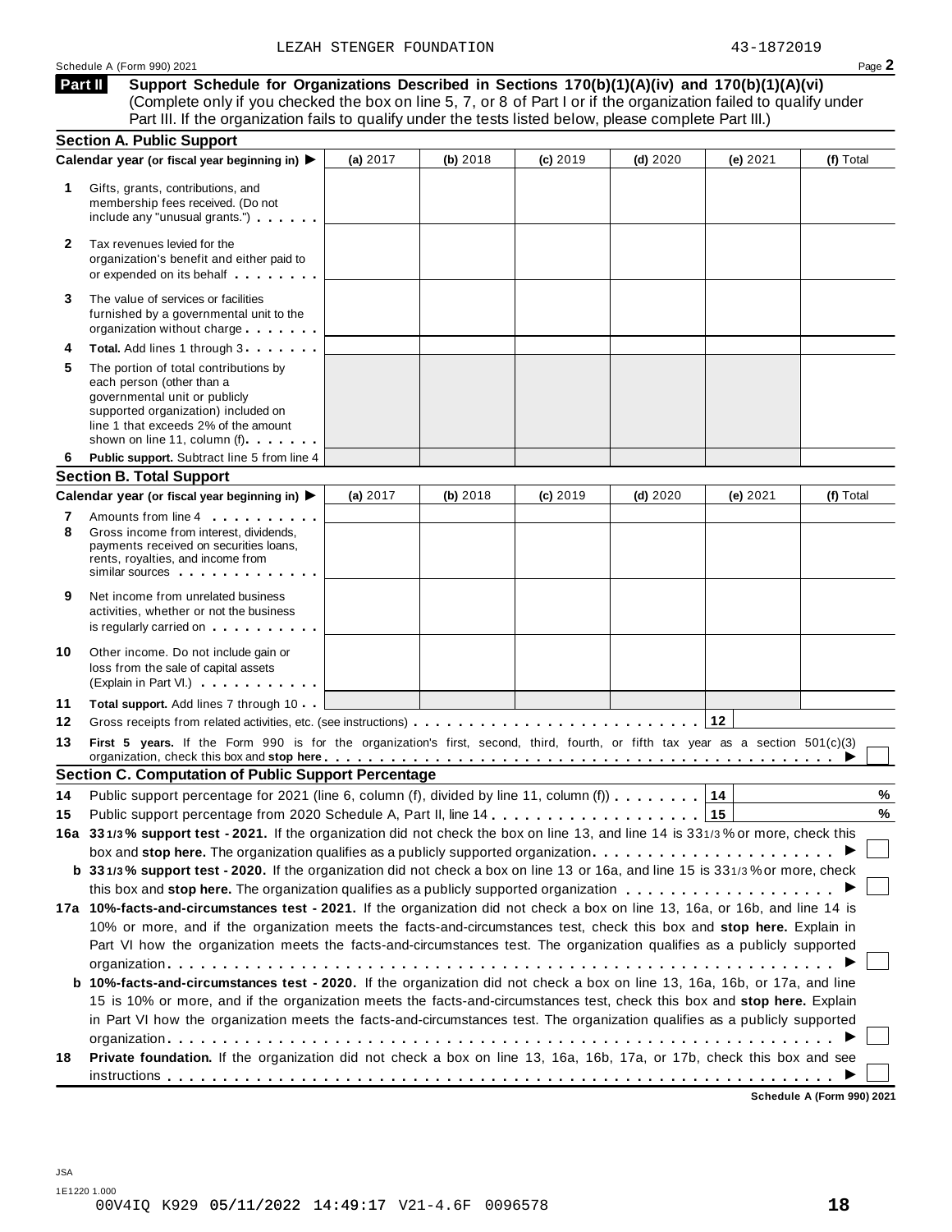LEZAH STENGER FOUNDATION 43-1872019

Schedule A (Form 990) 2021

## Part II Support Schedule for Organizations Described in Sections 170(b)(1)(A)(iv) and 170(b)(1)(A)(vi)

(Complete only if you checked the box on line 5, 7, or 8 of Part I or if the organization failed to qualify under Part III. If the organization fails to qualify under the tests listed below, please complete Part III.)

### Section A. Public Support

| Calendar year (or fiscal year beginning in) ▶ | (a) 2017 | (b) 2018 | (c) 2019 | (d) 2020 | (e) 2021 | (f) Total |
|---|---|---|---|---|---|---|
| **1** Gifts, grants, contributions, and membership fees received. (Do not include any "unusual grants.") | | | | | | |
| **2** Tax revenues levied for the organization's benefit and either paid to or expended on its behalf | | | | | | |
| **3** The value of services or facilities furnished by a governmental unit to the organization without charge | | | | | | |
| **4** **Total.** Add lines 1 through 3 | | | | | | |
| **5** The portion of total contributions by each person (other than a governmental unit or publicly supported organization) included on line 1 that exceeds 2% of the amount shown on line 11, column (f) | | | | | | |
| **6** **Public support.** Subtract line 5 from line 4 | | | | | | |

### Section B. Total Support

| Calendar year (or fiscal year beginning in) ▶ | (a) 2017 | (b) 2018 | (c) 2019 | (d) 2020 | (e) 2021 | (f) Total |
|---|---|---|---|---|---|---|
| **7** Amounts from line 4 | | | | | | |
| **8** Gross income from interest, dividends, payments received on securities loans, rents, royalties, and income from similar sources | | | | | | |
| **9** Net income from unrelated business activities, whether or not the business is regularly carried on | | | | | | |
| **10** Other income. Do not include gain or loss from the sale of capital assets (Explain in Part VI.) | | | | | | |
| **11** **Total support.** Add lines 7 through 10 | | | | | | |

**12** Gross receipts from related activities, etc. (see instructions) . . . **12**

**13** **First 5 years.** If the Form 990 is for the organization's first, second, third, fourth, or fifth tax year as a section 501(c)(3) organization, check this box and **stop here** ▶ ☐

### Section C. Computation of Public Support Percentage

**14** Public support percentage for 2021 (line 6, column (f), divided by line 11, column (f)) . . . **14** %

**15** Public support percentage from 2020 Schedule A, Part II, line 14 . . . **15** %

**16a** **33 1/3 % support test - 2021.** If the organization did not check the box on line 13, and line 14 is 33 1/3 % or more, check this box and **stop here.** The organization qualifies as a publicly supported organization ▶ ☐

**b** **33 1/3 % support test - 2020.** If the organization did not check a box on line 13 or 16a, and line 15 is 33 1/3 % or more, check this box and **stop here.** The organization qualifies as a publicly supported organization ▶ ☐

**17a** **10%-facts-and-circumstances test - 2021.** If the organization did not check a box on line 13, 16a, or 16b, and line 14 is 10% or more, and if the organization meets the facts-and-circumstances test, check this box and **stop here.** Explain in Part VI how the organization meets the facts-and-circumstances test. The organization qualifies as a publicly supported organization ▶ ☐

**b** **10%-facts-and-circumstances test - 2020.** If the organization did not check a box on line 13, 16a, 16b, or 17a, and line 15 is 10% or more, and if the organization meets the facts-and-circumstances test, check this box and **stop here.** Explain in Part VI how the organization meets the facts-and-circumstances test. The organization qualifies as a publicly supported organization ▶ ☐

**18** **Private foundation.** If the organization did not check a box on line 13, 16a, 16b, 17a, or 17b, check this box and see instructions ▶ ☐

**Schedule A (Form 990) 2021**

JSA
1E1220 1.000
00V4IQ K929 05/11/2022 14:49:17 V21-4.6F 0096578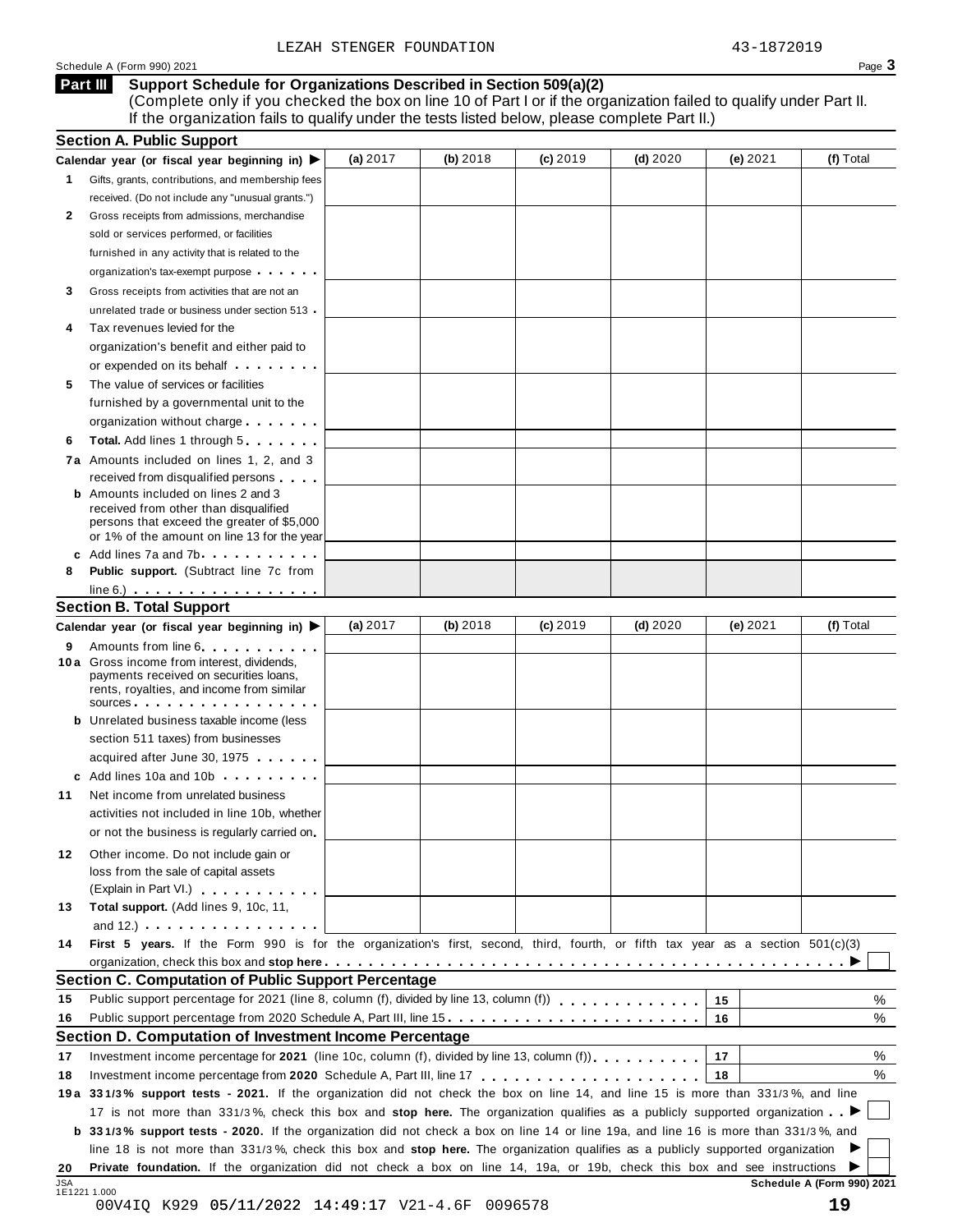LEZAH STENGER FOUNDATION 43-1872019

Schedule A (Form 990) 2021 Page 3

## Part III Support Schedule for Organizations Described in Section 509(a)(2)

(Complete only if you checked the box on line 10 of Part I or if the organization failed to qualify under Part II. If the organization fails to qualify under the tests listed below, please complete Part II.)

### Section A. Public Support

| Calendar year (or fiscal year beginning in) ▶ | (a) 2017 | (b) 2018 | (c) 2019 | (d) 2020 | (e) 2021 | (f) Total |
|---|---|---|---|---|---|---|
| **1** Gifts, grants, contributions, and membership fees received. (Do not include any "unusual grants.") | | | | | | |
| **2** Gross receipts from admissions, merchandise sold or services performed, or facilities furnished in any activity that is related to the organization's tax-exempt purpose | | | | | | |
| **3** Gross receipts from activities that are not an unrelated trade or business under section 513 | | | | | | |
| **4** Tax revenues levied for the organization's benefit and either paid to or expended on its behalf | | | | | | |
| **5** The value of services or facilities furnished by a governmental unit to the organization without charge | | | | | | |
| **6** **Total.** Add lines 1 through 5 | | | | | | |
| **7a** Amounts included on lines 1, 2, and 3 received from disqualified persons | | | | | | |
| **b** Amounts included on lines 2 and 3 received from other than disqualified persons that exceed the greater of $5,000 or 1% of the amount on line 13 for the year | | | | | | |
| **c** Add lines 7a and 7b | | | | | | |
| **8** **Public support.** (Subtract line 7c from line 6.) | | | | | | |

### Section B. Total Support

| Calendar year (or fiscal year beginning in) ▶ | (a) 2017 | (b) 2018 | (c) 2019 | (d) 2020 | (e) 2021 | (f) Total |
|---|---|---|---|---|---|---|
| **9** Amounts from line 6 | | | | | | |
| **10a** Gross income from interest, dividends, payments received on securities loans, rents, royalties, and income from similar sources | | | | | | |
| **b** Unrelated business taxable income (less section 511 taxes) from businesses acquired after June 30, 1975 | | | | | | |
| **c** Add lines 10a and 10b | | | | | | |
| **11** Net income from unrelated business activities not included in line 10b, whether or not the business is regularly carried on | | | | | | |
| **12** Other income. Do not include gain or loss from the sale of capital assets (Explain in Part VI.) | | | | | | |
| **13** **Total support.** (Add lines 9, 10c, 11, and 12.) | | | | | | |

**14** **First 5 years.** If the Form 990 is for the organization's first, second, third, fourth, or fifth tax year as a section 501(c)(3) organization, check this box and **stop here** ▶ ☐

### Section C. Computation of Public Support Percentage

**15** Public support percentage for 2021 (line 8, column (f), divided by line 13, column (f)) | 15 | %

**16** Public support percentage from 2020 Schedule A, Part III, line 15 | 16 | %

### Section D. Computation of Investment Income Percentage

**17** Investment income percentage for **2021** (line 10c, column (f), divided by line 13, column (f)) | 17 | %

**18** Investment income percentage from **2020** Schedule A, Part III, line 17 | 18 | %

**19a** **33 1/3% support tests - 2021.** If the organization did not check the box on line 14, and line 15 is more than 33 1/3%, and line 17 is not more than 33 1/3%, check this box and **stop here.** The organization qualifies as a publicly supported organization ▶ ☐

**b** **33 1/3% support tests - 2020.** If the organization did not check a box on line 14 or line 19a, and line 16 is more than 33 1/3%, and line 18 is not more than 33 1/3%, check this box and **stop here.** The organization qualifies as a publicly supported organization ▶ ☐

**20** **Private foundation.** If the organization did not check a box on line 14, 19a, or 19b, check this box and see instructions ▶ ☐

Schedule A (Form 990) 2021

JSA 1E1221 1.000

00V4IQ K929 05/11/2022 14:49:17 V21-4.6F 0096578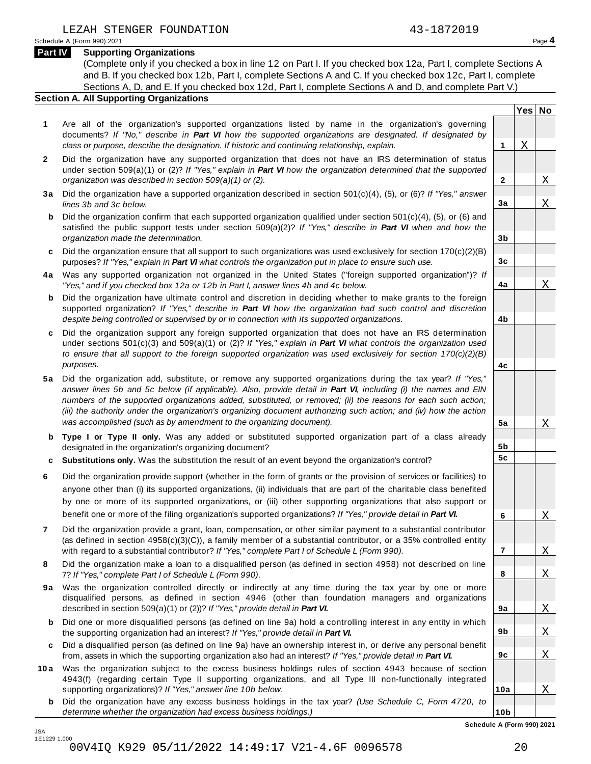LEZAH STENGER FOUNDATION 43-1872019

## Part IV Supporting Organizations

(Complete only if you checked a box in line 12 on Part I. If you checked box 12a, Part I, complete Sections A and B. If you checked box 12b, Part I, complete Sections A and C. If you checked box 12c, Part I, complete Sections A, D, and E. If you checked box 12d, Part I, complete Sections A and D, and complete Part V.)

### Section A. All Supporting Organizations

| | | Line | Yes | No |
|---|---|---|---|---|
| **1** | Are all of the organization's supported organizations listed by name in the organization's governing documents? *If "No," describe in* ***Part VI*** *how the supported organizations are designated. If designated by class or purpose, describe the designation. If historic and continuing relationship, explain.* | 1 | X | |
| **2** | Did the organization have any supported organization that does not have an IRS determination of status under section 509(a)(1) or (2)? *If "Yes," explain in* ***Part VI*** *how the organization determined that the supported organization was described in section 509(a)(1) or (2).* | 2 | | X |
| **3a** | Did the organization have a supported organization described in section 501(c)(4), (5), or (6)? *If "Yes," answer lines 3b and 3c below.* | 3a | | X |
| **b** | Did the organization confirm that each supported organization qualified under section 501(c)(4), (5), or (6) and satisfied the public support tests under section 509(a)(2)? *If "Yes," describe in* ***Part VI*** *when and how the organization made the determination.* | 3b | | |
| **c** | Did the organization ensure that all support to such organizations was used exclusively for section 170(c)(2)(B) purposes? *If "Yes," explain in* ***Part VI*** *what controls the organization put in place to ensure such use.* | 3c | | |
| **4a** | Was any supported organization not organized in the United States ("foreign supported organization")? *If "Yes," and if you checked box 12a or 12b in Part I, answer lines 4b and 4c below.* | 4a | | X |
| **b** | Did the organization have ultimate control and discretion in deciding whether to make grants to the foreign supported organization? *If "Yes," describe in* ***Part VI*** *how the organization had such control and discretion despite being controlled or supervised by or in connection with its supported organizations.* | 4b | | |
| **c** | Did the organization support any foreign supported organization that does not have an IRS determination under sections 501(c)(3) and 509(a)(1) or (2)? *If "Yes," explain in* ***Part VI*** *what controls the organization used to ensure that all support to the foreign supported organization was used exclusively for section 170(c)(2)(B) purposes.* | 4c | | |
| **5a** | Did the organization add, substitute, or remove any supported organizations during the tax year? *If "Yes," answer lines 5b and 5c below (if applicable). Also, provide detail in* ***Part VI****, including (i) the names and EIN numbers of the supported organizations added, substituted, or removed; (ii) the reasons for each such action; (iii) the authority under the organization's organizing document authorizing such action; and (iv) how the action was accomplished (such as by amendment to the organizing document).* | 5a | | X |
| **b** | **Type I or Type II only.** Was any added or substituted supported organization part of a class already designated in the organization's organizing document? | 5b | | |
| **c** | **Substitutions only.** Was the substitution the result of an event beyond the organization's control? | 5c | | |
| **6** | Did the organization provide support (whether in the form of grants or the provision of services or facilities) to anyone other than (i) its supported organizations, (ii) individuals that are part of the charitable class benefited by one or more of its supported organizations, or (iii) other supporting organizations that also support or benefit one or more of the filing organization's supported organizations? *If "Yes," provide detail in* ***Part VI.*** | 6 | | X |
| **7** | Did the organization provide a grant, loan, compensation, or other similar payment to a substantial contributor (as defined in section 4958(c)(3)(C)), a family member of a substantial contributor, or a 35% controlled entity with regard to a substantial contributor? *If "Yes," complete Part I of Schedule L (Form 990).* | 7 | | X |
| **8** | Did the organization make a loan to a disqualified person (as defined in section 4958) not described on line 7? *If "Yes," complete Part I of Schedule L (Form 990).* | 8 | | X |
| **9a** | Was the organization controlled directly or indirectly at any time during the tax year by one or more disqualified persons, as defined in section 4946 (other than foundation managers and organizations described in section 509(a)(1) or (2))? *If "Yes," provide detail in* ***Part VI.*** | 9a | | X |
| **b** | Did one or more disqualified persons (as defined on line 9a) hold a controlling interest in any entity in which the supporting organization had an interest? *If "Yes," provide detail in* ***Part VI.*** | 9b | | X |
| **c** | Did a disqualified person (as defined on line 9a) have an ownership interest in, or derive any personal benefit from, assets in which the supporting organization also had an interest? *If "Yes," provide detail in* ***Part VI.*** | 9c | | X |
| **10a** | Was the organization subject to the excess business holdings rules of section 4943 because of section 4943(f) (regarding certain Type II supporting organizations, and all Type III non-functionally integrated supporting organizations)? *If "Yes," answer line 10b below.* | 10a | | X |
| **b** | Did the organization have any excess business holdings in the tax year? *(Use Schedule C, Form 4720, to determine whether the organization had excess business holdings.)* | 10b | | |

**Schedule A (Form 990) 2021**

JSA
1E1229 1.000
00V4IQ K929 05/11/2022 14:49:17 V21-4.6F 0096578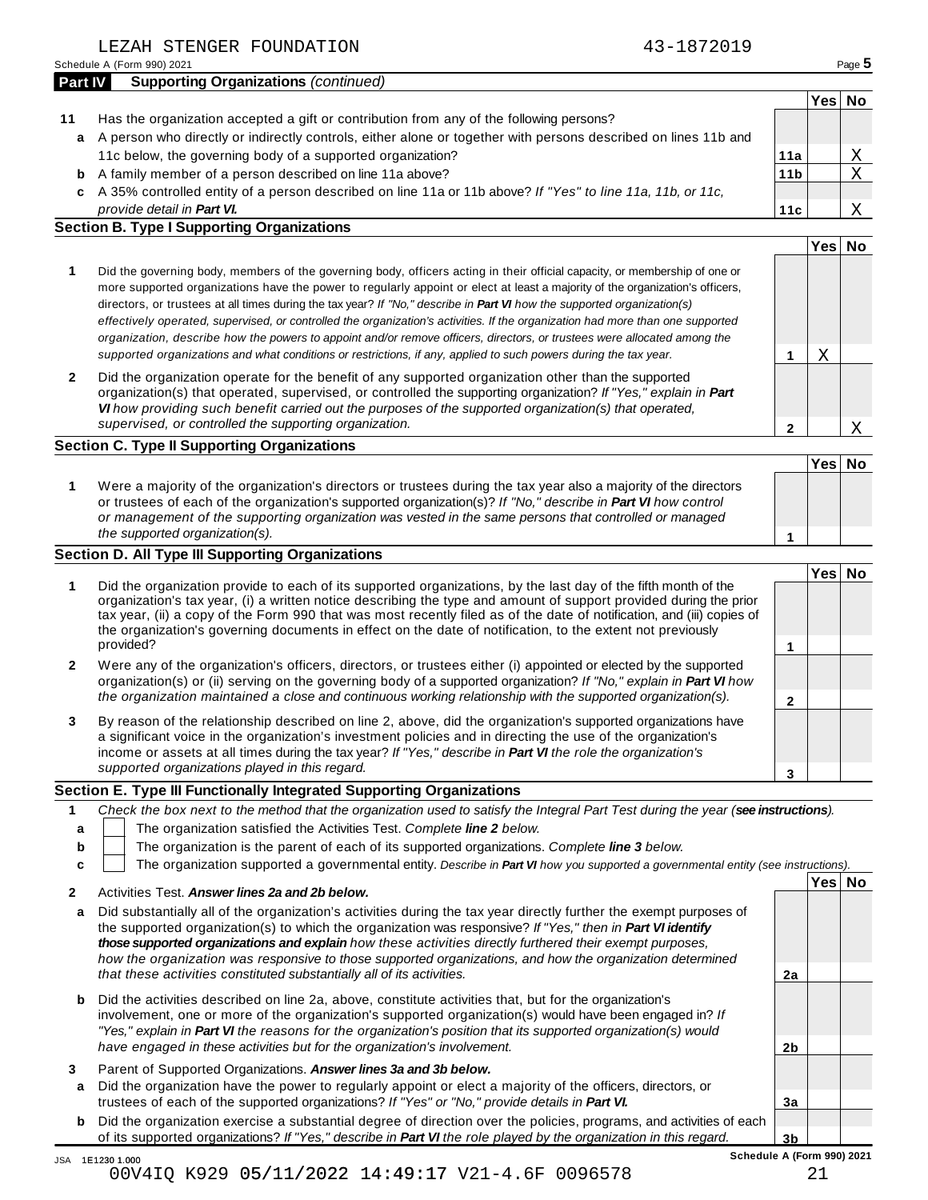LEZAH STENGER FOUNDATION 43-1872019

Schedule A (Form 990) 2021

## Part IV Supporting Organizations *(continued)*

| | | Line | Yes | No |
|---|---|---|---|---|
| **11** | Has the organization accepted a gift or contribution from any of the following persons? | | | |
| **a** | A person who directly or indirectly controls, either alone or together with persons described on lines 11b and 11c below, the governing body of a supported organization? | **11a** | | X |
| **b** | A family member of a person described on line 11a above? | **11b** | | X |
| **c** | A 35% controlled entity of a person described on line 11a or 11b above? *If "Yes" to line 11a, 11b, or 11c, provide detail in **Part VI.*** | **11c** | | X |

### Section B. Type I Supporting Organizations

| | | Line | Yes | No |
|---|---|---|---|---|
| **1** | Did the governing body, members of the governing body, officers acting in their official capacity, or membership of one or more supported organizations have the power to regularly appoint or elect at least a majority of the organization's officers, directors, or trustees at all times during the tax year? *If "No," describe in **Part VI** how the supported organization(s) effectively operated, supervised, or controlled the organization's activities. If the organization had more than one supported organization, describe how the powers to appoint and/or remove officers, directors, or trustees were allocated among the supported organizations and what conditions or restrictions, if any, applied to such powers during the tax year.* | **1** | X | |
| **2** | Did the organization operate for the benefit of any supported organization other than the supported organization(s) that operated, supervised, or controlled the supporting organization? *If "Yes," explain in **Part VI** how providing such benefit carried out the purposes of the supported organization(s) that operated, supervised, or controlled the supporting organization.* | **2** | | X |

### Section C. Type II Supporting Organizations

| | | Line | Yes | No |
|---|---|---|---|---|
| **1** | Were a majority of the organization's directors or trustees during the tax year also a majority of the directors or trustees of each of the organization's supported organization(s)? *If "No," describe in **Part VI** how control or management of the supporting organization was vested in the same persons that controlled or managed the supported organization(s).* | **1** | | |

### Section D. All Type III Supporting Organizations

| | | Line | Yes | No |
|---|---|---|---|---|
| **1** | Did the organization provide to each of its supported organizations, by the last day of the fifth month of the organization's tax year, (i) a written notice describing the type and amount of support provided during the prior tax year, (ii) a copy of the Form 990 that was most recently filed as of the date of notification, and (iii) copies of the organization's governing documents in effect on the date of notification, to the extent not previously provided? | **1** | | |
| **2** | Were any of the organization's officers, directors, or trustees either (i) appointed or elected by the supported organization(s) or (ii) serving on the governing body of a supported organization? *If "No," explain in **Part VI** how the organization maintained a close and continuous working relationship with the supported organization(s).* | **2** | | |
| **3** | By reason of the relationship described on line 2, above, did the organization's supported organizations have a significant voice in the organization's investment policies and in directing the use of the organization's income or assets at all times during the tax year? *If "Yes," describe in **Part VI** the role the organization's supported organizations played in this regard.* | **3** | | |

### Section E. Type III Functionally Integrated Supporting Organizations

**1** *Check the box next to the method that the organization used to satisfy the Integral Part Test during the year (**see instructions**).*

- **a** ☐ The organization satisfied the Activities Test. *Complete **line 2** below.*
- **b** ☐ The organization is the parent of each of its supported organizations. *Complete **line 3** below.*
- **c** ☐ The organization supported a governmental entity. *Describe in **Part VI** how you supported a governmental entity (see instructions).*

| | | Line | Yes | No |
|---|---|---|---|---|
| **2** | Activities Test. ***Answer lines 2a and 2b below.*** | | | |
| **a** | Did substantially all of the organization's activities during the tax year directly further the exempt purposes of the supported organization(s) to which the organization was responsive? *If "Yes," then in **Part VI identify those supported organizations and explain** how these activities directly furthered their exempt purposes, how the organization was responsive to those supported organizations, and how the organization determined that these activities constituted substantially all of its activities.* | **2a** | | |
| **b** | Did the activities described on line 2a, above, constitute activities that, but for the organization's involvement, one or more of the organization's supported organization(s) would have been engaged in? *If "Yes," explain in **Part VI** the reasons for the organization's position that its supported organization(s) would have engaged in these activities but for the organization's involvement.* | **2b** | | |
| **3** | Parent of Supported Organizations. ***Answer lines 3a and 3b below.*** | | | |
| **a** | Did the organization have the power to regularly appoint or elect a majority of the officers, directors, or trustees of each of the supported organizations? *If "Yes" or "No," provide details in **Part VI.*** | **3a** | | |
| **b** | Did the organization exercise a substantial degree of direction over the policies, programs, and activities of each of its supported organizations? *If "Yes," describe in **Part VI** the role played by the organization in this regard.* | **3b** | | |

Schedule A (Form 990) 2021

JSA 1E1230 1.000

00V4IQ K929 05/11/2022 14:49:17 V21-4.6F 0096578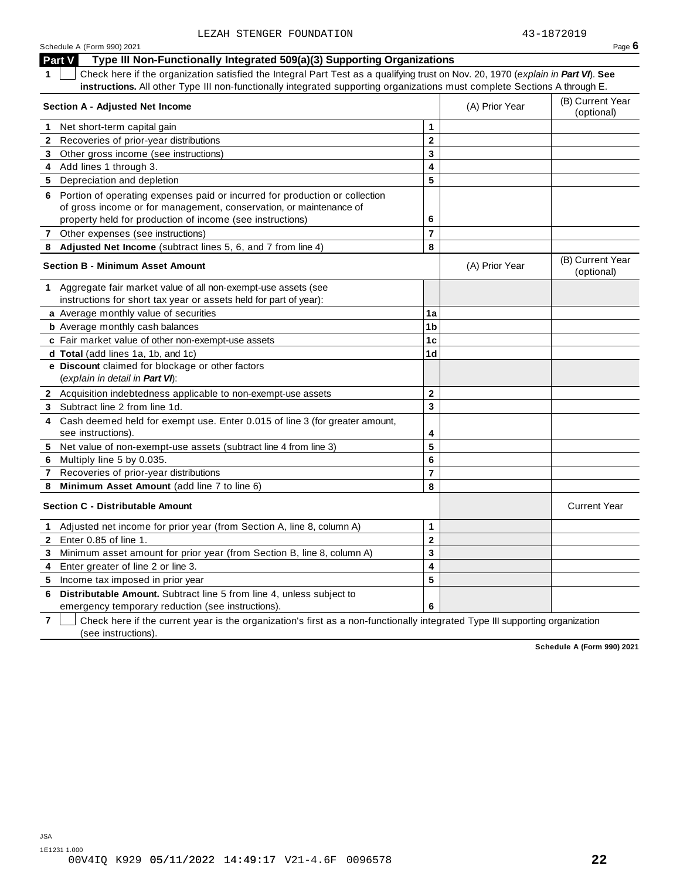LEZAH STENGER FOUNDATION 43-1872019

Schedule A (Form 990) 2021

## Part V Type III Non-Functionally Integrated 509(a)(3) Supporting Organizations

**1** ☐ Check here if the organization satisfied the Integral Part Test as a qualifying trust on Nov. 20, 1970 (*explain in **Part VI***). **See instructions.** All other Type III non-functionally integrated supporting organizations must complete Sections A through E.

| Section A - Adjusted Net Income | | (A) Prior Year | (B) Current Year (optional) |
|---|---|---|---|
| **1** Net short-term capital gain | 1 | | |
| **2** Recoveries of prior-year distributions | 2 | | |
| **3** Other gross income (see instructions) | 3 | | |
| **4** Add lines 1 through 3. | 4 | | |
| **5** Depreciation and depletion | 5 | | |
| **6** Portion of operating expenses paid or incurred for production or collection of gross income or for management, conservation, or maintenance of property held for production of income (see instructions) | 6 | | |
| **7** Other expenses (see instructions) | 7 | | |
| **8** **Adjusted Net Income** (subtract lines 5, 6, and 7 from line 4) | 8 | | |

| Section B - Minimum Asset Amount | | (A) Prior Year | (B) Current Year (optional) |
|---|---|---|---|
| **1** Aggregate fair market value of all non-exempt-use assets (see instructions for short tax year or assets held for part of year): | | | |
| **a** Average monthly value of securities | 1a | | |
| **b** Average monthly cash balances | 1b | | |
| **c** Fair market value of other non-exempt-use assets | 1c | | |
| **d** **Total** (add lines 1a, 1b, and 1c) | 1d | | |
| **e** **Discount** claimed for blockage or other factors (*explain in detail in **Part VI***): | | | |
| **2** Acquisition indebtedness applicable to non-exempt-use assets | 2 | | |
| **3** Subtract line 2 from line 1d. | 3 | | |
| **4** Cash deemed held for exempt use. Enter 0.015 of line 3 (for greater amount, see instructions). | 4 | | |
| **5** Net value of non-exempt-use assets (subtract line 4 from line 3) | 5 | | |
| **6** Multiply line 5 by 0.035. | 6 | | |
| **7** Recoveries of prior-year distributions | 7 | | |
| **8** **Minimum Asset Amount** (add line 7 to line 6) | 8 | | |

| Section C - Distributable Amount | | | Current Year |
|---|---|---|---|
| **1** Adjusted net income for prior year (from Section A, line 8, column A) | 1 | | |
| **2** Enter 0.85 of line 1. | 2 | | |
| **3** Minimum asset amount for prior year (from Section B, line 8, column A) | 3 | | |
| **4** Enter greater of line 2 or line 3. | 4 | | |
| **5** Income tax imposed in prior year | 5 | | |
| **6** **Distributable Amount.** Subtract line 5 from line 4, unless subject to emergency temporary reduction (see instructions). | 6 | | |

**7** ☐ Check here if the current year is the organization's first as a non-functionally integrated Type III supporting organization (see instructions).

**Schedule A (Form 990) 2021**

JSA
1E1231 1.000
00V4IQ K929 05/11/2022 14:49:17 V21-4.6F 0096578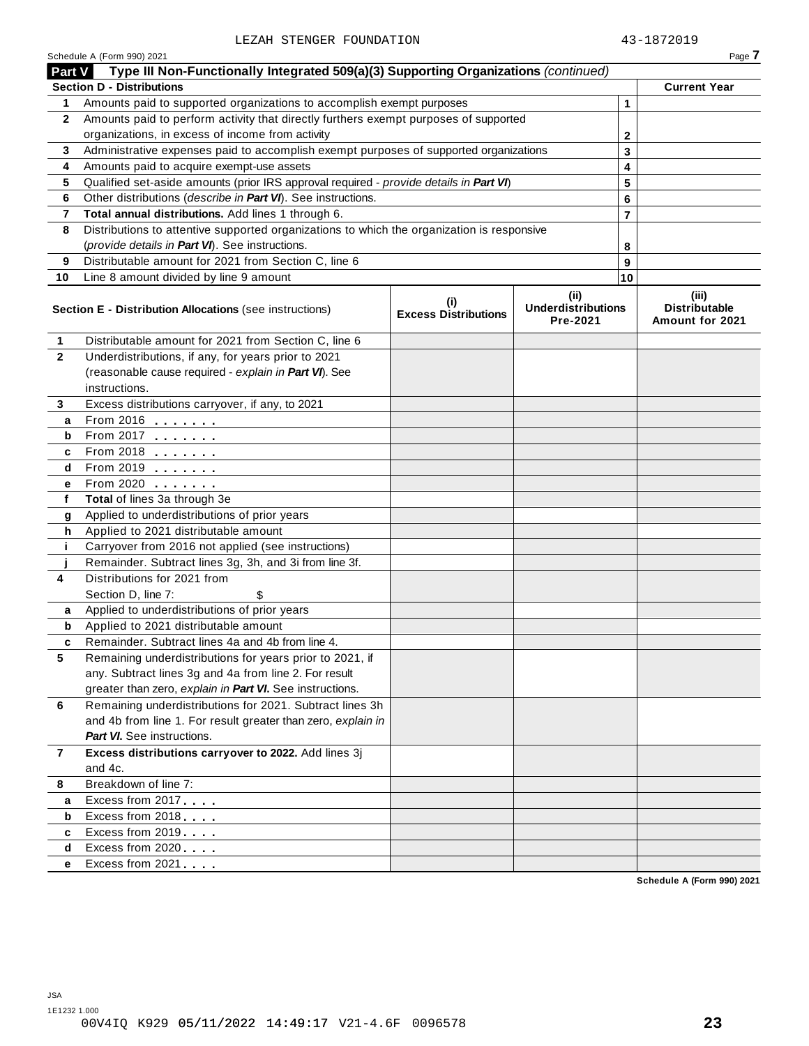LEZAH STENGER FOUNDATION 43-1872019

Schedule A (Form 990) 2021 Page **7**

## Part V Type III Non-Functionally Integrated 509(a)(3) Supporting Organizations *(continued)*

| **Section D - Distributions** | | | **Current Year** |
|---|---|---|---|
| **1** | Amounts paid to supported organizations to accomplish exempt purposes | 1 | |
| **2** | Amounts paid to perform activity that directly furthers exempt purposes of supported organizations, in excess of income from activity | 2 | |
| **3** | Administrative expenses paid to accomplish exempt purposes of supported organizations | 3 | |
| **4** | Amounts paid to acquire exempt-use assets | 4 | |
| **5** | Qualified set-aside amounts (prior IRS approval required - *provide details in* ***Part VI***) | 5 | |
| **6** | Other distributions (*describe in* ***Part VI***). See instructions. | 6 | |
| **7** | **Total annual distributions.** Add lines 1 through 6. | 7 | |
| **8** | Distributions to attentive supported organizations to which the organization is responsive (*provide details in* ***Part VI***). See instructions. | 8 | |
| **9** | Distributable amount for 2021 from Section C, line 6 | 9 | |
| **10** | Line 8 amount divided by line 9 amount | 10 | |

| **Section E - Distribution Allocations** (see instructions) | | **(i) Excess Distributions** | **(ii) Underdistributions Pre-2021** | **(iii) Distributable Amount for 2021** |
|---|---|---|---|---|
| **1** | Distributable amount for 2021 from Section C, line 6 | | | |
| **2** | Underdistributions, if any, for years prior to 2021 (reasonable cause required - *explain in* ***Part VI***). See instructions. | | | |
| **3** | Excess distributions carryover, if any, to 2021 | | | |
| **a** | From 2016 | | | |
| **b** | From 2017 | | | |
| **c** | From 2018 | | | |
| **d** | From 2019 | | | |
| **e** | From 2020 | | | |
| **f** | **Total** of lines 3a through 3e | | | |
| **g** | Applied to underdistributions of prior years | | | |
| **h** | Applied to 2021 distributable amount | | | |
| **i** | Carryover from 2016 not applied (see instructions) | | | |
| **j** | Remainder. Subtract lines 3g, 3h, and 3i from line 3f. | | | |
| **4** | Distributions for 2021 from Section D, line 7: $ | | | |
| **a** | Applied to underdistributions of prior years | | | |
| **b** | Applied to 2021 distributable amount | | | |
| **c** | Remainder. Subtract lines 4a and 4b from line 4. | | | |
| **5** | Remaining underdistributions for years prior to 2021, if any. Subtract lines 3g and 4a from line 2. For result greater than zero, *explain in* ***Part VI***. See instructions. | | | |
| **6** | Remaining underdistributions for 2021. Subtract lines 3h and 4b from line 1. For result greater than zero, *explain in* ***Part VI***. See instructions. | | | |
| **7** | **Excess distributions carryover to 2022.** Add lines 3j and 4c. | | | |
| **8** | Breakdown of line 7: | | | |
| **a** | Excess from 2017 | | | |
| **b** | Excess from 2018 | | | |
| **c** | Excess from 2019 | | | |
| **d** | Excess from 2020 | | | |
| **e** | Excess from 2021 | | | |

**Schedule A (Form 990) 2021**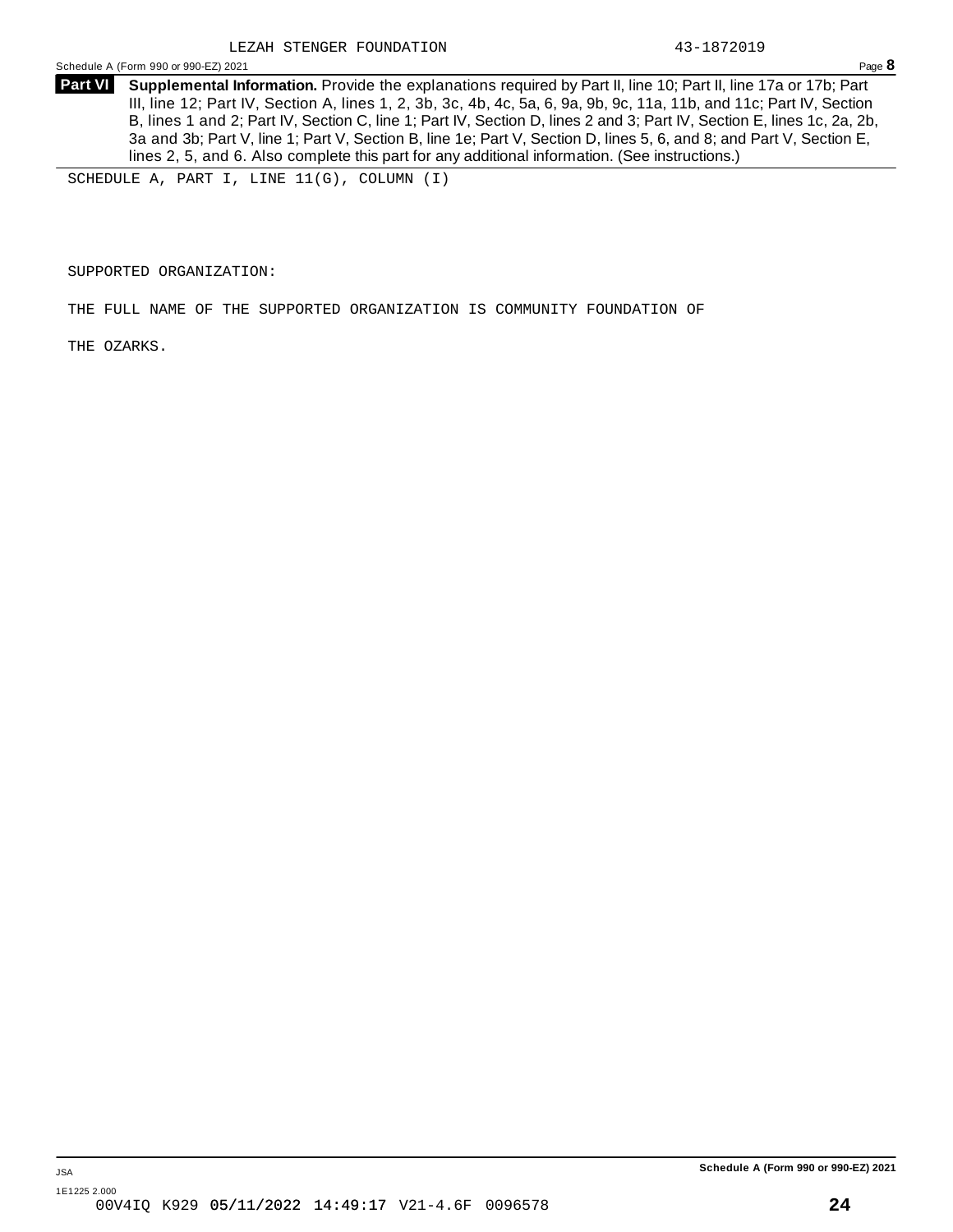LEZAH STENGER FOUNDATION 43-1872019

## Part VI Supplemental Information.

Provide the explanations required by Part II, line 10; Part II, line 17a or 17b; Part III, line 12; Part IV, Section A, lines 1, 2, 3b, 3c, 4b, 4c, 5a, 6, 9a, 9b, 9c, 11a, 11b, and 11c; Part IV, Section B, lines 1 and 2; Part IV, Section C, line 1; Part IV, Section D, lines 2 and 3; Part IV, Section E, lines 1c, 2a, 2b, 3a and 3b; Part V, line 1; Part V, Section B, line 1e; Part V, Section D, lines 5, 6, and 8; and Part V, Section E, lines 2, 5, and 6. Also complete this part for any additional information. (See instructions.)

SCHEDULE A, PART I, LINE 11(G), COLUMN (I)

SUPPORTED ORGANIZATION:

THE FULL NAME OF THE SUPPORTED ORGANIZATION IS COMMUNITY FOUNDATION OF

THE OZARKS.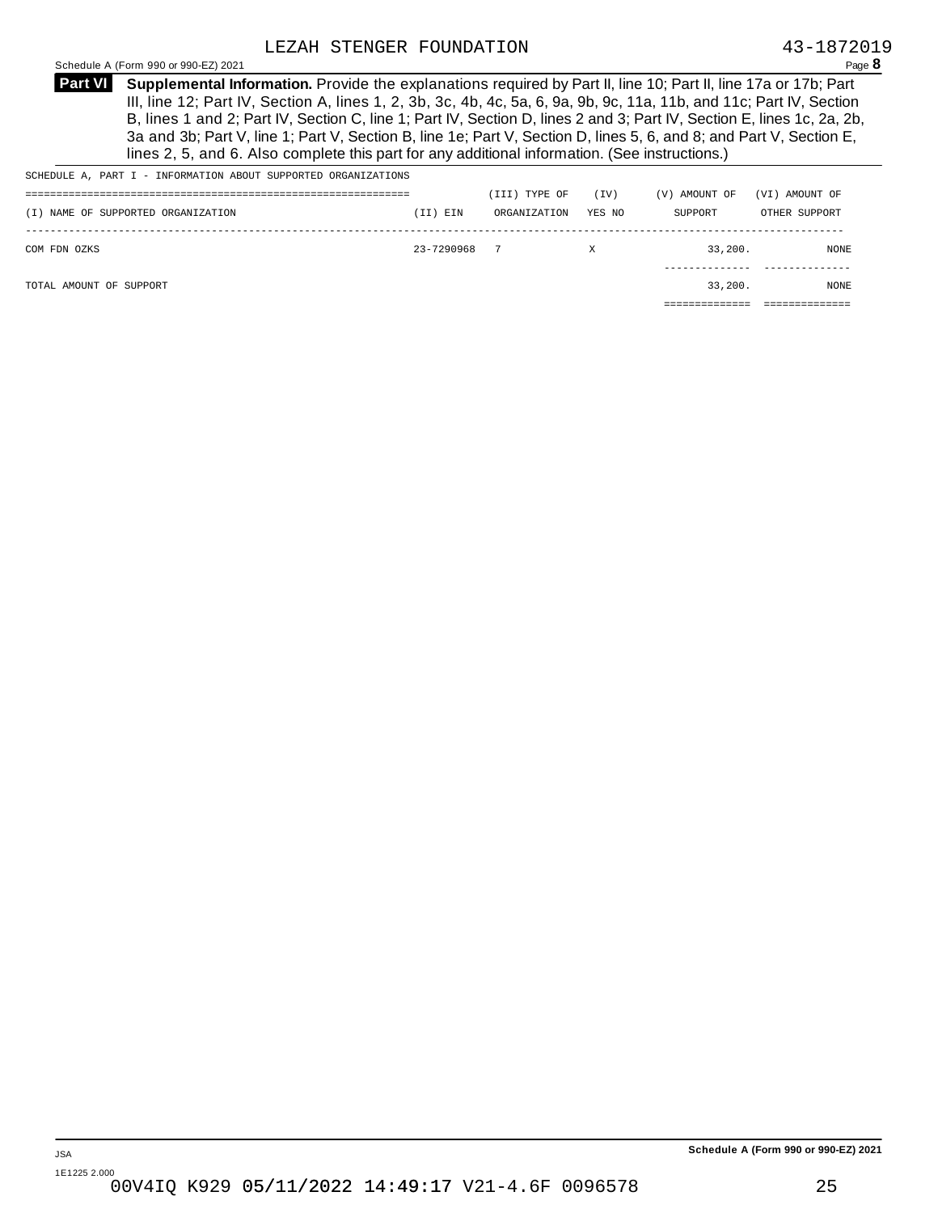LEZAH STENGER FOUNDATION 43-1872019

Schedule A (Form 990 or 990-EZ) 2021

**Part VI** **Supplemental Information.** Provide the explanations required by Part II, line 10; Part II, line 17a or 17b; Part III, line 12; Part IV, Section A, lines 1, 2, 3b, 3c, 4b, 4c, 5a, 6, 9a, 9b, 9c, 11a, 11b, and 11c; Part IV, Section B, lines 1 and 2; Part IV, Section C, line 1; Part IV, Section D, lines 2 and 3; Part IV, Section E, lines 1c, 2a, 2b, 3a and 3b; Part V, line 1; Part V, Section B, line 1e; Part V, Section D, lines 5, 6, and 8; and Part V, Section E, lines 2, 5, and 6. Also complete this part for any additional information. (See instructions.)

SCHEDULE A, PART I - INFORMATION ABOUT SUPPORTED ORGANIZATIONS

| (I) NAME OF SUPPORTED ORGANIZATION | (II) EIN | (III) TYPE OF ORGANIZATION | (IV) YES | (IV) NO | (V) AMOUNT OF SUPPORT | (VI) AMOUNT OF OTHER SUPPORT |
|---|---|---|---|---|---|---|
| COM FDN OZKS | 23-7290968 | 7 | X | | 33,200. | NONE |
| TOTAL AMOUNT OF SUPPORT | | | | | 33,200. | NONE |

Schedule A (Form 990 or 990-EZ) 2021

JSA
1E1225 2.000
00V4IQ K929 05/11/2022 14:49:17 V21-4.6F 0096578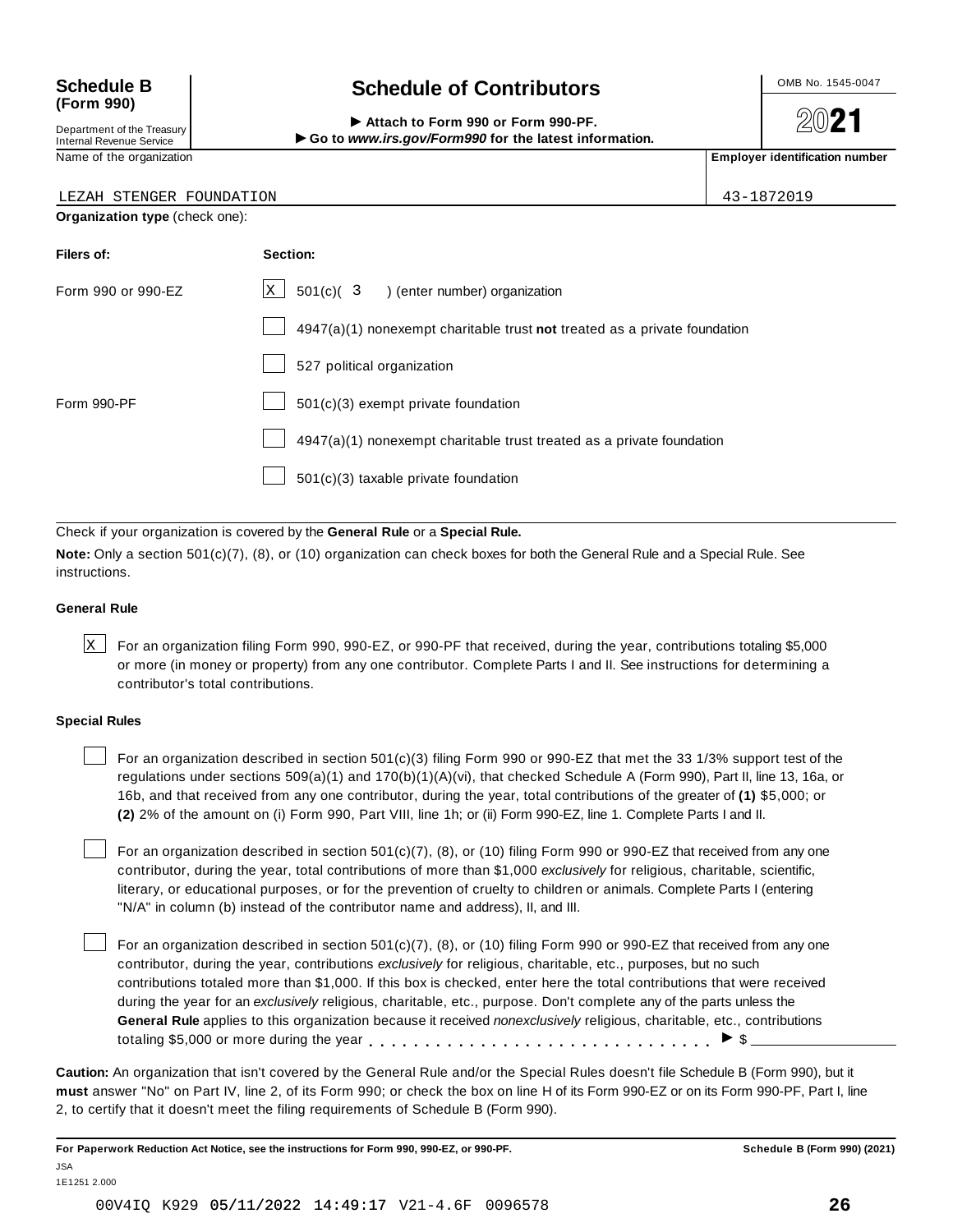**Schedule B (Form 990)**

Department of the Treasury
Internal Revenue Service

# Schedule of Contributors

► Attach to Form 990 or Form 990-PF.
► Go to *www.irs.gov/Form990* for the latest information.

OMB No. 1545-0047

2021

Name of the organization: LEZAH STENGER FOUNDATION

Employer identification number: 43-1872019

**Organization type** (check one):

| Filers of: | Section: |
|---|---|
| Form 990 or 990-EZ | [X] 501(c)( 3 ) (enter number) organization |
| | [ ] 4947(a)(1) nonexempt charitable trust **not** treated as a private foundation |
| | [ ] 527 political organization |
| Form 990-PF | [ ] 501(c)(3) exempt private foundation |
| | [ ] 4947(a)(1) nonexempt charitable trust treated as a private foundation |
| | [ ] 501(c)(3) taxable private foundation |

Check if your organization is covered by the **General Rule** or a **Special Rule.**

**Note:** Only a section 501(c)(7), (8), or (10) organization can check boxes for both the General Rule and a Special Rule. See instructions.

### General Rule

[X] For an organization filing Form 990, 990-EZ, or 990-PF that received, during the year, contributions totaling $5,000 or more (in money or property) from any one contributor. Complete Parts I and II. See instructions for determining a contributor's total contributions.

### Special Rules

[ ] For an organization described in section 501(c)(3) filing Form 990 or 990-EZ that met the 33 1/3% support test of the regulations under sections 509(a)(1) and 170(b)(1)(A)(vi), that checked Schedule A (Form 990), Part II, line 13, 16a, or 16b, and that received from any one contributor, during the year, total contributions of the greater of **(1)** $5,000; or **(2)** 2% of the amount on (i) Form 990, Part VIII, line 1h; or (ii) Form 990-EZ, line 1. Complete Parts I and II.

[ ] For an organization described in section 501(c)(7), (8), or (10) filing Form 990 or 990-EZ that received from any one contributor, during the year, total contributions of more than $1,000 *exclusively* for religious, charitable, scientific, literary, or educational purposes, or for the prevention of cruelty to children or animals. Complete Parts I (entering "N/A" in column (b) instead of the contributor name and address), II, and III.

[ ] For an organization described in section 501(c)(7), (8), or (10) filing Form 990 or 990-EZ that received from any one contributor, during the year, contributions *exclusively* for religious, charitable, etc., purposes, but no such contributions totaled more than $1,000. If this box is checked, enter here the total contributions that were received during the year for an *exclusively* religious, charitable, etc., purpose. Don't complete any of the parts unless the **General Rule** applies to this organization because it received *nonexclusively* religious, charitable, etc., contributions totaling $5,000 or more during the year . . . . . . . . . . . . . . . . . . . . . . . . . . . . . ► $ ______

**Caution:** An organization that isn't covered by the General Rule and/or the Special Rules doesn't file Schedule B (Form 990), but it **must** answer "No" on Part IV, line 2, of its Form 990; or check the box on line H of its Form 990-EZ or on its Form 990-PF, Part I, line 2, to certify that it doesn't meet the filing requirements of Schedule B (Form 990).

**For Paperwork Reduction Act Notice, see the instructions for Form 990, 990-EZ, or 990-PF.** **Schedule B (Form 990) (2021)**

JSA
1E1251 2.000

00V4IQ K929 05/11/2022 14:49:17 V21-4.6F 0096578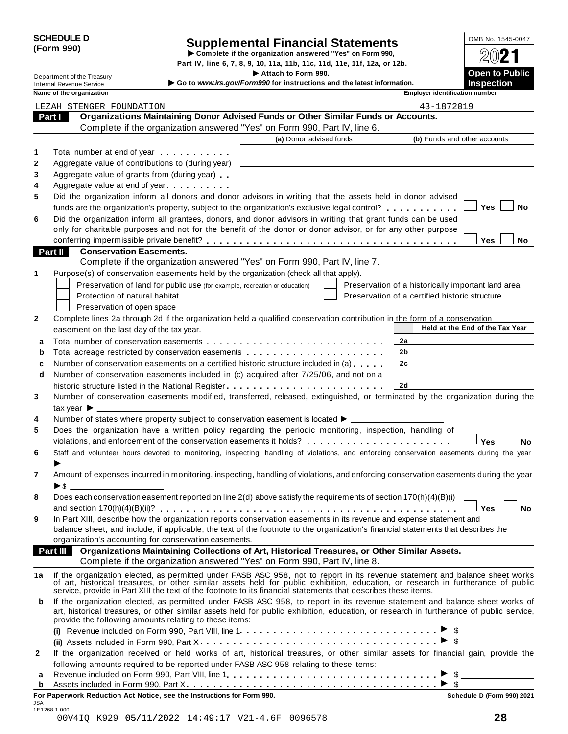**SCHEDULE D (Form 990)**

Department of the Treasury
Internal Revenue Service

# Supplemental Financial Statements

▶ Complete if the organization answered "Yes" on Form 990, Part IV, line 6, 7, 8, 9, 10, 11a, 11b, 11c, 11d, 11e, 11f, 12a, or 12b.

▶ Attach to Form 990.

▶ Go to *www.irs.gov/Form990* for instructions and the latest information.

OMB No. 1545-0047

**2021**

**Open to Public Inspection**

**Name of the organization:** LEZAH STENGER FOUNDATION

**Employer identification number:** 43-1872019

## Part I Organizations Maintaining Donor Advised Funds or Other Similar Funds or Accounts.

Complete if the organization answered "Yes" on Form 990, Part IV, line 6.

| | | (a) Donor advised funds | (b) Funds and other accounts |
|---|---|---|---|
| 1 | Total number at end of year | | |
| 2 | Aggregate value of contributions to (during year) | | |
| 3 | Aggregate value of grants from (during year) | | |
| 4 | Aggregate value at end of year | | |

5 Did the organization inform all donors and donor advisors in writing that the assets held in donor advised funds are the organization's property, subject to the organization's exclusive legal control? ☐ Yes ☐ No

6 Did the organization inform all grantees, donors, and donor advisors in writing that grant funds can be used only for charitable purposes and not for the benefit of the donor or donor advisor, or for any other purpose conferring impermissible private benefit? ☐ Yes ☐ No

## Part II Conservation Easements.

Complete if the organization answered "Yes" on Form 990, Part IV, line 7.

1 Purpose(s) of conservation easements held by the organization (check all that apply).

- ☐ Preservation of land for public use (for example, recreation or education)
- ☐ Preservation of a historically important land area
- ☐ Protection of natural habitat
- ☐ Preservation of a certified historic structure
- ☐ Preservation of open space

2 Complete lines 2a through 2d if the organization held a qualified conservation contribution in the form of a conservation easement on the last day of the tax year.

| | | | Held at the End of the Tax Year |
|---|---|---|---|
| a | Total number of conservation easements | 2a | |
| b | Total acreage restricted by conservation easements | 2b | |
| c | Number of conservation easements on a certified historic structure included in (a) | 2c | |
| d | Number of conservation easements included in (c) acquired after 7/25/06, and not on a historic structure listed in the National Register | 2d | |

3 Number of conservation easements modified, transferred, released, extinguished, or terminated by the organization during the tax year ▶ ____

4 Number of states where property subject to conservation easement is located ▶ ____

5 Does the organization have a written policy regarding the periodic monitoring, inspection, handling of violations, and enforcement of the conservation easements it holds? ☐ Yes ☐ No

6 Staff and volunteer hours devoted to monitoring, inspecting, handling of violations, and enforcing conservation easements during the year ▶ ____

7 Amount of expenses incurred in monitoring, inspecting, handling of violations, and enforcing conservation easements during the year ▶$ ____

8 Does each conservation easement reported on line 2(d) above satisfy the requirements of section 170(h)(4)(B)(i) and section 170(h)(4)(B)(ii)? ☐ Yes ☐ No

9 In Part XIII, describe how the organization reports conservation easements in its revenue and expense statement and balance sheet, and include, if applicable, the text of the footnote to the organization's financial statements that describes the organization's accounting for conservation easements.

## Part III Organizations Maintaining Collections of Art, Historical Treasures, or Other Similar Assets.

Complete if the organization answered "Yes" on Form 990, Part IV, line 8.

1a If the organization elected, as permitted under FASB ASC 958, not to report in its revenue statement and balance sheet works of art, historical treasures, or other similar assets held for public exhibition, education, or research in furtherance of public service, provide in Part XIII the text of the footnote to its financial statements that describes these items.

b If the organization elected, as permitted under FASB ASC 958, to report in its revenue statement and balance sheet works of art, historical treasures, or other similar assets held for public exhibition, education, or research in furtherance of public service, provide the following amounts relating to these items:

(i) Revenue included on Form 990, Part VIII, line 1 ▶ $ ____

(ii) Assets included in Form 990, Part X ▶ $ ____

2 If the organization received or held works of art, historical treasures, or other similar assets for financial gain, provide the following amounts required to be reported under FASB ASC 958 relating to these items:

a Revenue included on Form 990, Part VIII, line 1 ▶ $ ____

b Assets included in Form 990, Part X ▶ $ ____

**For Paperwork Reduction Act Notice, see the Instructions for Form 990.** **Schedule D (Form 990) 2021**

JSA
1E1268 1.000
00V4IQ K929 05/11/2022 14:49:17 V21-4.6F 0096578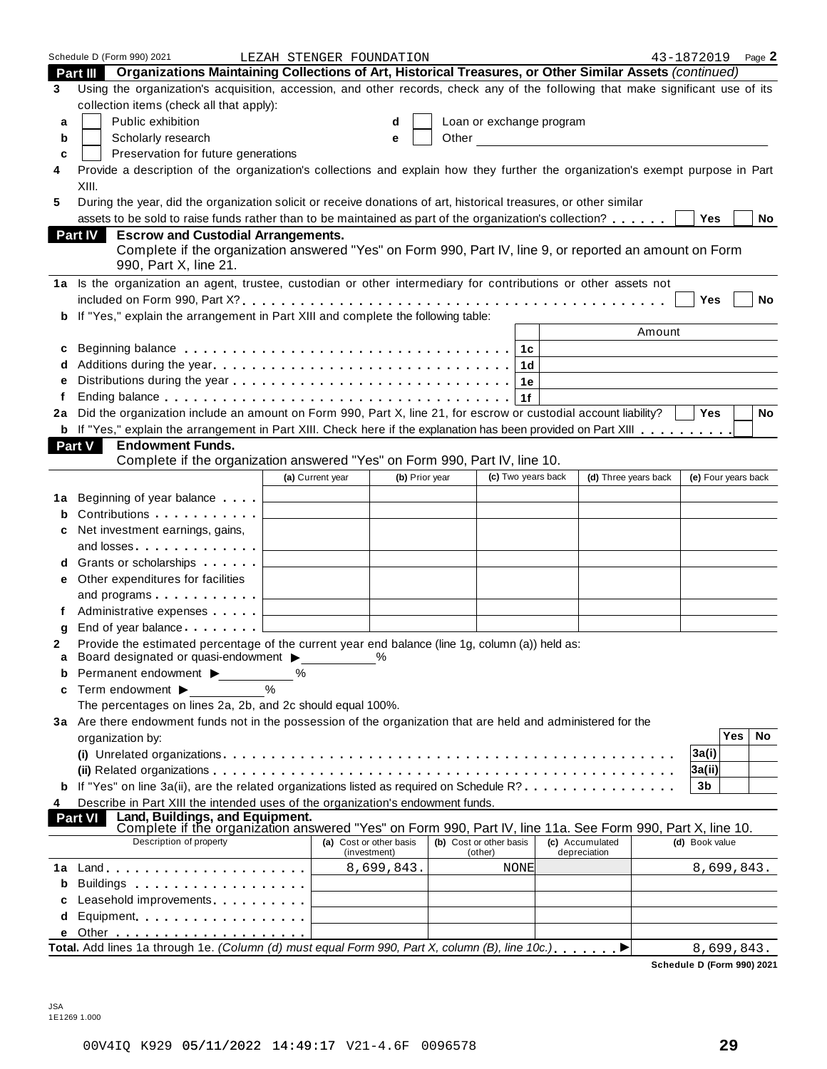Schedule D (Form 990) 2021 LEZAH STENGER FOUNDATION 43-1872019 Page **2**

## Part III Organizations Maintaining Collections of Art, Historical Treasures, or Other Similar Assets *(continued)*

**3** Using the organization's acquisition, accession, and other records, check any of the following that make significant use of its collection items (check all that apply):

- **a** ☐ Public exhibition
- **b** ☐ Scholarly research
- **c** ☐ Preservation for future generations
- **d** ☐ Loan or exchange program
- **e** ☐ Other

**4** Provide a description of the organization's collections and explain how they further the organization's exempt purpose in Part XIII.

**5** During the year, did the organization solicit or receive donations of art, historical treasures, or other similar assets to be sold to raise funds rather than to be maintained as part of the organization's collection? ☐ Yes ☐ No

## Part IV Escrow and Custodial Arrangements.

Complete if the organization answered "Yes" on Form 990, Part IV, line 9, or reported an amount on Form 990, Part X, line 21.

**1a** Is the organization an agent, trustee, custodian or other intermediary for contributions or other assets not included on Form 990, Part X? ☐ Yes ☐ No

**b** If "Yes," explain the arrangement in Part XIII and complete the following table:

| | | Amount |
|---|---|---|
| **c** Beginning balance | 1c | |
| **d** Additions during the year | 1d | |
| **e** Distributions during the year | 1e | |
| **f** Ending balance | 1f | |

**2a** Did the organization include an amount on Form 990, Part X, line 21, for escrow or custodial account liability? ☐ Yes ☐ No

**b** If "Yes," explain the arrangement in Part XIII. Check here if the explanation has been provided on Part XIII ☐

## Part V Endowment Funds.

Complete if the organization answered "Yes" on Form 990, Part IV, line 10.

| | (a) Current year | (b) Prior year | (c) Two years back | (d) Three years back | (e) Four years back |
|---|---|---|---|---|---|
| **1a** Beginning of year balance | | | | | |
| **b** Contributions | | | | | |
| **c** Net investment earnings, gains, and losses | | | | | |
| **d** Grants or scholarships | | | | | |
| **e** Other expenditures for facilities and programs | | | | | |
| **f** Administrative expenses | | | | | |
| **g** End of year balance | | | | | |

**2** Provide the estimated percentage of the current year end balance (line 1g, column (a)) held as:

- **a** Board designated or quasi-endowment ▶ _____ %
- **b** Permanent endowment ▶ _____ %
- **c** Term endowment ▶ _____ %

The percentages on lines 2a, 2b, and 2c should equal 100%.

**3a** Are there endowment funds not in the possession of the organization that are held and administered for the organization by:

| | | Yes | No |
|---|---|---|---|
| **(i)** Unrelated organizations | 3a(i) | | |
| **(ii)** Related organizations | 3a(ii) | | |
| **b** If "Yes" on line 3a(ii), are the related organizations listed as required on Schedule R? | 3b | | |

**4** Describe in Part XIII the intended uses of the organization's endowment funds.

## Part VI Land, Buildings, and Equipment.

Complete if the organization answered "Yes" on Form 990, Part IV, line 11a. See Form 990, Part X, line 10.

| Description of property | (a) Cost or other basis (investment) | (b) Cost or other basis (other) | (c) Accumulated depreciation | (d) Book value |
|---|---|---|---|---|
| **1a** Land | 8,699,843. | NONE | | 8,699,843. |
| **b** Buildings | | | | |
| **c** Leasehold improvements | | | | |
| **d** Equipment | | | | |
| **e** Other | | | | |
| **Total.** Add lines 1a through 1e. *(Column (d) must equal Form 990, Part X, column (B), line 10c.)* ▶ | | | | 8,699,843. |

**Schedule D (Form 990) 2021**

JSA
1E1269 1.000

00V4IQ K929 05/11/2022 14:49:17 V21-4.6F 0096578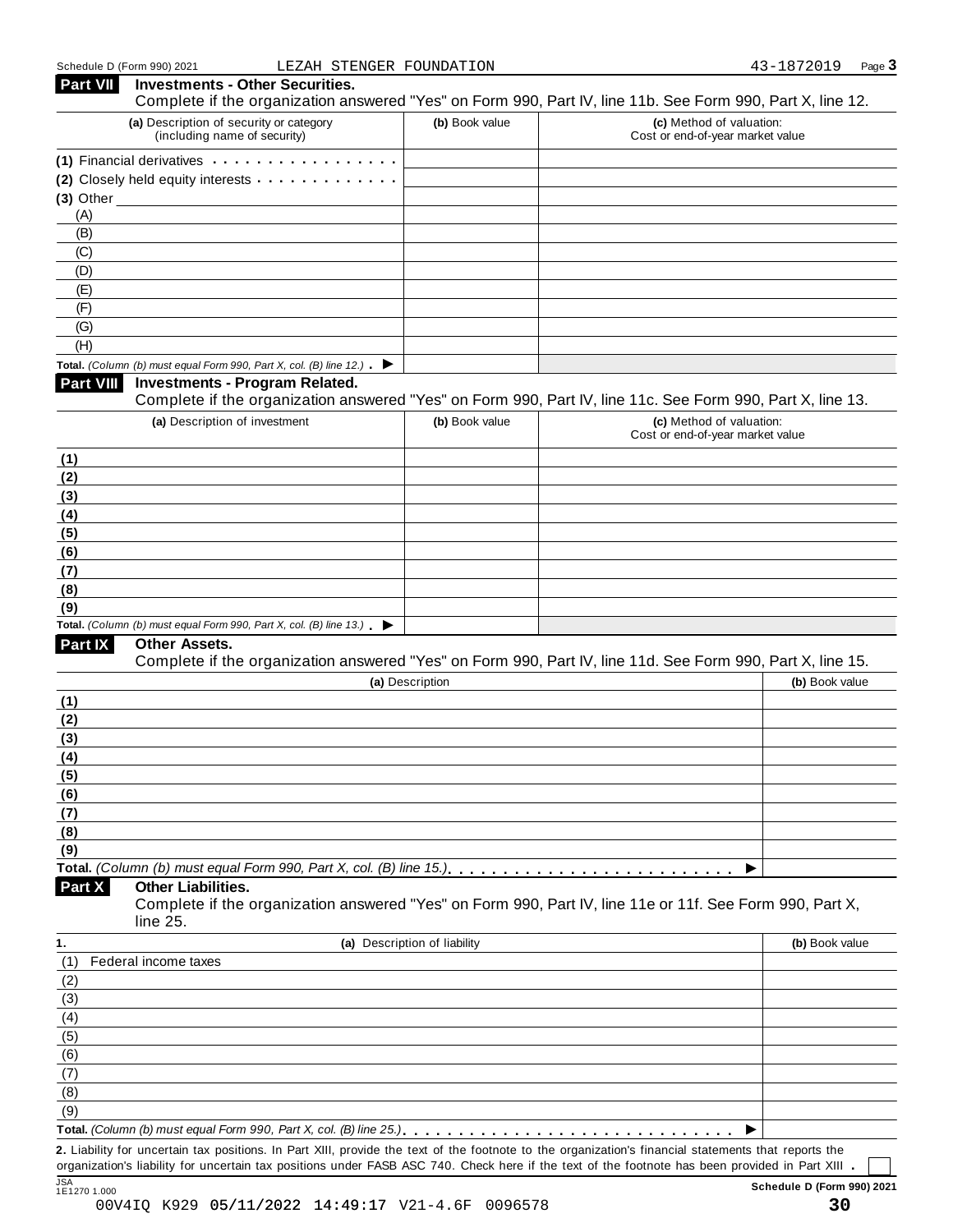Schedule D (Form 990) 2021 LEZAH STENGER FOUNDATION 43-1872019 Page **3**

## Part VII Investments - Other Securities.

Complete if the organization answered "Yes" on Form 990, Part IV, line 11b. See Form 990, Part X, line 12.

| (a) Description of security or category (including name of security) | (b) Book value | (c) Method of valuation: Cost or end-of-year market value |
|---|---|---|
| (1) Financial derivatives | | |
| (2) Closely held equity interests | | |
| (3) Other | | |
| (A) | | |
| (B) | | |
| (C) | | |
| (D) | | |
| (E) | | |
| (F) | | |
| (G) | | |
| (H) | | |
| **Total.** *(Column (b) must equal Form 990, Part X, col. (B) line 12.)* ▶ | | |

## Part VIII Investments - Program Related.

Complete if the organization answered "Yes" on Form 990, Part IV, line 11c. See Form 990, Part X, line 13.

| (a) Description of investment | (b) Book value | (c) Method of valuation: Cost or end-of-year market value |
|---|---|---|
| (1) | | |
| (2) | | |
| (3) | | |
| (4) | | |
| (5) | | |
| (6) | | |
| (7) | | |
| (8) | | |
| (9) | | |
| **Total.** *(Column (b) must equal Form 990, Part X, col. (B) line 13.)* ▶ | | |

## Part IX Other Assets.

Complete if the organization answered "Yes" on Form 990, Part IV, line 11d. See Form 990, Part X, line 15.

| (a) Description | (b) Book value |
|---|---|
| (1) | |
| (2) | |
| (3) | |
| (4) | |
| (5) | |
| (6) | |
| (7) | |
| (8) | |
| (9) | |
| **Total.** *(Column (b) must equal Form 990, Part X, col. (B) line 15.)* ▶ | |

## Part X Other Liabilities.

Complete if the organization answered "Yes" on Form 990, Part IV, line 11e or 11f. See Form 990, Part X, line 25.

| 1. (a) Description of liability | (b) Book value |
|---|---|
| (1) Federal income taxes | |
| (2) | |
| (3) | |
| (4) | |
| (5) | |
| (6) | |
| (7) | |
| (8) | |
| (9) | |
| **Total.** *(Column (b) must equal Form 990, Part X, col. (B) line 25.)* ▶ | |

**2.** Liability for uncertain tax positions. In Part XIII, provide the text of the footnote to the organization's financial statements that reports the organization's liability for uncertain tax positions under FASB ASC 740. Check here if the text of the footnote has been provided in Part XIII . ☐

JSA 1E1270 1.000 **Schedule D (Form 990) 2021**

00V4IQ K929 05/11/2022 14:49:17 V21-4.6F 0096578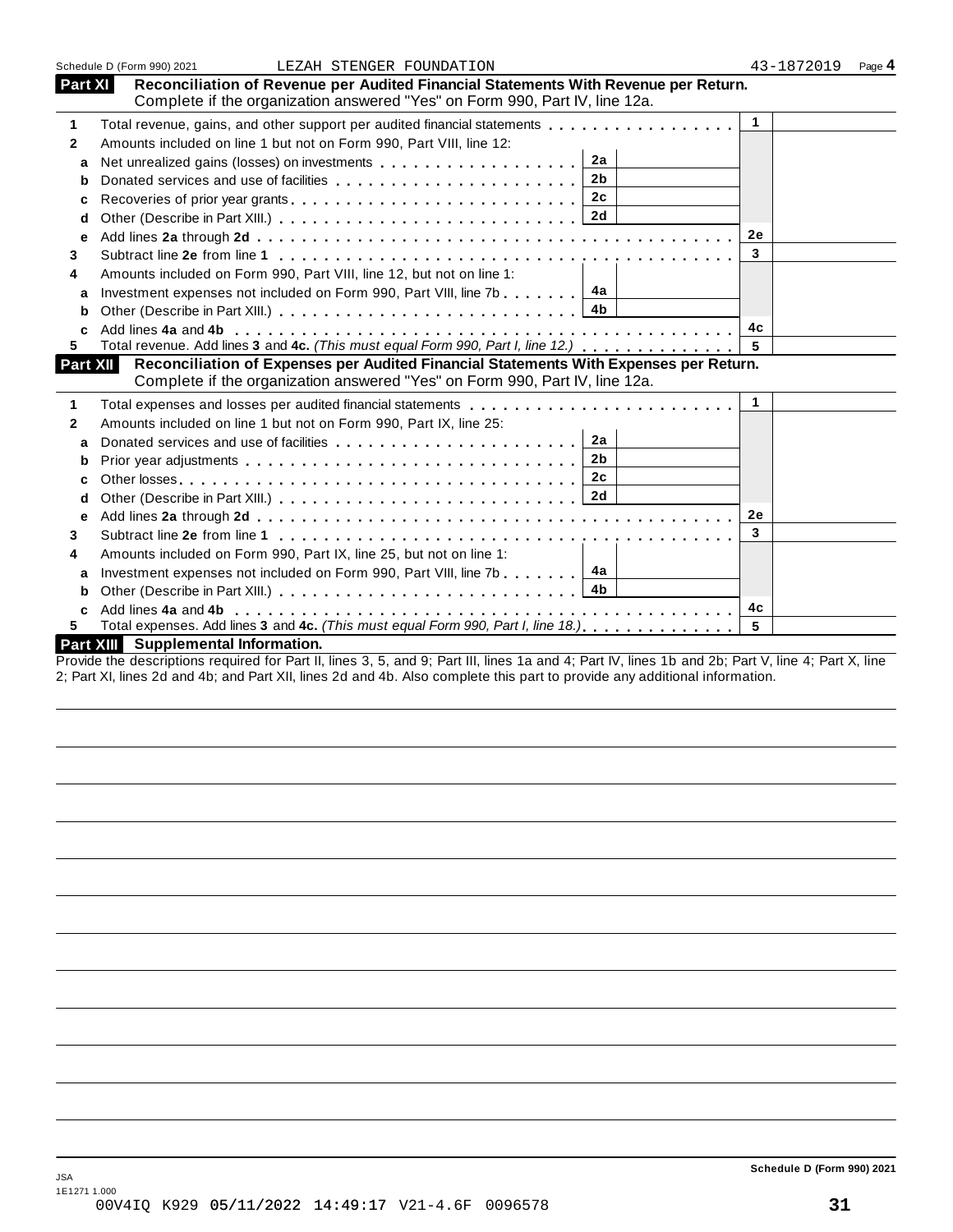Schedule D (Form 990) 2021 LEZAH STENGER FOUNDATION 43-1872019 Page **4**

## Part XI Reconciliation of Revenue per Audited Financial Statements With Revenue per Return.

Complete if the organization answered "Yes" on Form 990, Part IV, line 12a.

| | | | | | |
|---|---|---|---|---|---|
| **1** | Total revenue, gains, and other support per audited financial statements | | | 1 | |
| **2** | Amounts included on line 1 but not on Form 990, Part VIII, line 12: | | | | |
| a | Net unrealized gains (losses) on investments | 2a | | | |
| b | Donated services and use of facilities | 2b | | | |
| c | Recoveries of prior year grants | 2c | | | |
| d | Other (Describe in Part XIII.) | 2d | | | |
| e | Add lines **2a** through **2d** | | | 2e | |
| **3** | Subtract line **2e** from line **1** | | | 3 | |
| **4** | Amounts included on Form 990, Part VIII, line 12, but not on line 1: | | | | |
| a | Investment expenses not included on Form 990, Part VIII, line 7b | 4a | | | |
| b | Other (Describe in Part XIII.) | 4b | | | |
| c | Add lines **4a** and **4b** | | | 4c | |
| **5** | Total revenue. Add lines **3** and **4c.** *(This must equal Form 990, Part I, line 12.)* | | | 5 | |

## Part XII Reconciliation of Expenses per Audited Financial Statements With Expenses per Return.

Complete if the organization answered "Yes" on Form 990, Part IV, line 12a.

| | | | | | |
|---|---|---|---|---|---|
| **1** | Total expenses and losses per audited financial statements | | | 1 | |
| **2** | Amounts included on line 1 but not on Form 990, Part IX, line 25: | | | | |
| a | Donated services and use of facilities | 2a | | | |
| b | Prior year adjustments | 2b | | | |
| c | Other losses | 2c | | | |
| d | Other (Describe in Part XIII.) | 2d | | | |
| e | Add lines **2a** through **2d** | | | 2e | |
| **3** | Subtract line **2e** from line **1** | | | 3 | |
| **4** | Amounts included on Form 990, Part IX, line 25, but not on line 1: | | | | |
| a | Investment expenses not included on Form 990, Part VIII, line 7b | 4a | | | |
| b | Other (Describe in Part XIII.) | 4b | | | |
| c | Add lines **4a** and **4b** | | | 4c | |
| **5** | Total expenses. Add lines **3** and **4c.** *(This must equal Form 990, Part I, line 18.)* | | | 5 | |

## Part XIII Supplemental Information.

Provide the descriptions required for Part II, lines 3, 5, and 9; Part III, lines 1a and 4; Part IV, lines 1b and 2b; Part V, line 4; Part X, line 2; Part XI, lines 2d and 4b; and Part XII, lines 2d and 4b. Also complete this part to provide any additional information.

**Schedule D (Form 990) 2021**

JSA
1E1271 1.000
00V4IQ K929 05/11/2022 14:49:17 V21-4.6F 0096578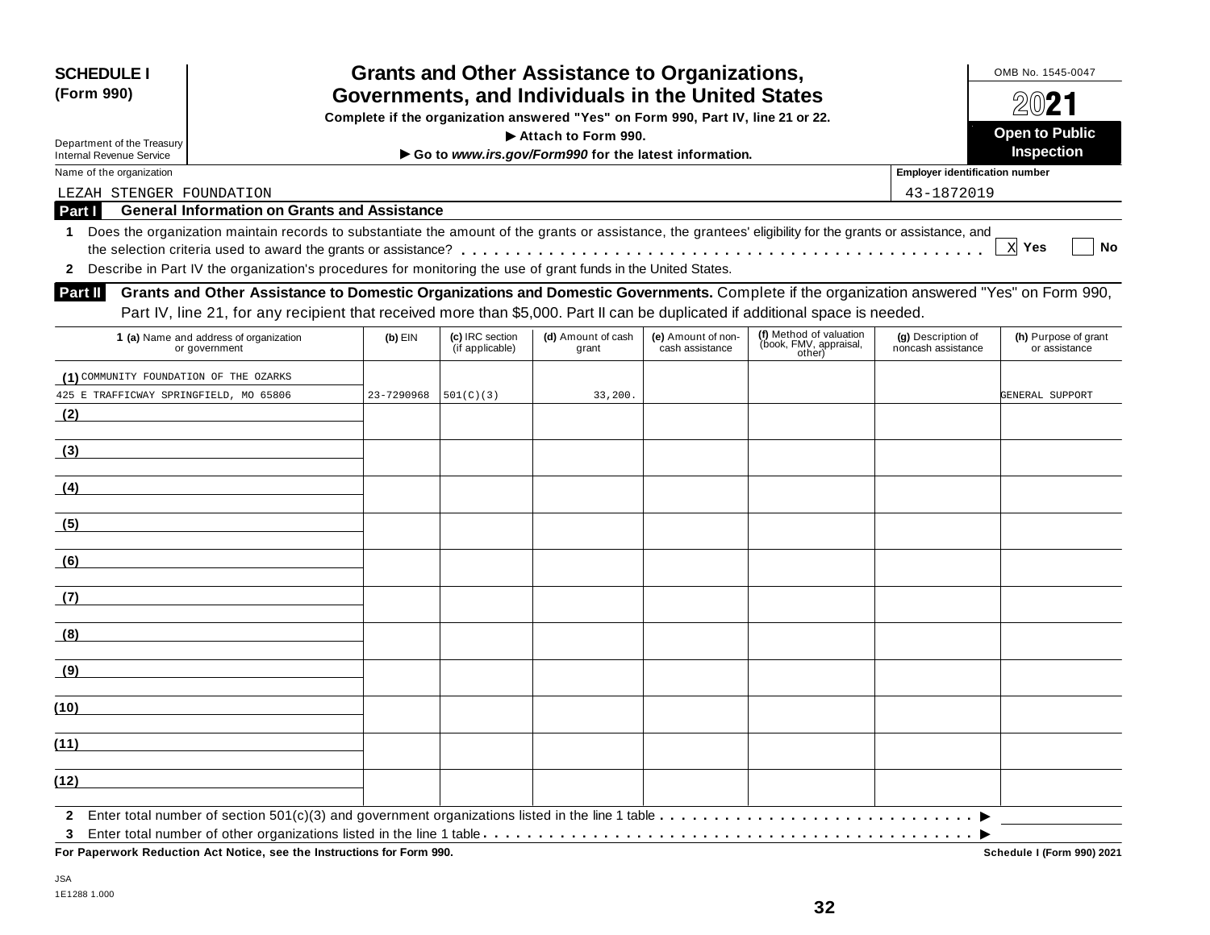**SCHEDULE I (Form 990)**

Department of the Treasury
Internal Revenue Service

# Grants and Other Assistance to Organizations, Governments, and Individuals in the United States

**Complete if the organization answered "Yes" on Form 990, Part IV, line 21 or 22.**

**▶ Attach to Form 990.**

**▶ Go to *www.irs.gov/Form990* for the latest information.**

OMB No. 1545-0047

**2021**

**Open to Public Inspection**

Name of the organization: LEZAH STENGER FOUNDATION

Employer identification number: 43-1872019

## Part I General Information on Grants and Assistance

**1** Does the organization maintain records to substantiate the amount of the grants or assistance, the grantees' eligibility for the grants or assistance, and the selection criteria used to award the grants or assistance? . . . . . . . . . . . . . . . . . . . . . . . . . . . . . . . . . . . . . . . . . . . . . [X] **Yes** [ ] **No**

**2** Describe in Part IV the organization's procedures for monitoring the use of grant funds in the United States.

## Part II Grants and Other Assistance to Domestic Organizations and Domestic Governments.

Complete if the organization answered "Yes" on Form 990, Part IV, line 21, for any recipient that received more than $5,000. Part II can be duplicated if additional space is needed.

| 1 (a) Name and address of organization or government | (b) EIN | (c) IRC section (if applicable) | (d) Amount of cash grant | (e) Amount of non-cash assistance | (f) Method of valuation (book, FMV, appraisal, other) | (g) Description of noncash assistance | (h) Purpose of grant or assistance |
|---|---|---|---|---|---|---|---|
| (1) COMMUNITY FOUNDATION OF THE OZARKS 425 E TRAFFICWAY SPRINGFIELD, MO 65806 | 23-7290968 | 501(C)(3) | 33,200. | | | | GENERAL SUPPORT |
| (2) | | | | | | | |
| (3) | | | | | | | |
| (4) | | | | | | | |
| (5) | | | | | | | |
| (6) | | | | | | | |
| (7) | | | | | | | |
| (8) | | | | | | | |
| (9) | | | | | | | |
| (10) | | | | | | | |
| (11) | | | | | | | |
| (12) | | | | | | | |

**2** Enter total number of section 501(c)(3) and government organizations listed in the line 1 table . . . . . . . . . . . . . . . . . . . . . . . . . . . . . ▶

**3** Enter total number of other organizations listed in the line 1 table . . . . . . . . . . . . . . . . . . . . . . . . . . . . . . . . . . . . . . . . . . . . . ▶

**For Paperwork Reduction Act Notice, see the Instructions for Form 990.**

**Schedule I (Form 990) 2021**

JSA
1E1288 1.000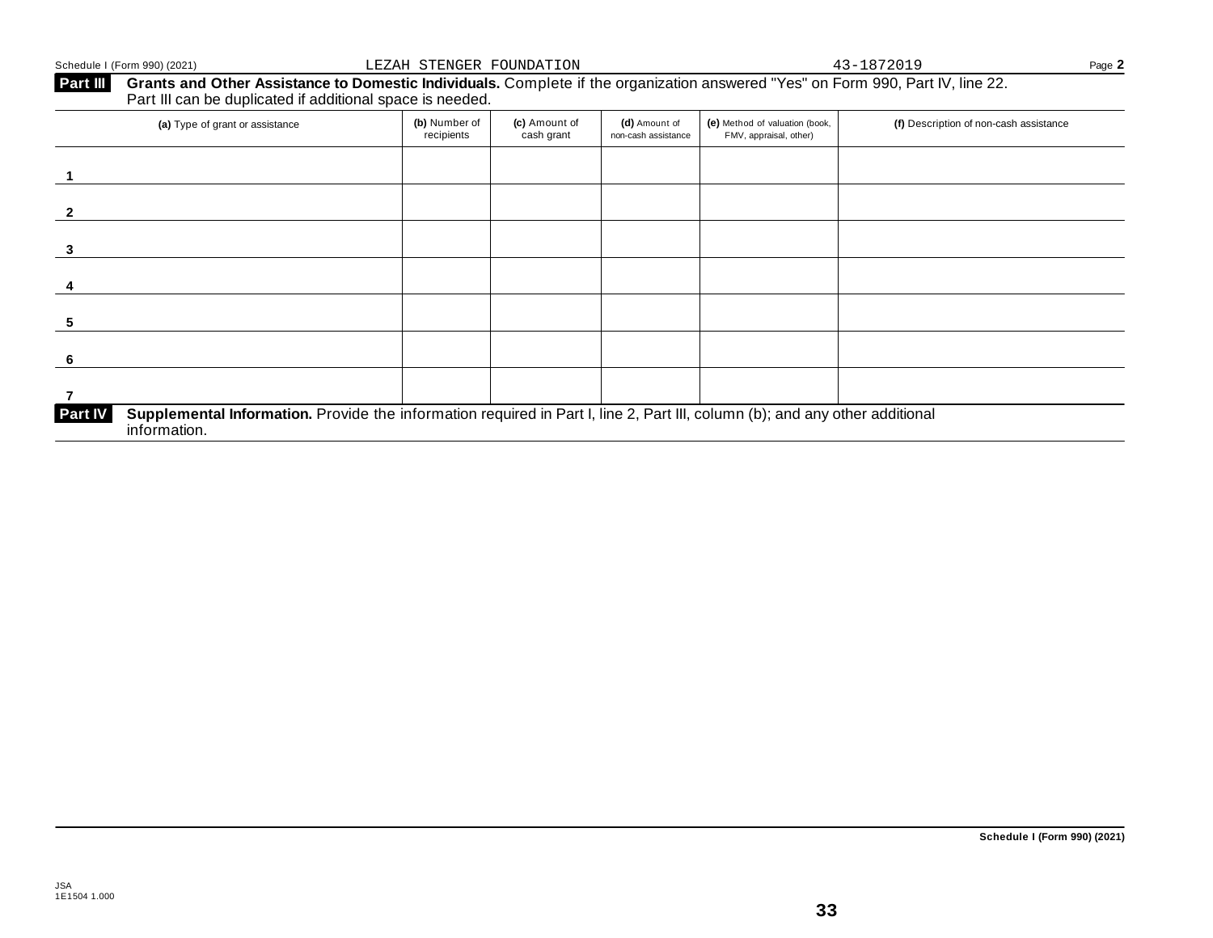Schedule I (Form 990) (2021) LEZAH STENGER FOUNDATION 43-1872019 Page 2

**Part III** **Grants and Other Assistance to Domestic Individuals.** Complete if the organization answered "Yes" on Form 990, Part IV, line 22. Part III can be duplicated if additional space is needed.

| | (a) Type of grant or assistance | (b) Number of recipients | (c) Amount of cash grant | (d) Amount of non-cash assistance | (e) Method of valuation (book, FMV, appraisal, other) | (f) Description of non-cash assistance |
|---|---|---|---|---|---|---|
| 1 | | | | | | |
| 2 | | | | | | |
| 3 | | | | | | |
| 4 | | | | | | |
| 5 | | | | | | |
| 6 | | | | | | |
| 7 | | | | | | |

**Part IV** **Supplemental Information.** Provide the information required in Part I, line 2, Part III, column (b); and any other additional information.

**Schedule I (Form 990) (2021)**

JSA
1E1504 1.000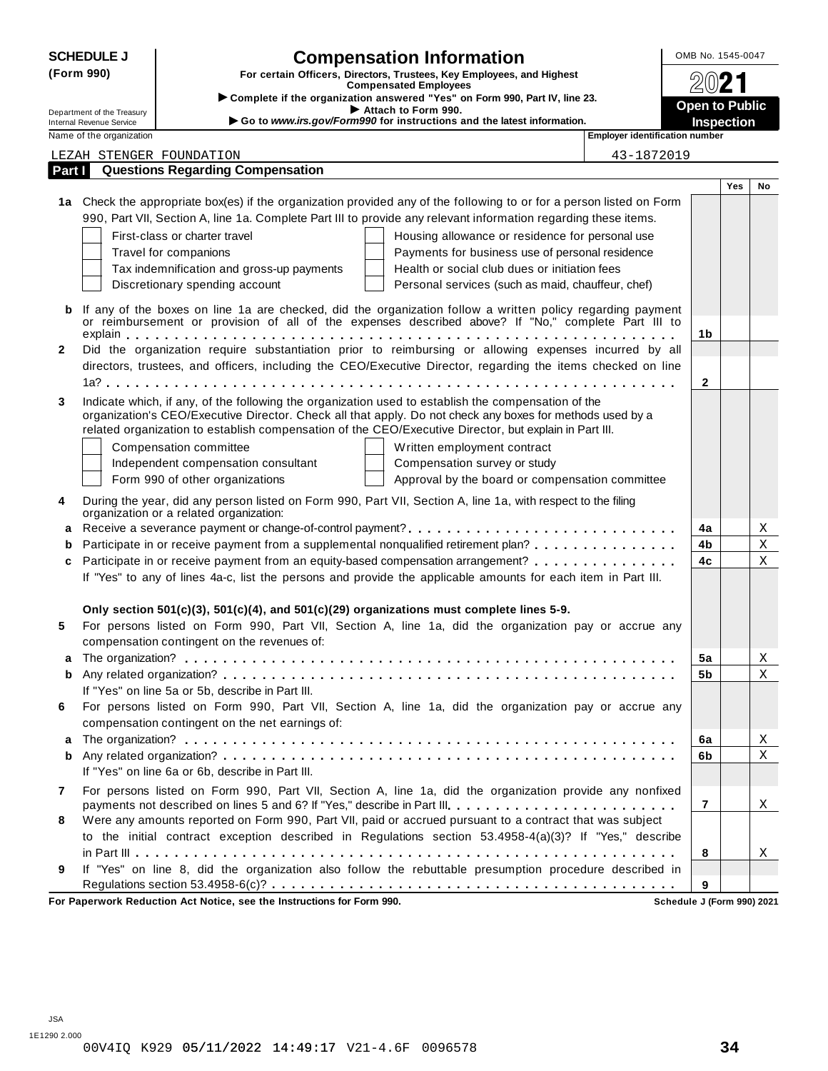**SCHEDULE J (Form 990)**

Department of the Treasury
Internal Revenue Service

# Compensation Information

**For certain Officers, Directors, Trustees, Key Employees, and Highest Compensated Employees**

▶ Complete if the organization answered "Yes" on Form 990, Part IV, line 23.
▶ Attach to Form 990.
▶ Go to *www.irs.gov/Form990* for instructions and the latest information.

OMB No. 1545-0047

**2021**

**Open to Public Inspection**

Name of the organization: LEZAH STENGER FOUNDATION

Employer identification number: 43-1872019

## Part I Questions Regarding Compensation

| | | | Yes | No |
|---|---|---|---|---|
| **1a** | Check the appropriate box(es) if the organization provided any of the following to or for a person listed on Form 990, Part VII, Section A, line 1a. Complete Part III to provide any relevant information regarding these items.<br>☐ First-class or charter travel ☐ Housing allowance or residence for personal use<br>☐ Travel for companions ☐ Payments for business use of personal residence<br>☐ Tax indemnification and gross-up payments ☐ Health or social club dues or initiation fees<br>☐ Discretionary spending account ☐ Personal services (such as maid, chauffeur, chef) | | | |
| **b** | If any of the boxes on line 1a are checked, did the organization follow a written policy regarding payment or reimbursement or provision of all of the expenses described above? If "No," complete Part III to explain | 1b | | |
| **2** | Did the organization require substantiation prior to reimbursing or allowing expenses incurred by all directors, trustees, and officers, including the CEO/Executive Director, regarding the items checked on line 1a? | 2 | | |
| **3** | Indicate which, if any, of the following the organization used to establish the compensation of the organization's CEO/Executive Director. Check all that apply. Do not check any boxes for methods used by a related organization to establish compensation of the CEO/Executive Director, but explain in Part III.<br>☐ Compensation committee ☐ Written employment contract<br>☐ Independent compensation consultant ☐ Compensation survey or study<br>☐ Form 990 of other organizations ☐ Approval by the board or compensation committee | | | |
| **4** | During the year, did any person listed on Form 990, Part VII, Section A, line 1a, with respect to the filing organization or a related organization: | | | |
| **a** | Receive a severance payment or change-of-control payment? | 4a | | X |
| **b** | Participate in or receive payment from a supplemental nonqualified retirement plan? | 4b | | X |
| **c** | Participate in or receive payment from an equity-based compensation arrangement? | 4c | | X |
| | If "Yes" to any of lines 4a-c, list the persons and provide the applicable amounts for each item in Part III. | | | |
| | **Only section 501(c)(3), 501(c)(4), and 501(c)(29) organizations must complete lines 5-9.** | | | |
| **5** | For persons listed on Form 990, Part VII, Section A, line 1a, did the organization pay or accrue any compensation contingent on the revenues of: | | | |
| **a** | The organization? | 5a | | X |
| **b** | Any related organization? | 5b | | X |
| | If "Yes" on line 5a or 5b, describe in Part III. | | | |
| **6** | For persons listed on Form 990, Part VII, Section A, line 1a, did the organization pay or accrue any compensation contingent on the net earnings of: | | | |
| **a** | The organization? | 6a | | X |
| **b** | Any related organization? | 6b | | X |
| | If "Yes" on line 6a or 6b, describe in Part III. | | | |
| **7** | For persons listed on Form 990, Part VII, Section A, line 1a, did the organization provide any nonfixed payments not described on lines 5 and 6? If "Yes," describe in Part III | 7 | | X |
| **8** | Were any amounts reported on Form 990, Part VII, paid or accrued pursuant to a contract that was subject to the initial contract exception described in Regulations section 53.4958-4(a)(3)? If "Yes," describe in Part III | 8 | | X |
| **9** | If "Yes" on line 8, did the organization also follow the rebuttable presumption procedure described in Regulations section 53.4958-6(c)? | 9 | | |

**For Paperwork Reduction Act Notice, see the Instructions for Form 990.** **Schedule J (Form 990) 2021**

JSA
1E1290 2.000
00V4IQ K929 05/11/2022 14:49:17 V21-4.6F 0096578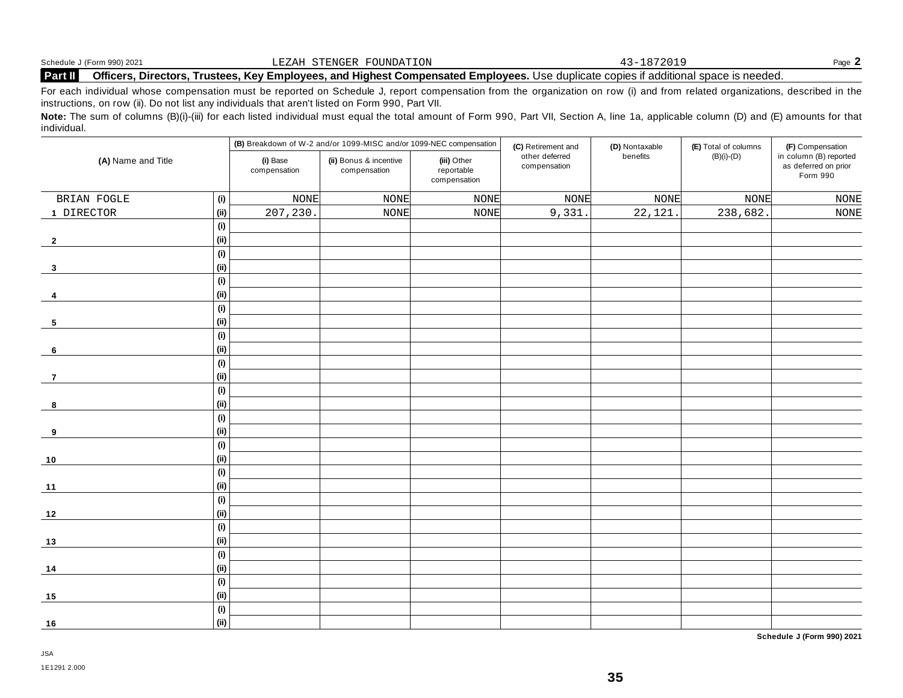Schedule J (Form 990) 2021 LEZAH STENGER FOUNDATION 43-1872019 Page **2**

**Part II** **Officers, Directors, Trustees, Key Employees, and Highest Compensated Employees.** Use duplicate copies if additional space is needed.

For each individual whose compensation must be reported on Schedule J, report compensation from the organization on row (i) and from related organizations, described in the instructions, on row (ii). Do not list any individuals that aren't listed on Form 990, Part VII.

**Note:** The sum of columns (B)(i)-(iii) for each listed individual must equal the total amount of Form 990, Part VII, Section A, line 1a, applicable column (D) and (E) amounts for that individual.

| (A) Name and Title | | (B) Breakdown of W-2 and/or 1099-MISC and/or 1099-NEC compensation | | | (C) Retirement and other deferred compensation | (D) Nontaxable benefits | (E) Total of columns (B)(i)-(D) | (F) Compensation in column (B) reported as deferred on prior Form 990 |
|---|---|---|---|---|---|---|---|---|
| | | (i) Base compensation | (ii) Bonus & incentive compensation | (iii) Other reportable compensation | | | | |
| BRIAN FOGLE | (i) | NONE | NONE | NONE | NONE | NONE | NONE | NONE |
| 1 DIRECTOR | (ii) | 207,230. | NONE | NONE | 9,331. | 22,121. | 238,682. | NONE |
| | (i) | | | | | | | |
| 2 | (ii) | | | | | | | |
| | (i) | | | | | | | |
| 3 | (ii) | | | | | | | |
| | (i) | | | | | | | |
| 4 | (ii) | | | | | | | |
| | (i) | | | | | | | |
| 5 | (ii) | | | | | | | |
| | (i) | | | | | | | |
| 6 | (ii) | | | | | | | |
| | (i) | | | | | | | |
| 7 | (ii) | | | | | | | |
| | (i) | | | | | | | |
| 8 | (ii) | | | | | | | |
| | (i) | | | | | | | |
| 9 | (ii) | | | | | | | |
| | (i) | | | | | | | |
| 10 | (ii) | | | | | | | |
| | (i) | | | | | | | |
| 11 | (ii) | | | | | | | |
| | (i) | | | | | | | |
| 12 | (ii) | | | | | | | |
| | (i) | | | | | | | |
| 13 | (ii) | | | | | | | |
| | (i) | | | | | | | |
| 14 | (ii) | | | | | | | |
| | (i) | | | | | | | |
| 15 | (ii) | | | | | | | |
| | (i) | | | | | | | |
| 16 | (ii) | | | | | | | |

**Schedule J (Form 990) 2021**

JSA
1E1291 2.000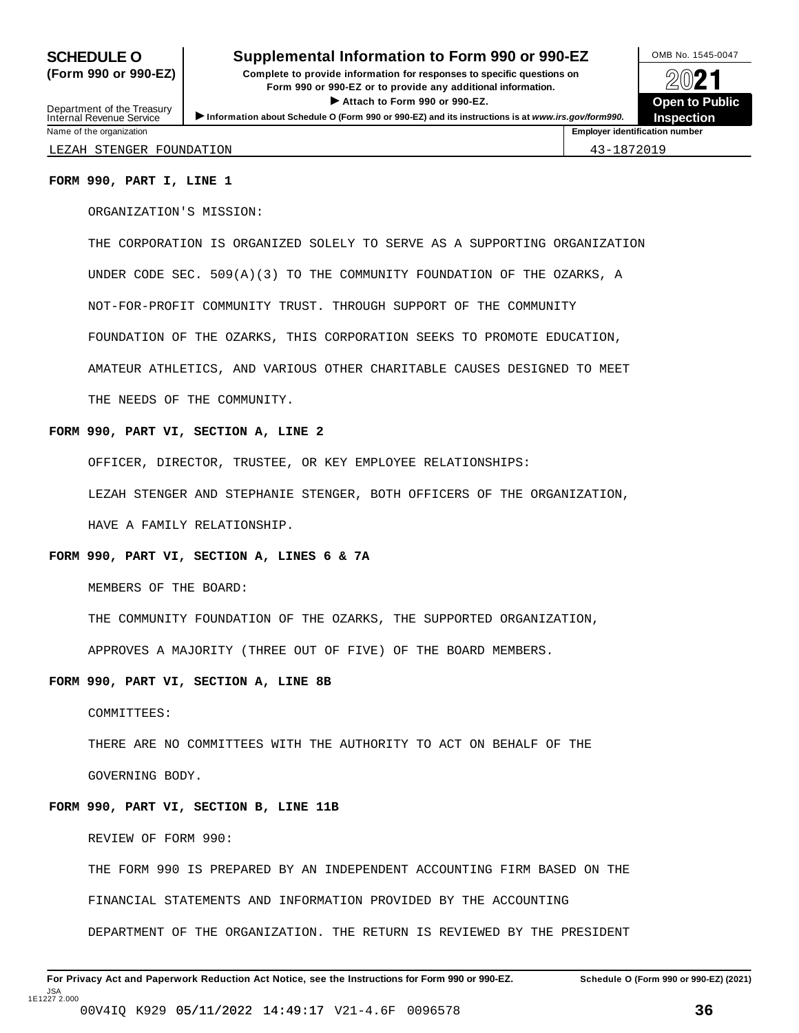**SCHEDULE O (Form 990 or 990-EZ)**

Department of the Treasury
Internal Revenue Service

# Supplemental Information to Form 990 or 990-EZ

**Complete to provide information for responses to specific questions on Form 990 or 990-EZ or to provide any additional information.**

▶ **Attach to Form 990 or 990-EZ.**

▶ **Information about Schedule O (Form 990 or 990-EZ) and its instructions is at** ***www.irs.gov/form990.***

OMB No. 1545-0047

2021

**Open to Public Inspection**

| Name of the organization | Employer identification number |
|---|---|
| LEZAH STENGER FOUNDATION | 43-1872019 |

**FORM 990, PART I, LINE 1**

ORGANIZATION'S MISSION:

THE CORPORATION IS ORGANIZED SOLELY TO SERVE AS A SUPPORTING ORGANIZATION UNDER CODE SEC. 509(A)(3) TO THE COMMUNITY FOUNDATION OF THE OZARKS, A NOT-FOR-PROFIT COMMUNITY TRUST. THROUGH SUPPORT OF THE COMMUNITY FOUNDATION OF THE OZARKS, THIS CORPORATION SEEKS TO PROMOTE EDUCATION, AMATEUR ATHLETICS, AND VARIOUS OTHER CHARITABLE CAUSES DESIGNED TO MEET THE NEEDS OF THE COMMUNITY.

**FORM 990, PART VI, SECTION A, LINE 2**

OFFICER, DIRECTOR, TRUSTEE, OR KEY EMPLOYEE RELATIONSHIPS:

LEZAH STENGER AND STEPHANIE STENGER, BOTH OFFICERS OF THE ORGANIZATION, HAVE A FAMILY RELATIONSHIP.

**FORM 990, PART VI, SECTION A, LINES 6 & 7A**

MEMBERS OF THE BOARD:

THE COMMUNITY FOUNDATION OF THE OZARKS, THE SUPPORTED ORGANIZATION, APPROVES A MAJORITY (THREE OUT OF FIVE) OF THE BOARD MEMBERS.

**FORM 990, PART VI, SECTION A, LINE 8B**

COMMITTEES:

THERE ARE NO COMMITTEES WITH THE AUTHORITY TO ACT ON BEHALF OF THE GOVERNING BODY.

**FORM 990, PART VI, SECTION B, LINE 11B**

REVIEW OF FORM 990:

THE FORM 990 IS PREPARED BY AN INDEPENDENT ACCOUNTING FIRM BASED ON THE FINANCIAL STATEMENTS AND INFORMATION PROVIDED BY THE ACCOUNTING DEPARTMENT OF THE ORGANIZATION. THE RETURN IS REVIEWED BY THE PRESIDENT

**For Privacy Act and Paperwork Reduction Act Notice, see the Instructions for Form 990 or 990-EZ.** **Schedule O (Form 990 or 990-EZ) (2021)**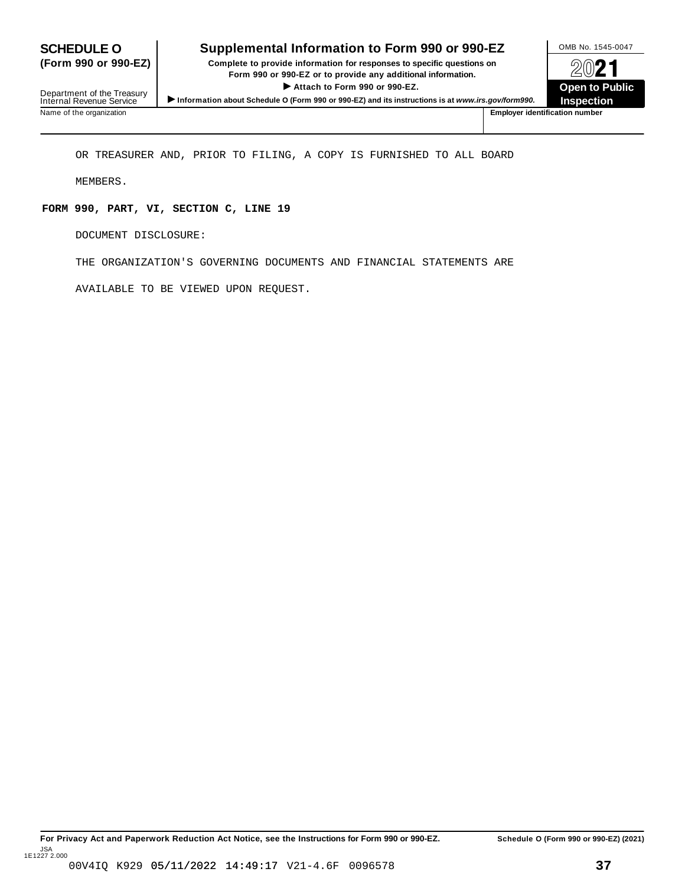**SCHEDULE O (Form 990 or 990-EZ)**

Department of the Treasury
Internal Revenue Service

# Supplemental Information to Form 990 or 990-EZ

**Complete to provide information for responses to specific questions on Form 990 or 990-EZ or to provide any additional information.**

**▶ Attach to Form 990 or 990-EZ.**

**▶ Information about Schedule O (Form 990 or 990-EZ) and its instructions is at *www.irs.gov/form990.***

OMB No. 1545-0047

**2021**

**Open to Public Inspection**

| Name of the organization | Employer identification number |
|---|---|
| | |

OR TREASURER AND, PRIOR TO FILING, A COPY IS FURNISHED TO ALL BOARD MEMBERS.

**FORM 990, PART, VI, SECTION C, LINE 19**

DOCUMENT DISCLOSURE:

THE ORGANIZATION'S GOVERNING DOCUMENTS AND FINANCIAL STATEMENTS ARE AVAILABLE TO BE VIEWED UPON REQUEST.

**For Privacy Act and Paperwork Reduction Act Notice, see the Instructions for Form 990 or 990-EZ.** **Schedule O (Form 990 or 990-EZ) (2021)**

JSA
1E1227 2.000

00V4IQ K929 05/11/2022 14:49:17 V21-4.6F 0096578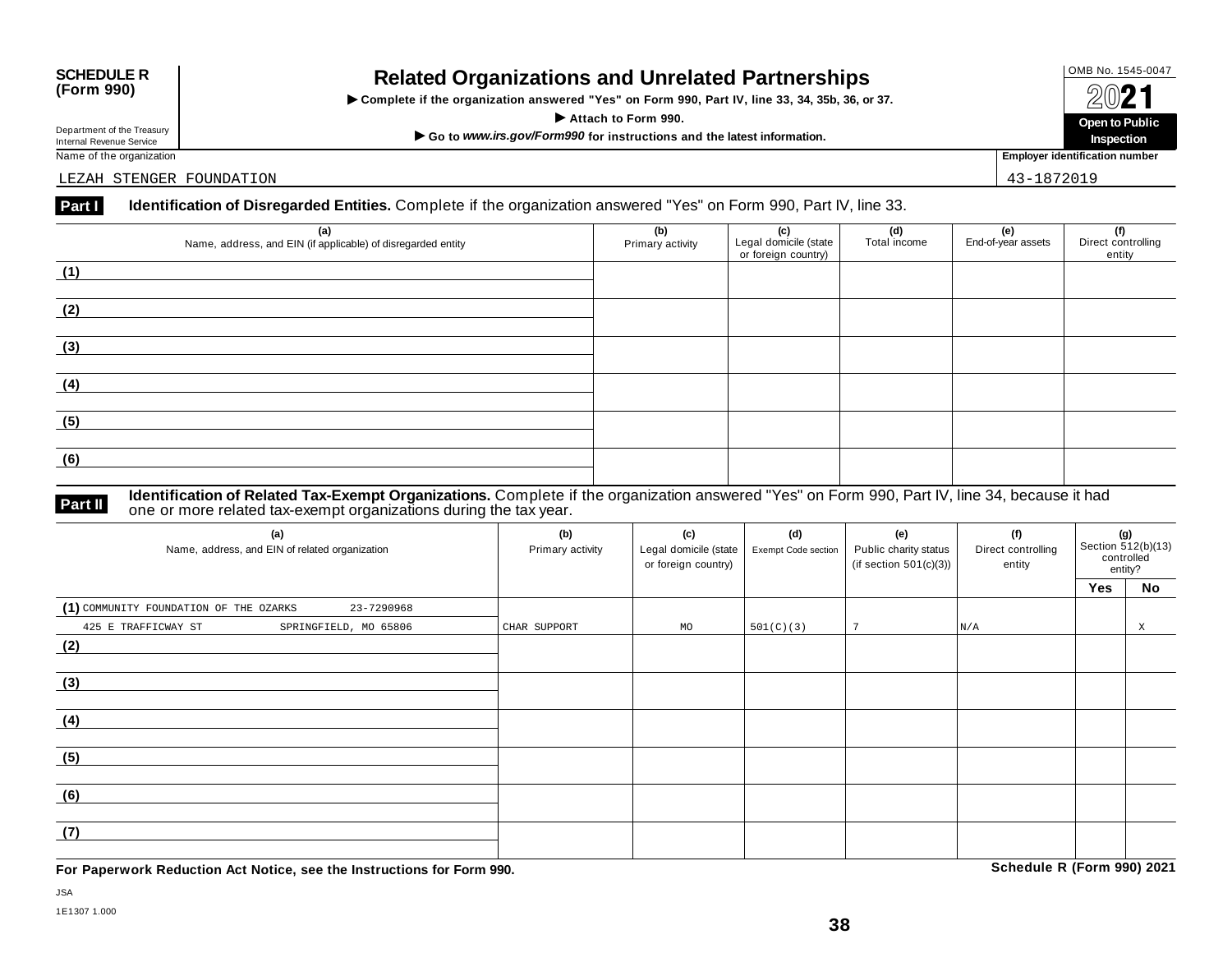**SCHEDULE R (Form 990)**

Department of the Treasury
Internal Revenue Service

# Related Organizations and Unrelated Partnerships

▶ Complete if the organization answered "Yes" on Form 990, Part IV, line 33, 34, 35b, 36, or 37.

▶ Attach to Form 990.

▶ Go to *www.irs.gov/Form990* for instructions and the latest information.

OMB No. 1545-0047

2021

**Open to Public Inspection**

Name of the organization: LEZAH STENGER FOUNDATION

Employer identification number: 43-1872019

## Part I Identification of Disregarded Entities. Complete if the organization answered "Yes" on Form 990, Part IV, line 33.

| (a) Name, address, and EIN (if applicable) of disregarded entity | (b) Primary activity | (c) Legal domicile (state or foreign country) | (d) Total income | (e) End-of-year assets | (f) Direct controlling entity |
|---|---|---|---|---|---|
| (1) | | | | | |
| (2) | | | | | |
| (3) | | | | | |
| (4) | | | | | |
| (5) | | | | | |
| (6) | | | | | |

## Part II Identification of Related Tax-Exempt Organizations. Complete if the organization answered "Yes" on Form 990, Part IV, line 34, because it had one or more related tax-exempt organizations during the tax year.

| (a) Name, address, and EIN of related organization | (b) Primary activity | (c) Legal domicile (state or foreign country) | (d) Exempt Code section | (e) Public charity status (if section 501(c)(3)) | (f) Direct controlling entity | (g) Section 512(b)(13) controlled entity? Yes | No |
|---|---|---|---|---|---|---|---|
| (1) COMMUNITY FOUNDATION OF THE OZARKS 23-7290968<br>425 E TRAFFICWAY ST SPRINGFIELD, MO 65806 | CHAR SUPPORT | MO | 501(C)(3) | 7 | N/A | | X |
| (2) | | | | | | | |
| (3) | | | | | | | |
| (4) | | | | | | | |
| (5) | | | | | | | |
| (6) | | | | | | | |
| (7) | | | | | | | |

**For Paperwork Reduction Act Notice, see the Instructions for Form 990.**

**Schedule R (Form 990) 2021**

JSA
1E1307 1.000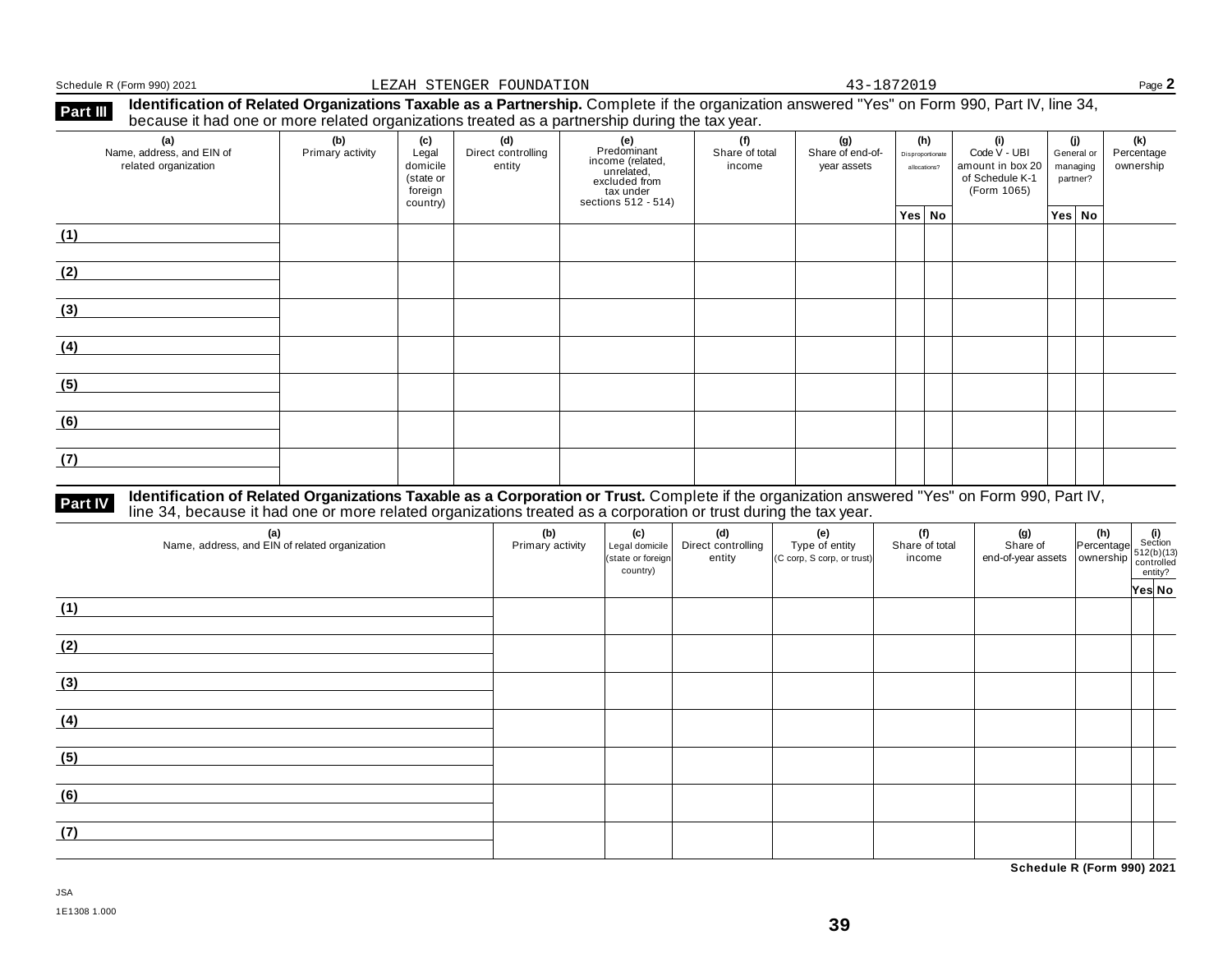Schedule R (Form 990) 2021 LEZAH STENGER FOUNDATION 43-1872019 Page **2**

## Part III Identification of Related Organizations Taxable as a Partnership.

Complete if the organization answered "Yes" on Form 990, Part IV, line 34, because it had one or more related organizations treated as a partnership during the tax year.

| (a) Name, address, and EIN of related organization | (b) Primary activity | (c) Legal domicile (state or foreign country) | (d) Direct controlling entity | (e) Predominant income (related, unrelated, excluded from tax under sections 512 - 514) | (f) Share of total income | (g) Share of end-of-year assets | (h) Disproportionate allocations? | | (i) Code V - UBI amount in box 20 of Schedule K-1 (Form 1065) | (j) General or managing partner? | | (k) Percentage ownership |
|---|---|---|---|---|---|---|---|---|---|---|---|---|
| | | | | | | | Yes | No | | Yes | No | |
| (1) | | | | | | | | | | | | |
| (2) | | | | | | | | | | | | |
| (3) | | | | | | | | | | | | |
| (4) | | | | | | | | | | | | |
| (5) | | | | | | | | | | | | |
| (6) | | | | | | | | | | | | |
| (7) | | | | | | | | | | | | |

## Part IV Identification of Related Organizations Taxable as a Corporation or Trust.

Complete if the organization answered "Yes" on Form 990, Part IV, line 34, because it had one or more related organizations treated as a corporation or trust during the tax year.

| (a) Name, address, and EIN of related organization | (b) Primary activity | (c) Legal domicile (state or foreign country) | (d) Direct controlling entity | (e) Type of entity (C corp, S corp, or trust) | (f) Share of total income | (g) Share of end-of-year assets | (h) Percentage ownership | (i) Section 512(b)(13) controlled entity? | |
|---|---|---|---|---|---|---|---|---|---|
| | | | | | | | | Yes | No |
| (1) | | | | | | | | | |
| (2) | | | | | | | | | |
| (3) | | | | | | | | | |
| (4) | | | | | | | | | |
| (5) | | | | | | | | | |
| (6) | | | | | | | | | |
| (7) | | | | | | | | | |

**Schedule R (Form 990) 2021**

JSA
1E1308 1.000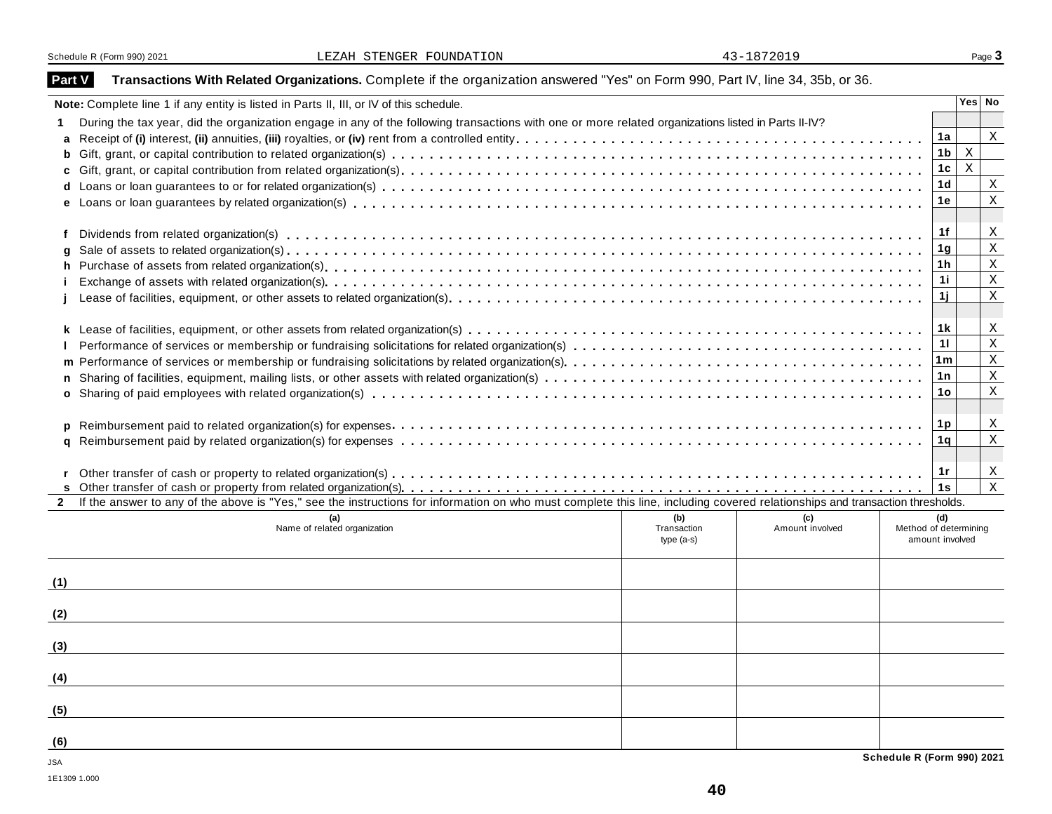Schedule R (Form 990) 2021 LEZAH STENGER FOUNDATION 43-1872019 Page **3**

## Part V Transactions With Related Organizations. Complete if the organization answered "Yes" on Form 990, Part IV, line 34, 35b, or 36.

| **Note:** Complete line 1 if any entity is listed in Parts II, III, or IV of this schedule. | | Yes | No |
|---|---|---|---|
| **1** During the tax year, did the organization engage in any of the following transactions with one or more related organizations listed in Parts II-IV? | | | |
| **a** Receipt of **(i)** interest, **(ii)** annuities, **(iii)** royalties, or **(iv)** rent from a controlled entity | **1a** | | X |
| **b** Gift, grant, or capital contribution to related organization(s) | **1b** | X | |
| **c** Gift, grant, or capital contribution from related organization(s) | **1c** | X | |
| **d** Loans or loan guarantees to or for related organization(s) | **1d** | | X |
| **e** Loans or loan guarantees by related organization(s) | **1e** | | X |
| **f** Dividends from related organization(s) | **1f** | | X |
| **g** Sale of assets to related organization(s) | **1g** | | X |
| **h** Purchase of assets from related organization(s) | **1h** | | X |
| **i** Exchange of assets with related organization(s) | **1i** | | X |
| **j** Lease of facilities, equipment, or other assets to related organization(s) | **1j** | | X |
| **k** Lease of facilities, equipment, or other assets from related organization(s) | **1k** | | X |
| **l** Performance of services or membership or fundraising solicitations for related organization(s) | **1l** | | X |
| **m** Performance of services or membership or fundraising solicitations by related organization(s) | **1m** | | X |
| **n** Sharing of facilities, equipment, mailing lists, or other assets with related organization(s) | **1n** | | X |
| **o** Sharing of paid employees with related organization(s) | **1o** | | X |
| **p** Reimbursement paid to related organization(s) for expenses | **1p** | | X |
| **q** Reimbursement paid by related organization(s) for expenses | **1q** | | X |
| **r** Other transfer of cash or property to related organization(s) | **1r** | | X |
| **s** Other transfer of cash or property from related organization(s) | **1s** | | X |

**2** If the answer to any of the above is "Yes," see the instructions for information on who must complete this line, including covered relationships and transaction thresholds.

| | (a) Name of related organization | (b) Transaction type (a-s) | (c) Amount involved | (d) Method of determining amount involved |
|---|---|---|---|---|
| (1) | | | | |
| (2) | | | | |
| (3) | | | | |
| (4) | | | | |
| (5) | | | | |
| (6) | | | | |

JSA
1E1309 1.000

**Schedule R (Form 990) 2021**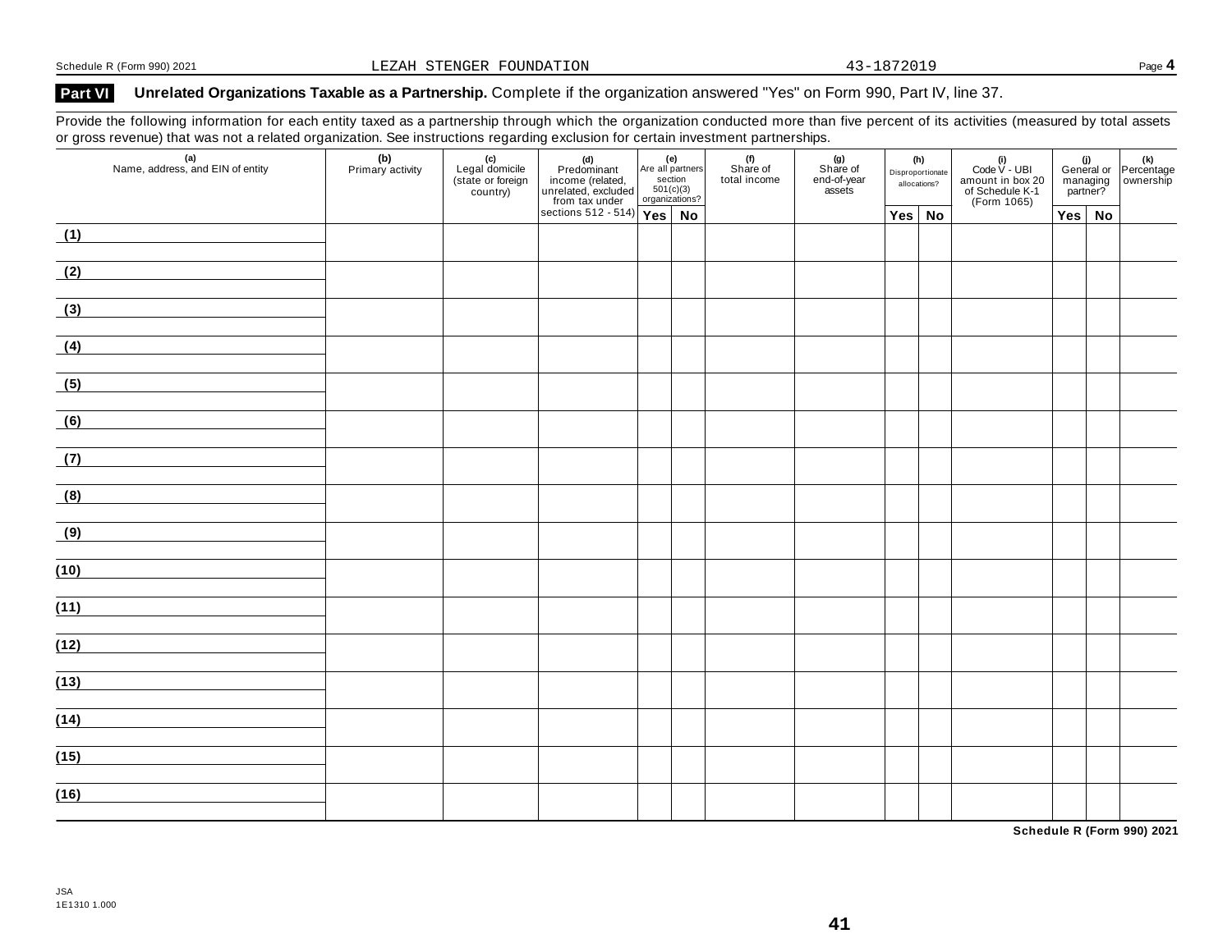Schedule R (Form 990) 2021 LEZAH STENGER FOUNDATION 43-1872019 Page **4**

## Part VI Unrelated Organizations Taxable as a Partnership. 

Complete if the organization answered "Yes" on Form 990, Part IV, line 37.

Provide the following information for each entity taxed as a partnership through which the organization conducted more than five percent of its activities (measured by total assets or gross revenue) that was not a related organization. See instructions regarding exclusion for certain investment partnerships.

| (a) Name, address, and EIN of entity | (b) Primary activity | (c) Legal domicile (state or foreign country) | (d) Predominant income (related, unrelated, excluded from tax under sections 512 - 514) | (e) Are all partners section 501(c)(3) organizations? | | (f) Share of total income | (g) Share of end-of-year assets | (h) Disproportionate allocations? | | (i) Code V - UBI amount in box 20 of Schedule K-1 (Form 1065) | (j) General or managing partner? | | (k) Percentage ownership |
|---|---|---|---|---|---|---|---|---|---|---|---|---|---|
| | | | | Yes | No | | | Yes | No | | Yes | No | |
| (1) | | | | | | | | | | | | | |
| (2) | | | | | | | | | | | | | |
| (3) | | | | | | | | | | | | | |
| (4) | | | | | | | | | | | | | |
| (5) | | | | | | | | | | | | | |
| (6) | | | | | | | | | | | | | |
| (7) | | | | | | | | | | | | | |
| (8) | | | | | | | | | | | | | |
| (9) | | | | | | | | | | | | | |
| (10) | | | | | | | | | | | | | |
| (11) | | | | | | | | | | | | | |
| (12) | | | | | | | | | | | | | |
| (13) | | | | | | | | | | | | | |
| (14) | | | | | | | | | | | | | |
| (15) | | | | | | | | | | | | | |
| (16) | | | | | | | | | | | | | |

**Schedule R (Form 990) 2021**

JSA
1E1310 1.000